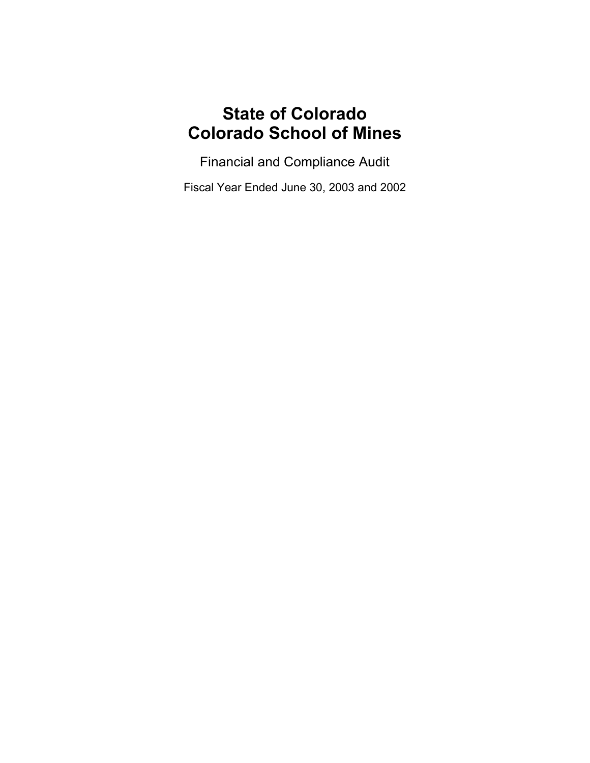# State of Colorado
# Colorado School of Mines

## Financial and Compliance Audit

Fiscal Year Ended June 30, 2003 and 2002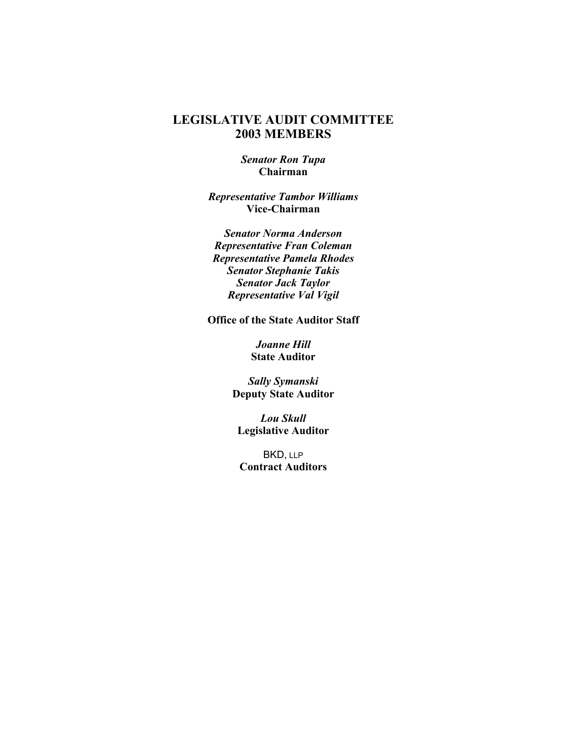# LEGISLATIVE AUDIT COMMITTEE
# 2003 MEMBERS

*Senator Ron Tupa*
**Chairman**

*Representative Tambor Williams*
**Vice-Chairman**

*Senator Norma Anderson*
*Representative Fran Coleman*
*Representative Pamela Rhodes*
*Senator Stephanie Takis*
*Senator Jack Taylor*
*Representative Val Vigil*

**Office of the State Auditor Staff**

*Joanne Hill*
**State Auditor**

*Sally Symanski*
**Deputy State Auditor**

*Lou Skull*
**Legislative Auditor**

BKD, LLP
**Contract Auditors**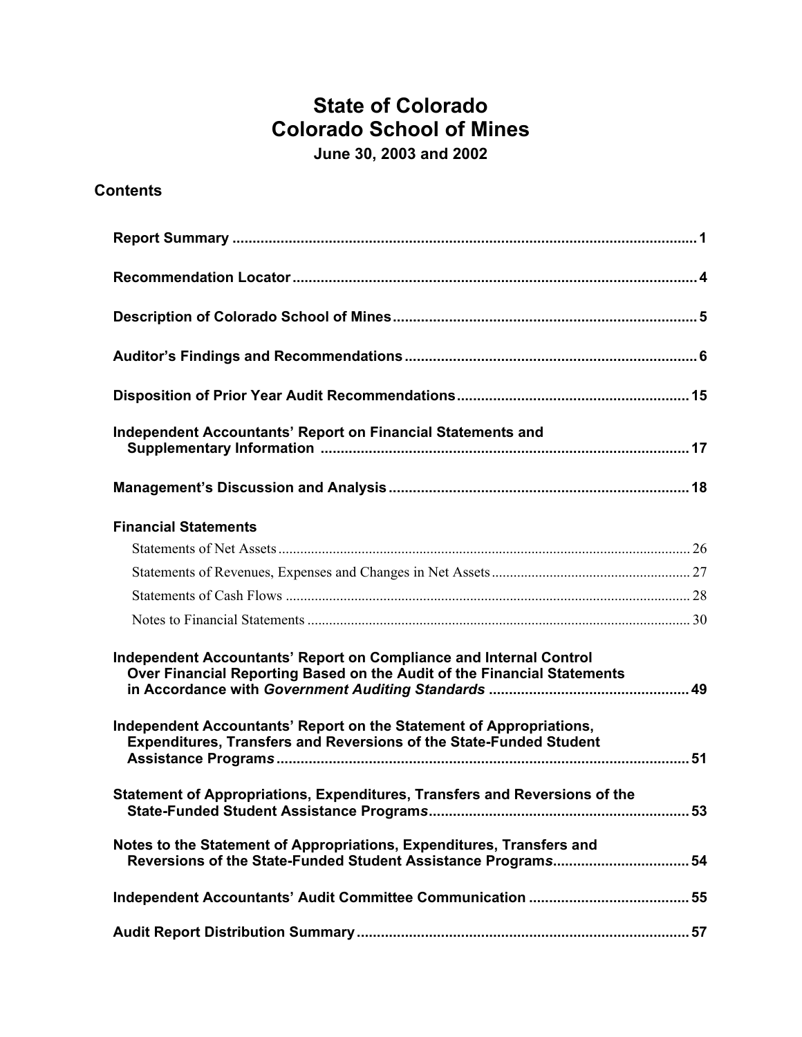# State of Colorado
# Colorado School of Mines
### June 30, 2003 and 2002

## Contents

| | |
|---|---|
| **Report Summary** | **1** |
| **Recommendation Locator** | **4** |
| **Description of Colorado School of Mines** | **5** |
| **Auditor's Findings and Recommendations** | **6** |
| **Disposition of Prior Year Audit Recommendations** | **15** |
| **Independent Accountants' Report on Financial Statements and Supplementary Information** | **17** |
| **Management's Discussion and Analysis** | **18** |
| **Financial Statements** | |
| Statements of Net Assets | 26 |
| Statements of Revenues, Expenses and Changes in Net Assets | 27 |
| Statements of Cash Flows | 28 |
| Notes to Financial Statements | 30 |
| **Independent Accountants' Report on Compliance and Internal Control Over Financial Reporting Based on the Audit of the Financial Statements in Accordance with *Government Auditing Standards*** | **49** |
| **Independent Accountants' Report on the Statement of Appropriations, Expenditures, Transfers and Reversions of the State-Funded Student Assistance Programs** | **51** |
| **Statement of Appropriations, Expenditures, Transfers and Reversions of the State-Funded Student Assistance Programs** | **53** |
| **Notes to the Statement of Appropriations, Expenditures, Transfers and Reversions of the State-Funded Student Assistance Programs** | **54** |
| **Independent Accountants' Audit Committee Communication** | **55** |
| **Audit Report Distribution Summary** | **57** |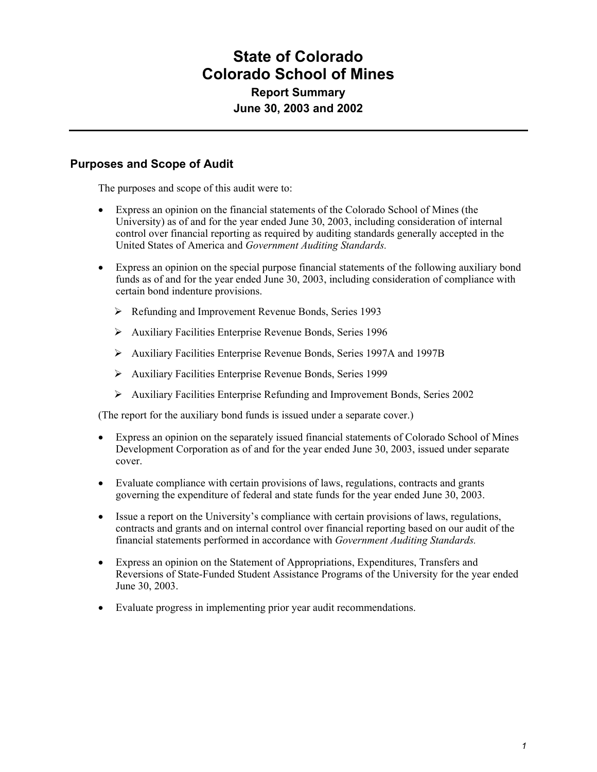# State of Colorado
# Colorado School of Mines

### Report Summary
### June 30, 2003 and 2002

## Purposes and Scope of Audit

The purposes and scope of this audit were to:

- Express an opinion on the financial statements of the Colorado School of Mines (the University) as of and for the year ended June 30, 2003, including consideration of internal control over financial reporting as required by auditing standards generally accepted in the United States of America and *Government Auditing Standards.*

- Express an opinion on the special purpose financial statements of the following auxiliary bond funds as of and for the year ended June 30, 2003, including consideration of compliance with certain bond indenture provisions.
  - Refunding and Improvement Revenue Bonds, Series 1993
  - Auxiliary Facilities Enterprise Revenue Bonds, Series 1996
  - Auxiliary Facilities Enterprise Revenue Bonds, Series 1997A and 1997B
  - Auxiliary Facilities Enterprise Revenue Bonds, Series 1999
  - Auxiliary Facilities Enterprise Refunding and Improvement Bonds, Series 2002

(The report for the auxiliary bond funds is issued under a separate cover.)

- Express an opinion on the separately issued financial statements of Colorado School of Mines Development Corporation as of and for the year ended June 30, 2003, issued under separate cover.

- Evaluate compliance with certain provisions of laws, regulations, contracts and grants governing the expenditure of federal and state funds for the year ended June 30, 2003.

- Issue a report on the University's compliance with certain provisions of laws, regulations, contracts and grants and on internal control over financial reporting based on our audit of the financial statements performed in accordance with *Government Auditing Standards.*

- Express an opinion on the Statement of Appropriations, Expenditures, Transfers and Reversions of State-Funded Student Assistance Programs of the University for the year ended June 30, 2003.

- Evaluate progress in implementing prior year audit recommendations.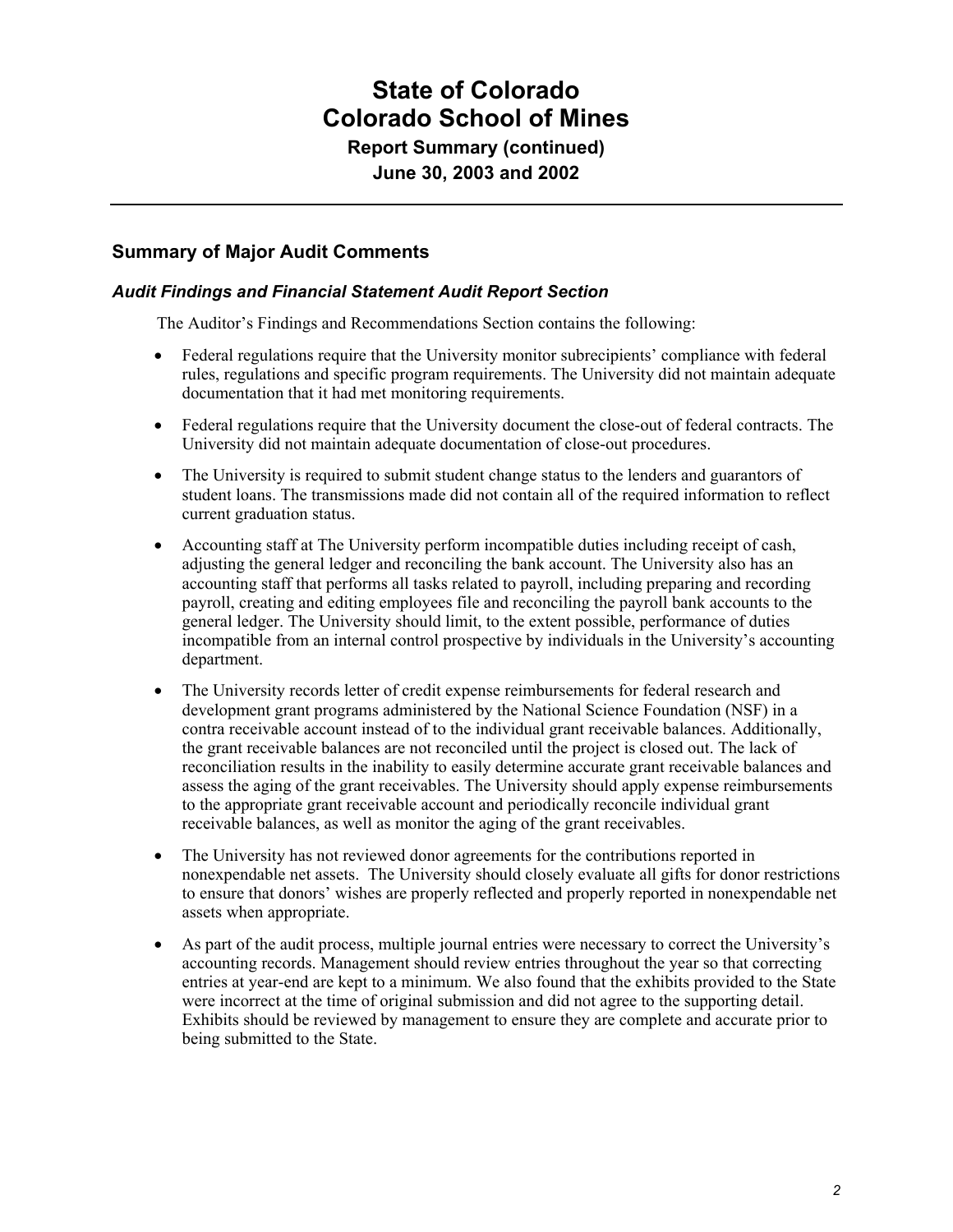# State of Colorado
# Colorado School of Mines

**Report Summary (continued)**

**June 30, 2003 and 2002**

## Summary of Major Audit Comments

### *Audit Findings and Financial Statement Audit Report Section*

The Auditor's Findings and Recommendations Section contains the following:

- Federal regulations require that the University monitor subrecipients' compliance with federal rules, regulations and specific program requirements. The University did not maintain adequate documentation that it had met monitoring requirements.
- Federal regulations require that the University document the close-out of federal contracts. The University did not maintain adequate documentation of close-out procedures.
- The University is required to submit student change status to the lenders and guarantors of student loans. The transmissions made did not contain all of the required information to reflect current graduation status.
- Accounting staff at The University perform incompatible duties including receipt of cash, adjusting the general ledger and reconciling the bank account. The University also has an accounting staff that performs all tasks related to payroll, including preparing and recording payroll, creating and editing employees file and reconciling the payroll bank accounts to the general ledger. The University should limit, to the extent possible, performance of duties incompatible from an internal control prospective by individuals in the University's accounting department.
- The University records letter of credit expense reimbursements for federal research and development grant programs administered by the National Science Foundation (NSF) in a contra receivable account instead of to the individual grant receivable balances. Additionally, the grant receivable balances are not reconciled until the project is closed out. The lack of reconciliation results in the inability to easily determine accurate grant receivable balances and assess the aging of the grant receivables. The University should apply expense reimbursements to the appropriate grant receivable account and periodically reconcile individual grant receivable balances, as well as monitor the aging of the grant receivables.
- The University has not reviewed donor agreements for the contributions reported in nonexpendable net assets. The University should closely evaluate all gifts for donor restrictions to ensure that donors' wishes are properly reflected and properly reported in nonexpendable net assets when appropriate.
- As part of the audit process, multiple journal entries were necessary to correct the University's accounting records. Management should review entries throughout the year so that correcting entries at year-end are kept to a minimum. We also found that the exhibits provided to the State were incorrect at the time of original submission and did not agree to the supporting detail. Exhibits should be reviewed by management to ensure they are complete and accurate prior to being submitted to the State.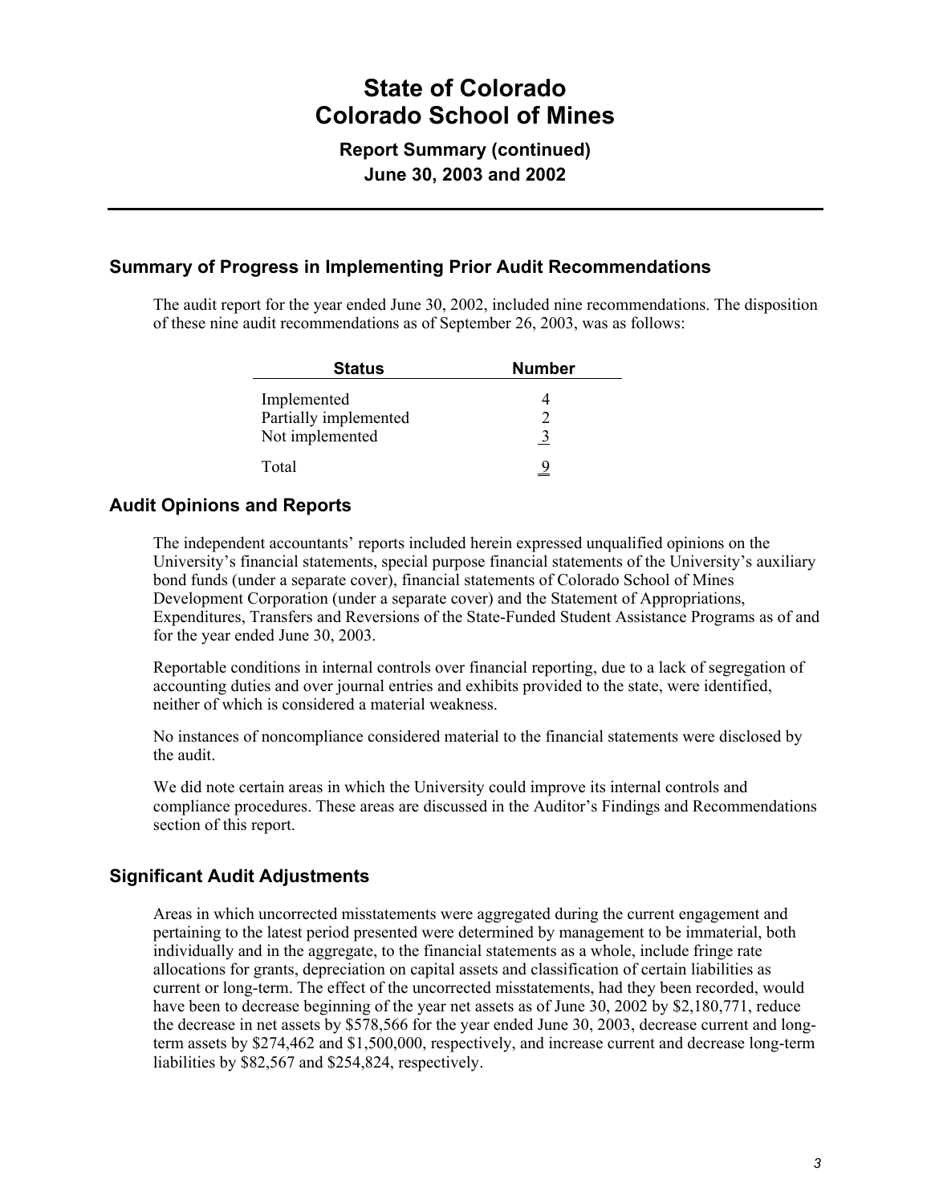# State of Colorado
# Colorado School of Mines

**Report Summary (continued)**
**June 30, 2003 and 2002**

## Summary of Progress in Implementing Prior Audit Recommendations

The audit report for the year ended June 30, 2002, included nine recommendations. The disposition of these nine audit recommendations as of September 26, 2003, was as follows:

| Status | Number |
|---|---|
| Implemented | 4 |
| Partially implemented | 2 |
| Not implemented | 3 |
| Total | 9 |

## Audit Opinions and Reports

The independent accountants' reports included herein expressed unqualified opinions on the University's financial statements, special purpose financial statements of the University's auxiliary bond funds (under a separate cover), financial statements of Colorado School of Mines Development Corporation (under a separate cover) and the Statement of Appropriations, Expenditures, Transfers and Reversions of the State-Funded Student Assistance Programs as of and for the year ended June 30, 2003.

Reportable conditions in internal controls over financial reporting, due to a lack of segregation of accounting duties and over journal entries and exhibits provided to the state, were identified, neither of which is considered a material weakness.

No instances of noncompliance considered material to the financial statements were disclosed by the audit.

We did note certain areas in which the University could improve its internal controls and compliance procedures. These areas are discussed in the Auditor's Findings and Recommendations section of this report.

## Significant Audit Adjustments

Areas in which uncorrected misstatements were aggregated during the current engagement and pertaining to the latest period presented were determined by management to be immaterial, both individually and in the aggregate, to the financial statements as a whole, include fringe rate allocations for grants, depreciation on capital assets and classification of certain liabilities as current or long-term. The effect of the uncorrected misstatements, had they been recorded, would have been to decrease beginning of the year net assets as of June 30, 2002 by $2,180,771, reduce the decrease in net assets by $578,566 for the year ended June 30, 2003, decrease current and long-term assets by $274,462 and $1,500,000, respectively, and increase current and decrease long-term liabilities by $82,567 and $254,824, respectively.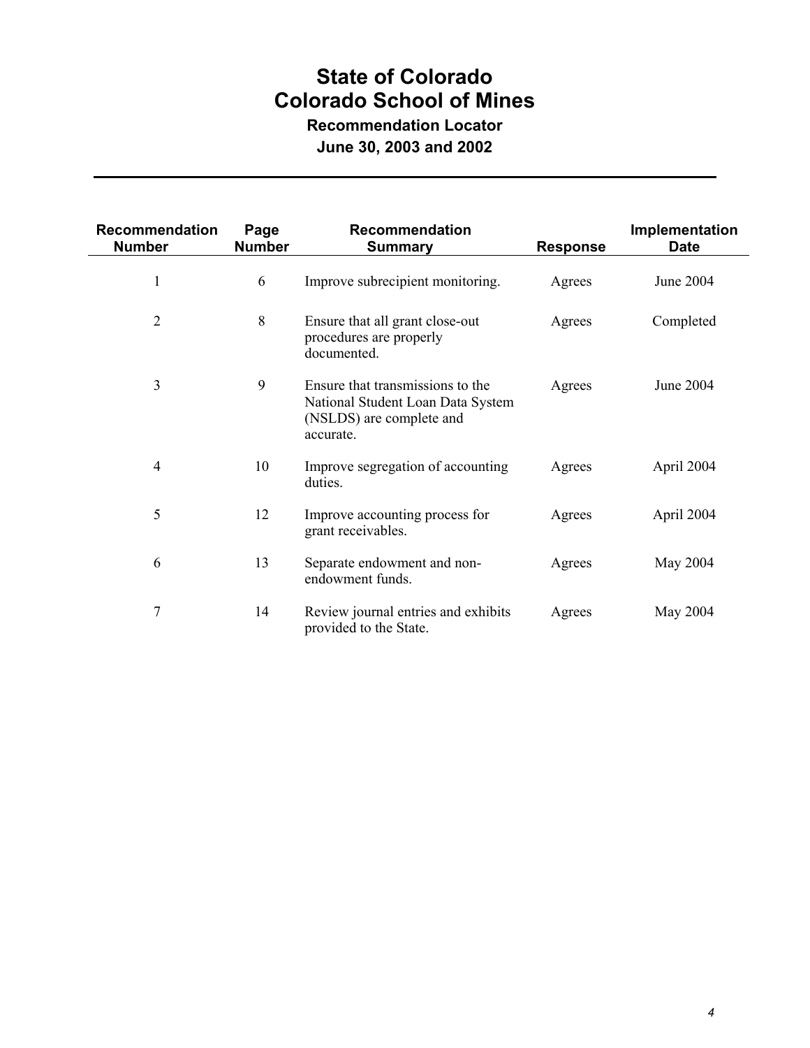# State of Colorado
# Colorado School of Mines

### Recommendation Locator

### June 30, 2003 and 2002

| Recommendation Number | Page Number | Recommendation Summary | Response | Implementation Date |
|---|---|---|---|---|
| 1 | 6 | Improve subrecipient monitoring. | Agrees | June 2004 |
| 2 | 8 | Ensure that all grant close-out procedures are properly documented. | Agrees | Completed |
| 3 | 9 | Ensure that transmissions to the National Student Loan Data System (NSLDS) are complete and accurate. | Agrees | June 2004 |
| 4 | 10 | Improve segregation of accounting duties. | Agrees | April 2004 |
| 5 | 12 | Improve accounting process for grant receivables. | Agrees | April 2004 |
| 6 | 13 | Separate endowment and non-endowment funds. | Agrees | May 2004 |
| 7 | 14 | Review journal entries and exhibits provided to the State. | Agrees | May 2004 |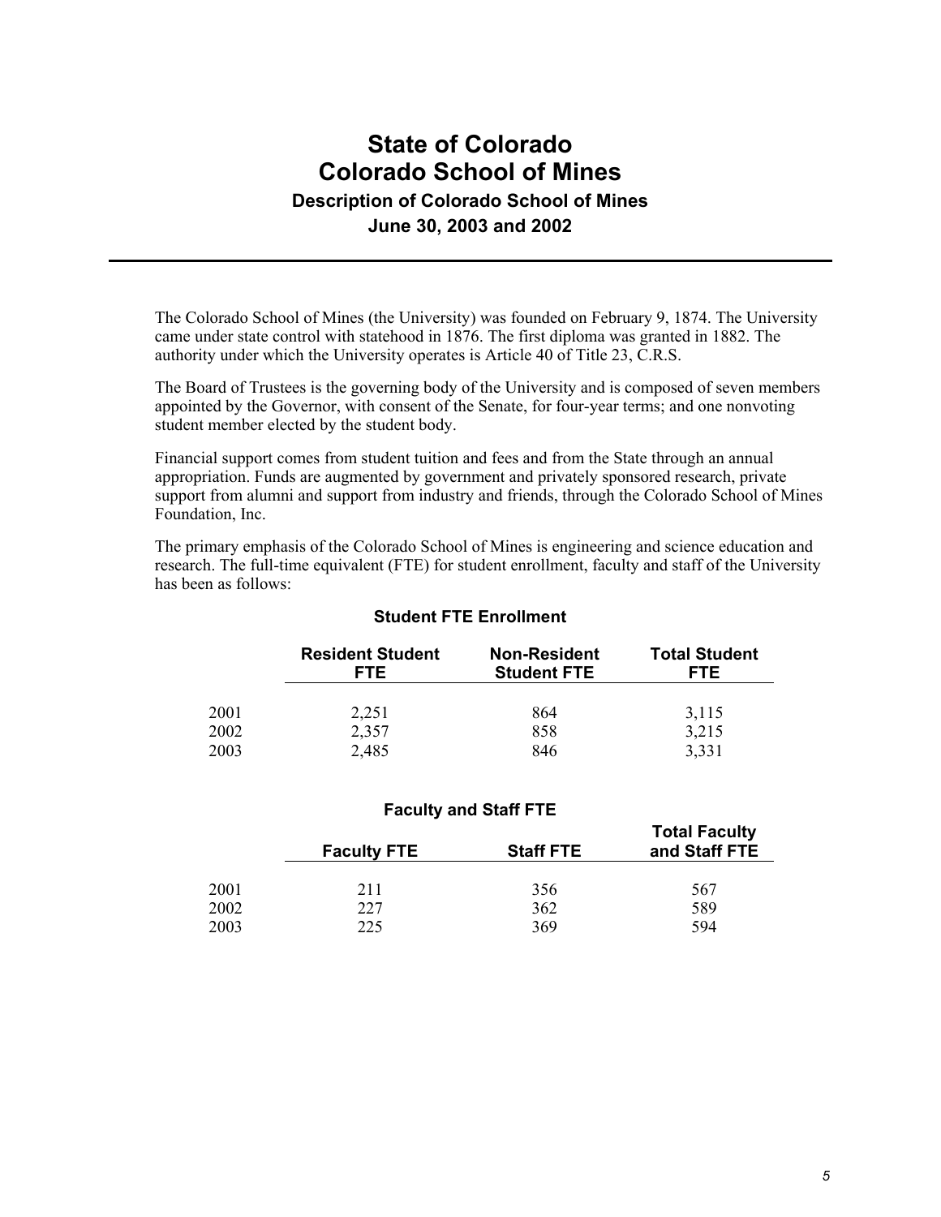# State of Colorado
# Colorado School of Mines
### Description of Colorado School of Mines
### June 30, 2003 and 2002

The Colorado School of Mines (the University) was founded on February 9, 1874. The University came under state control with statehood in 1876. The first diploma was granted in 1882. The authority under which the University operates is Article 40 of Title 23, C.R.S.

The Board of Trustees is the governing body of the University and is composed of seven members appointed by the Governor, with consent of the Senate, for four-year terms; and one nonvoting student member elected by the student body.

Financial support comes from student tuition and fees and from the State through an annual appropriation. Funds are augmented by government and privately sponsored research, private support from alumni and support from industry and friends, through the Colorado School of Mines Foundation, Inc.

The primary emphasis of the Colorado School of Mines is engineering and science education and research. The full-time equivalent (FTE) for student enrollment, faculty and staff of the University has been as follows:

**Student FTE Enrollment**

| | Resident Student FTE | Non-Resident Student FTE | Total Student FTE |
|---|---|---|---|
| 2001 | 2,251 | 864 | 3,115 |
| 2002 | 2,357 | 858 | 3,215 |
| 2003 | 2,485 | 846 | 3,331 |

**Faculty and Staff FTE**

| | Faculty FTE | Staff FTE | Total Faculty and Staff FTE |
|---|---|---|---|
| 2001 | 211 | 356 | 567 |
| 2002 | 227 | 362 | 589 |
| 2003 | 225 | 369 | 594 |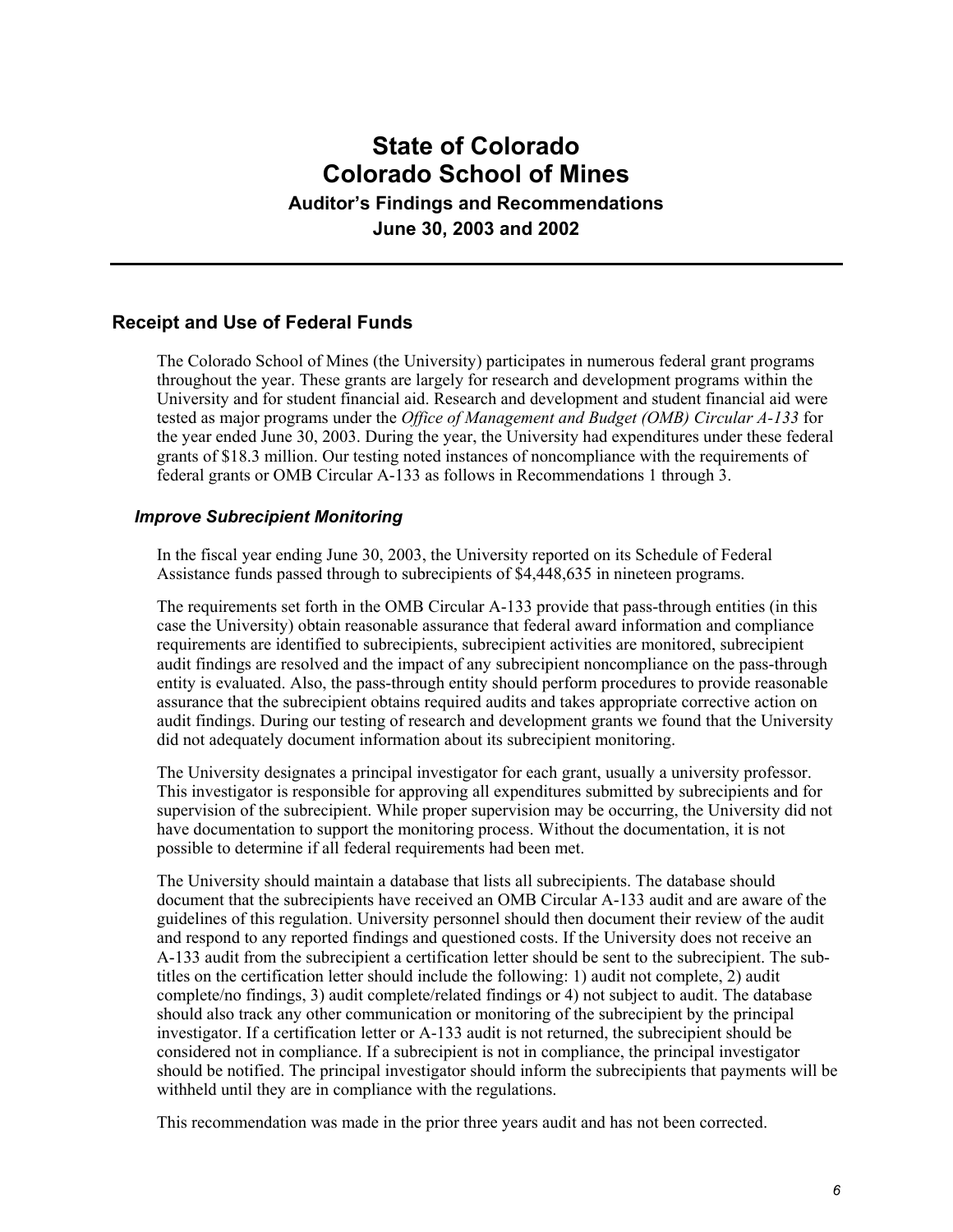# State of Colorado
# Colorado School of Mines
### Auditor's Findings and Recommendations
### June 30, 2003 and 2002

## Receipt and Use of Federal Funds

The Colorado School of Mines (the University) participates in numerous federal grant programs throughout the year. These grants are largely for research and development programs within the University and for student financial aid. Research and development and student financial aid were tested as major programs under the *Office of Management and Budget (OMB) Circular A-133* for the year ended June 30, 2003. During the year, the University had expenditures under these federal grants of $18.3 million. Our testing noted instances of noncompliance with the requirements of federal grants or OMB Circular A-133 as follows in Recommendations 1 through 3.

### *Improve Subrecipient Monitoring*

In the fiscal year ending June 30, 2003, the University reported on its Schedule of Federal Assistance funds passed through to subrecipients of $4,448,635 in nineteen programs.

The requirements set forth in the OMB Circular A-133 provide that pass-through entities (in this case the University) obtain reasonable assurance that federal award information and compliance requirements are identified to subrecipients, subrecipient activities are monitored, subrecipient audit findings are resolved and the impact of any subrecipient noncompliance on the pass-through entity is evaluated. Also, the pass-through entity should perform procedures to provide reasonable assurance that the subrecipient obtains required audits and takes appropriate corrective action on audit findings. During our testing of research and development grants we found that the University did not adequately document information about its subrecipient monitoring.

The University designates a principal investigator for each grant, usually a university professor. This investigator is responsible for approving all expenditures submitted by subrecipients and for supervision of the subrecipient. While proper supervision may be occurring, the University did not have documentation to support the monitoring process. Without the documentation, it is not possible to determine if all federal requirements had been met.

The University should maintain a database that lists all subrecipients. The database should document that the subrecipients have received an OMB Circular A-133 audit and are aware of the guidelines of this regulation. University personnel should then document their review of the audit and respond to any reported findings and questioned costs. If the University does not receive an A-133 audit from the subrecipient a certification letter should be sent to the subrecipient. The sub-titles on the certification letter should include the following: 1) audit not complete, 2) audit complete/no findings, 3) audit complete/related findings or 4) not subject to audit. The database should also track any other communication or monitoring of the subrecipient by the principal investigator. If a certification letter or A-133 audit is not returned, the subrecipient should be considered not in compliance. If a subrecipient is not in compliance, the principal investigator should be notified. The principal investigator should inform the subrecipients that payments will be withheld until they are in compliance with the regulations.

This recommendation was made in the prior three years audit and has not been corrected.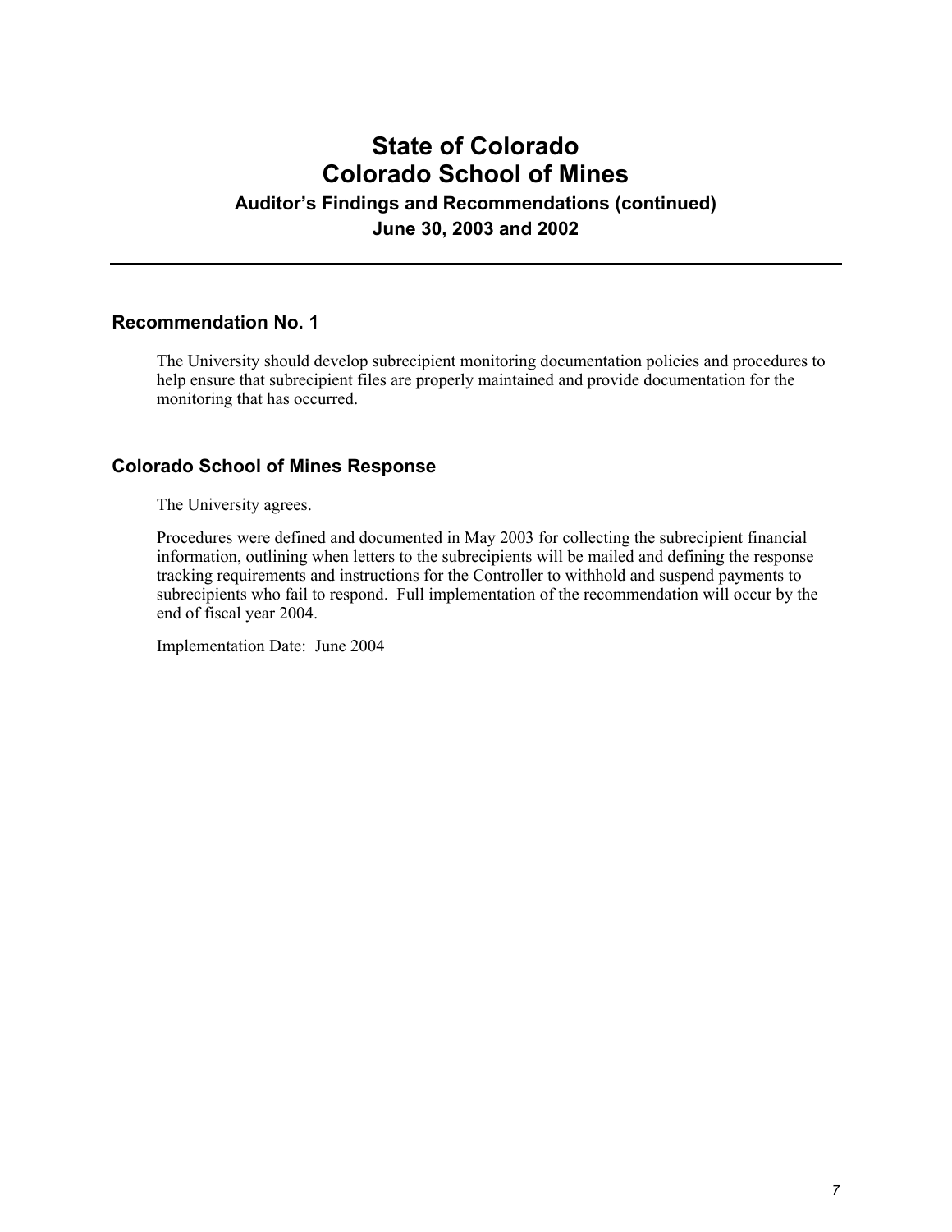# State of Colorado
# Colorado School of Mines
### Auditor's Findings and Recommendations (continued)
### June 30, 2003 and 2002

## Recommendation No. 1

The University should develop subrecipient monitoring documentation policies and procedures to help ensure that subrecipient files are properly maintained and provide documentation for the monitoring that has occurred.

## Colorado School of Mines Response

The University agrees.

Procedures were defined and documented in May 2003 for collecting the subrecipient financial information, outlining when letters to the subrecipients will be mailed and defining the response tracking requirements and instructions for the Controller to withhold and suspend payments to subrecipients who fail to respond. Full implementation of the recommendation will occur by the end of fiscal year 2004.

Implementation Date: June 2004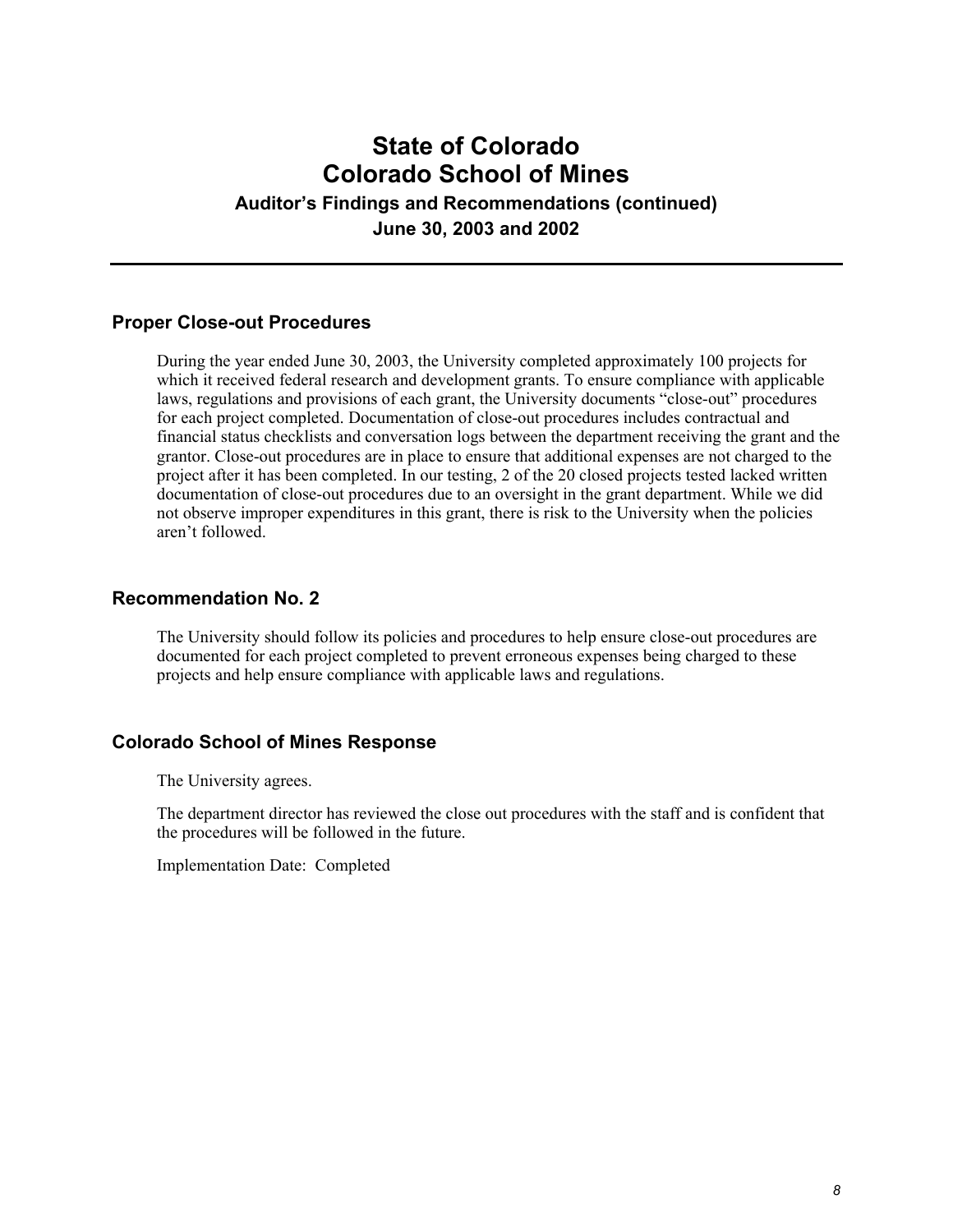# State of Colorado
# Colorado School of Mines
### Auditor's Findings and Recommendations (continued)
### June 30, 2003 and 2002

---

## Proper Close-out Procedures

During the year ended June 30, 2003, the University completed approximately 100 projects for which it received federal research and development grants. To ensure compliance with applicable laws, regulations and provisions of each grant, the University documents "close-out" procedures for each project completed. Documentation of close-out procedures includes contractual and financial status checklists and conversation logs between the department receiving the grant and the grantor. Close-out procedures are in place to ensure that additional expenses are not charged to the project after it has been completed. In our testing, 2 of the 20 closed projects tested lacked written documentation of close-out procedures due to an oversight in the grant department. While we did not observe improper expenditures in this grant, there is risk to the University when the policies aren't followed.

## Recommendation No. 2

The University should follow its policies and procedures to help ensure close-out procedures are documented for each project completed to prevent erroneous expenses being charged to these projects and help ensure compliance with applicable laws and regulations.

## Colorado School of Mines Response

The University agrees.

The department director has reviewed the close out procedures with the staff and is confident that the procedures will be followed in the future.

Implementation Date: Completed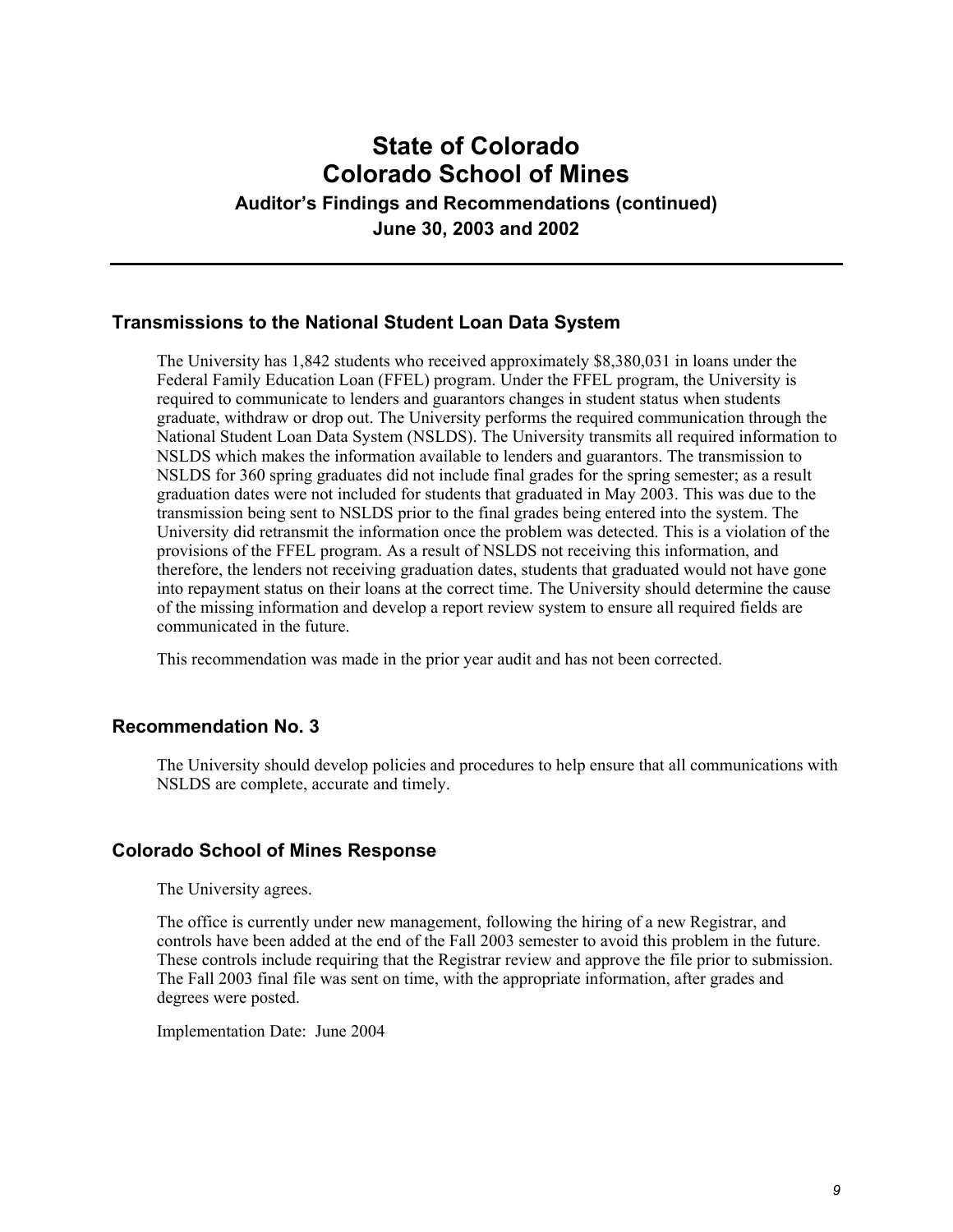# State of Colorado
# Colorado School of Mines
### Auditor's Findings and Recommendations (continued)
### June 30, 2003 and 2002

## Transmissions to the National Student Loan Data System

The University has 1,842 students who received approximately $8,380,031 in loans under the Federal Family Education Loan (FFEL) program. Under the FFEL program, the University is required to communicate to lenders and guarantors changes in student status when students graduate, withdraw or drop out. The University performs the required communication through the National Student Loan Data System (NSLDS). The University transmits all required information to NSLDS which makes the information available to lenders and guarantors. The transmission to NSLDS for 360 spring graduates did not include final grades for the spring semester; as a result graduation dates were not included for students that graduated in May 2003. This was due to the transmission being sent to NSLDS prior to the final grades being entered into the system. The University did retransmit the information once the problem was detected. This is a violation of the provisions of the FFEL program. As a result of NSLDS not receiving this information, and therefore, the lenders not receiving graduation dates, students that graduated would not have gone into repayment status on their loans at the correct time. The University should determine the cause of the missing information and develop a report review system to ensure all required fields are communicated in the future.

This recommendation was made in the prior year audit and has not been corrected.

## Recommendation No. 3

The University should develop policies and procedures to help ensure that all communications with NSLDS are complete, accurate and timely.

## Colorado School of Mines Response

The University agrees.

The office is currently under new management, following the hiring of a new Registrar, and controls have been added at the end of the Fall 2003 semester to avoid this problem in the future. These controls include requiring that the Registrar review and approve the file prior to submission. The Fall 2003 final file was sent on time, with the appropriate information, after grades and degrees were posted.

Implementation Date: June 2004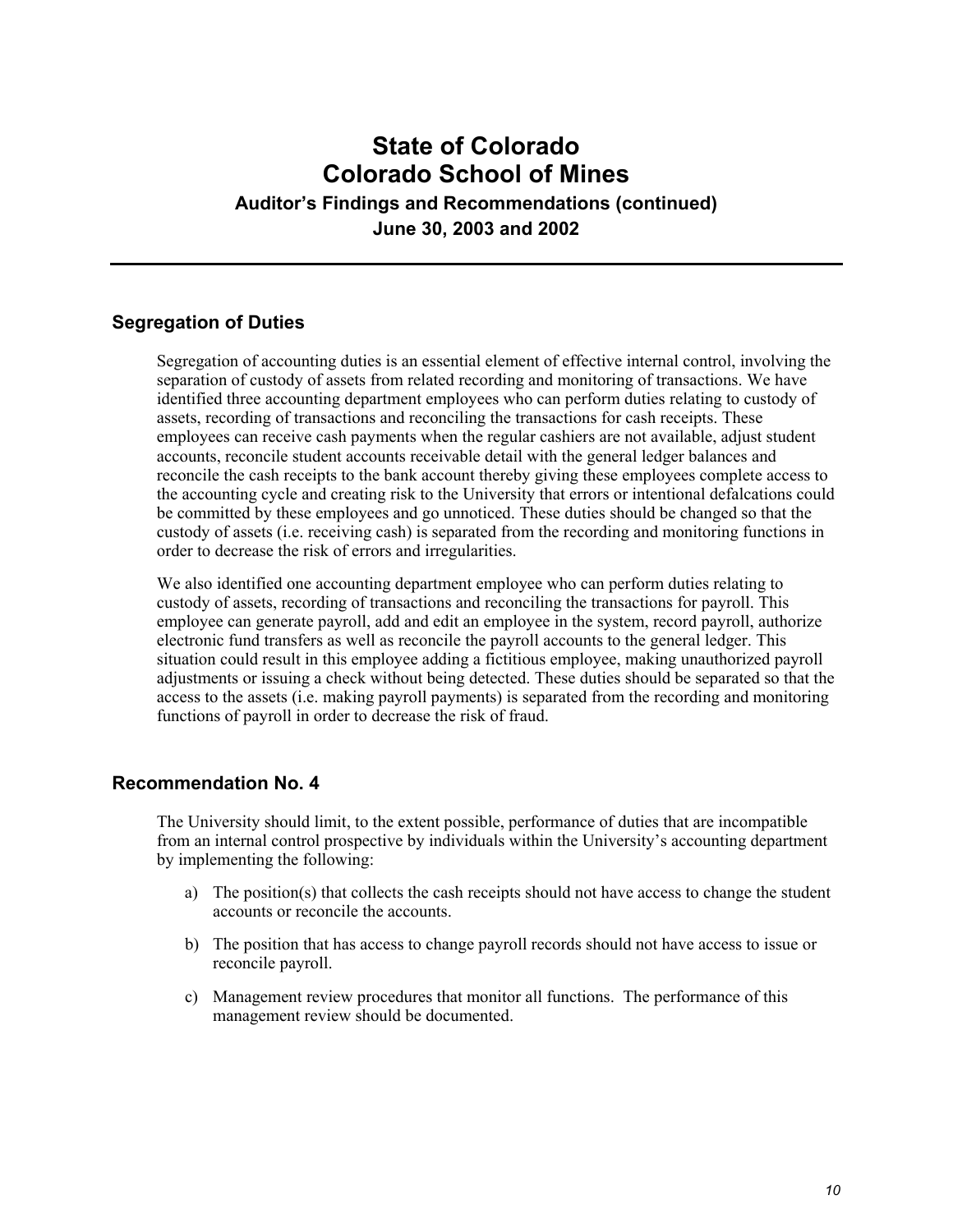# State of Colorado
# Colorado School of Mines
### Auditor's Findings and Recommendations (continued)
### June 30, 2003 and 2002

## Segregation of Duties

Segregation of accounting duties is an essential element of effective internal control, involving the separation of custody of assets from related recording and monitoring of transactions. We have identified three accounting department employees who can perform duties relating to custody of assets, recording of transactions and reconciling the transactions for cash receipts. These employees can receive cash payments when the regular cashiers are not available, adjust student accounts, reconcile student accounts receivable detail with the general ledger balances and reconcile the cash receipts to the bank account thereby giving these employees complete access to the accounting cycle and creating risk to the University that errors or intentional defalcations could be committed by these employees and go unnoticed. These duties should be changed so that the custody of assets (i.e. receiving cash) is separated from the recording and monitoring functions in order to decrease the risk of errors and irregularities.

We also identified one accounting department employee who can perform duties relating to custody of assets, recording of transactions and reconciling the transactions for payroll. This employee can generate payroll, add and edit an employee in the system, record payroll, authorize electronic fund transfers as well as reconcile the payroll accounts to the general ledger. This situation could result in this employee adding a fictitious employee, making unauthorized payroll adjustments or issuing a check without being detected. These duties should be separated so that the access to the assets (i.e. making payroll payments) is separated from the recording and monitoring functions of payroll in order to decrease the risk of fraud.

## Recommendation No. 4

The University should limit, to the extent possible, performance of duties that are incompatible from an internal control prospective by individuals within the University's accounting department by implementing the following:

a) The position(s) that collects the cash receipts should not have access to change the student accounts or reconcile the accounts.

b) The position that has access to change payroll records should not have access to issue or reconcile payroll.

c) Management review procedures that monitor all functions. The performance of this management review should be documented.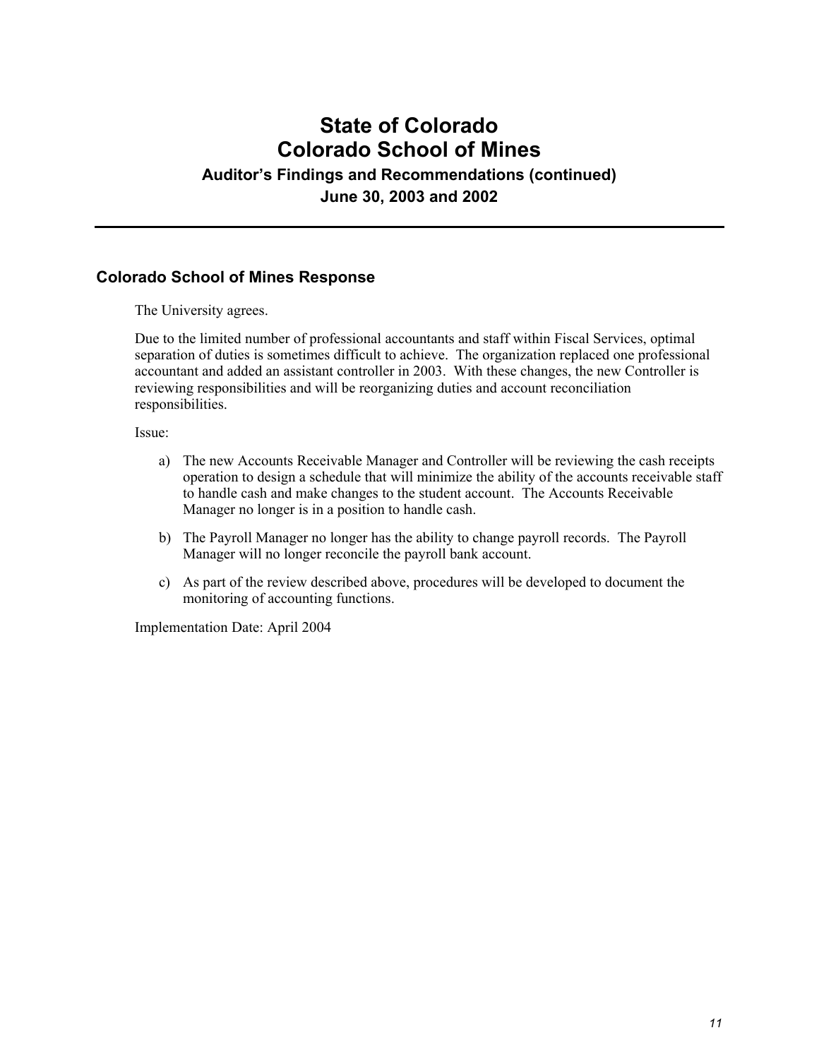## Colorado School of Mines Response

The University agrees.

Due to the limited number of professional accountants and staff within Fiscal Services, optimal separation of duties is sometimes difficult to achieve. The organization replaced one professional accountant and added an assistant controller in 2003. With these changes, the new Controller is reviewing responsibilities and will be reorganizing duties and account reconciliation responsibilities.

Issue:

a) The new Accounts Receivable Manager and Controller will be reviewing the cash receipts operation to design a schedule that will minimize the ability of the accounts receivable staff to handle cash and make changes to the student account. The Accounts Receivable Manager no longer is in a position to handle cash.

b) The Payroll Manager no longer has the ability to change payroll records. The Payroll Manager will no longer reconcile the payroll bank account.

c) As part of the review described above, procedures will be developed to document the monitoring of accounting functions.

Implementation Date: April 2004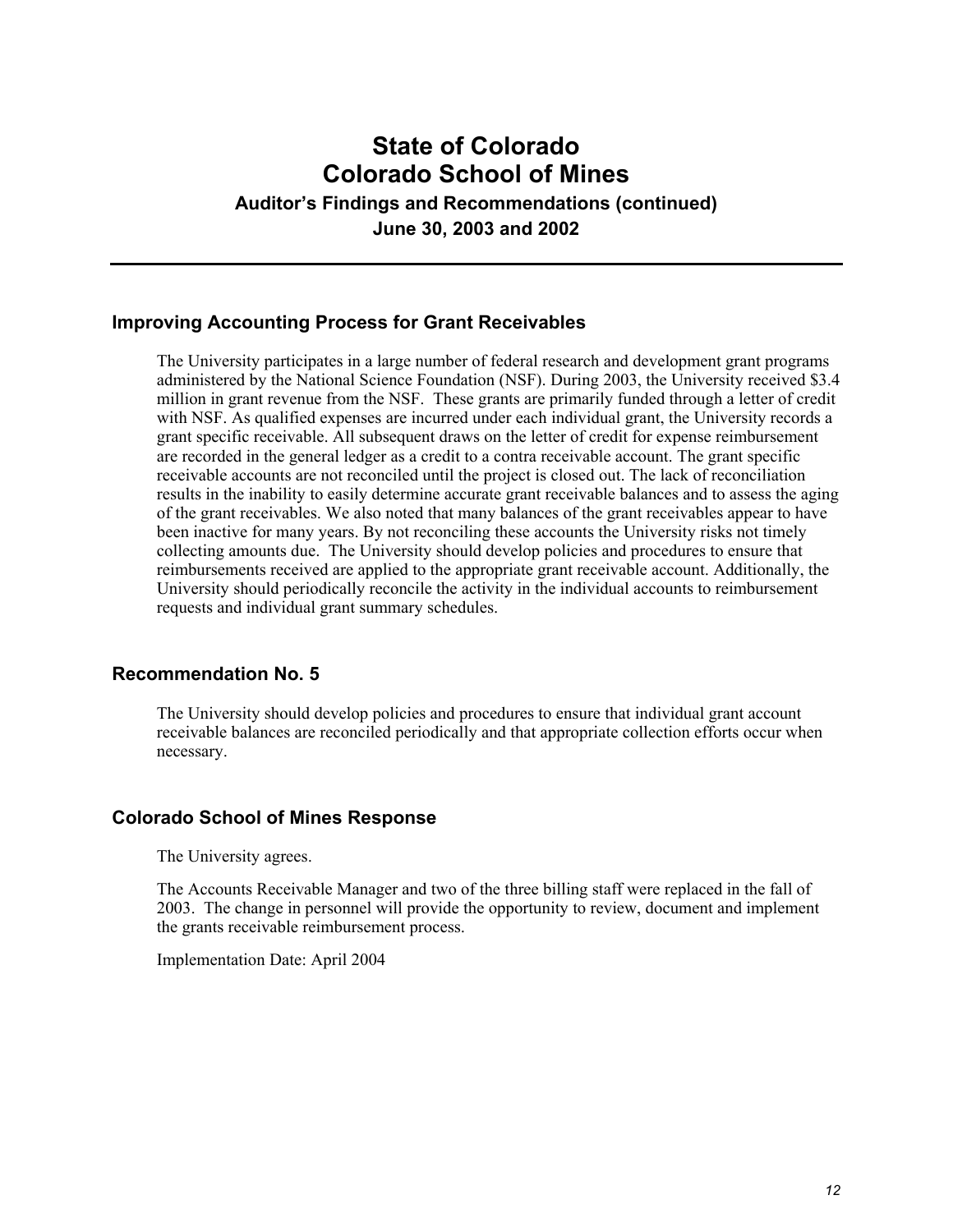# State of Colorado
# Colorado School of Mines
### Auditor's Findings and Recommendations (continued)
### June 30, 2003 and 2002

---

## Improving Accounting Process for Grant Receivables

The University participates in a large number of federal research and development grant programs administered by the National Science Foundation (NSF). During 2003, the University received $3.4 million in grant revenue from the NSF. These grants are primarily funded through a letter of credit with NSF. As qualified expenses are incurred under each individual grant, the University records a grant specific receivable. All subsequent draws on the letter of credit for expense reimbursement are recorded in the general ledger as a credit to a contra receivable account. The grant specific receivable accounts are not reconciled until the project is closed out. The lack of reconciliation results in the inability to easily determine accurate grant receivable balances and to assess the aging of the grant receivables. We also noted that many balances of the grant receivables appear to have been inactive for many years. By not reconciling these accounts the University risks not timely collecting amounts due. The University should develop policies and procedures to ensure that reimbursements received are applied to the appropriate grant receivable account. Additionally, the University should periodically reconcile the activity in the individual accounts to reimbursement requests and individual grant summary schedules.

## Recommendation No. 5

The University should develop policies and procedures to ensure that individual grant account receivable balances are reconciled periodically and that appropriate collection efforts occur when necessary.

## Colorado School of Mines Response

The University agrees.

The Accounts Receivable Manager and two of the three billing staff were replaced in the fall of 2003. The change in personnel will provide the opportunity to review, document and implement the grants receivable reimbursement process.

Implementation Date: April 2004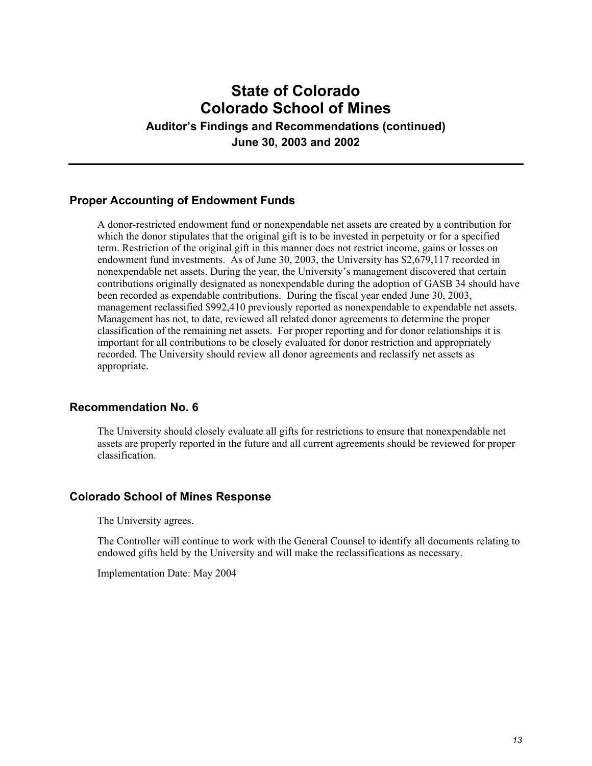# State of Colorado
# Colorado School of Mines
### Auditor's Findings and Recommendations (continued)
### June 30, 2003 and 2002

## Proper Accounting of Endowment Funds

A donor-restricted endowment fund or nonexpendable net assets are created by a contribution for which the donor stipulates that the original gift is to be invested in perpetuity or for a specified term. Restriction of the original gift in this manner does not restrict income, gains or losses on endowment fund investments. As of June 30, 2003, the University has $2,679,117 recorded in nonexpendable net assets. During the year, the University's management discovered that certain contributions originally designated as nonexpendable during the adoption of GASB 34 should have been recorded as expendable contributions. During the fiscal year ended June 30, 2003, management reclassified $992,410 previously reported as nonexpendable to expendable net assets. Management has not, to date, reviewed all related donor agreements to determine the proper classification of the remaining net assets. For proper reporting and for donor relationships it is important for all contributions to be closely evaluated for donor restriction and appropriately recorded. The University should review all donor agreements and reclassify net assets as appropriate.

## Recommendation No. 6

The University should closely evaluate all gifts for restrictions to ensure that nonexpendable net assets are properly reported in the future and all current agreements should be reviewed for proper classification.

## Colorado School of Mines Response

The University agrees.

The Controller will continue to work with the General Counsel to identify all documents relating to endowed gifts held by the University and will make the reclassifications as necessary.

Implementation Date: May 2004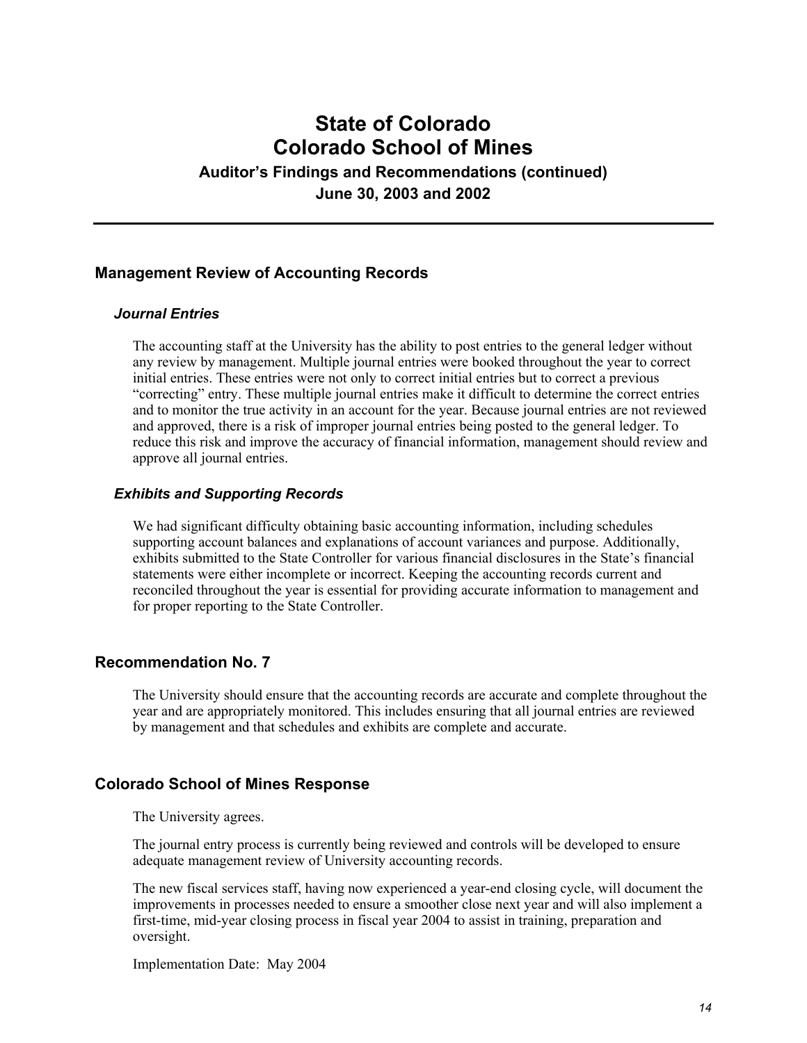# State of Colorado
# Colorado School of Mines
### Auditor's Findings and Recommendations (continued)
### June 30, 2003 and 2002

## Management Review of Accounting Records

### *Journal Entries*

The accounting staff at the University has the ability to post entries to the general ledger without any review by management. Multiple journal entries were booked throughout the year to correct initial entries. These entries were not only to correct initial entries but to correct a previous "correcting" entry. These multiple journal entries make it difficult to determine the correct entries and to monitor the true activity in an account for the year. Because journal entries are not reviewed and approved, there is a risk of improper journal entries being posted to the general ledger. To reduce this risk and improve the accuracy of financial information, management should review and approve all journal entries.

### *Exhibits and Supporting Records*

We had significant difficulty obtaining basic accounting information, including schedules supporting account balances and explanations of account variances and purpose. Additionally, exhibits submitted to the State Controller for various financial disclosures in the State's financial statements were either incomplete or incorrect. Keeping the accounting records current and reconciled throughout the year is essential for providing accurate information to management and for proper reporting to the State Controller.

## Recommendation No. 7

The University should ensure that the accounting records are accurate and complete throughout the year and are appropriately monitored. This includes ensuring that all journal entries are reviewed by management and that schedules and exhibits are complete and accurate.

## Colorado School of Mines Response

The University agrees.

The journal entry process is currently being reviewed and controls will be developed to ensure adequate management review of University accounting records.

The new fiscal services staff, having now experienced a year-end closing cycle, will document the improvements in processes needed to ensure a smoother close next year and will also implement a first-time, mid-year closing process in fiscal year 2004 to assist in training, preparation and oversight.

Implementation Date: May 2004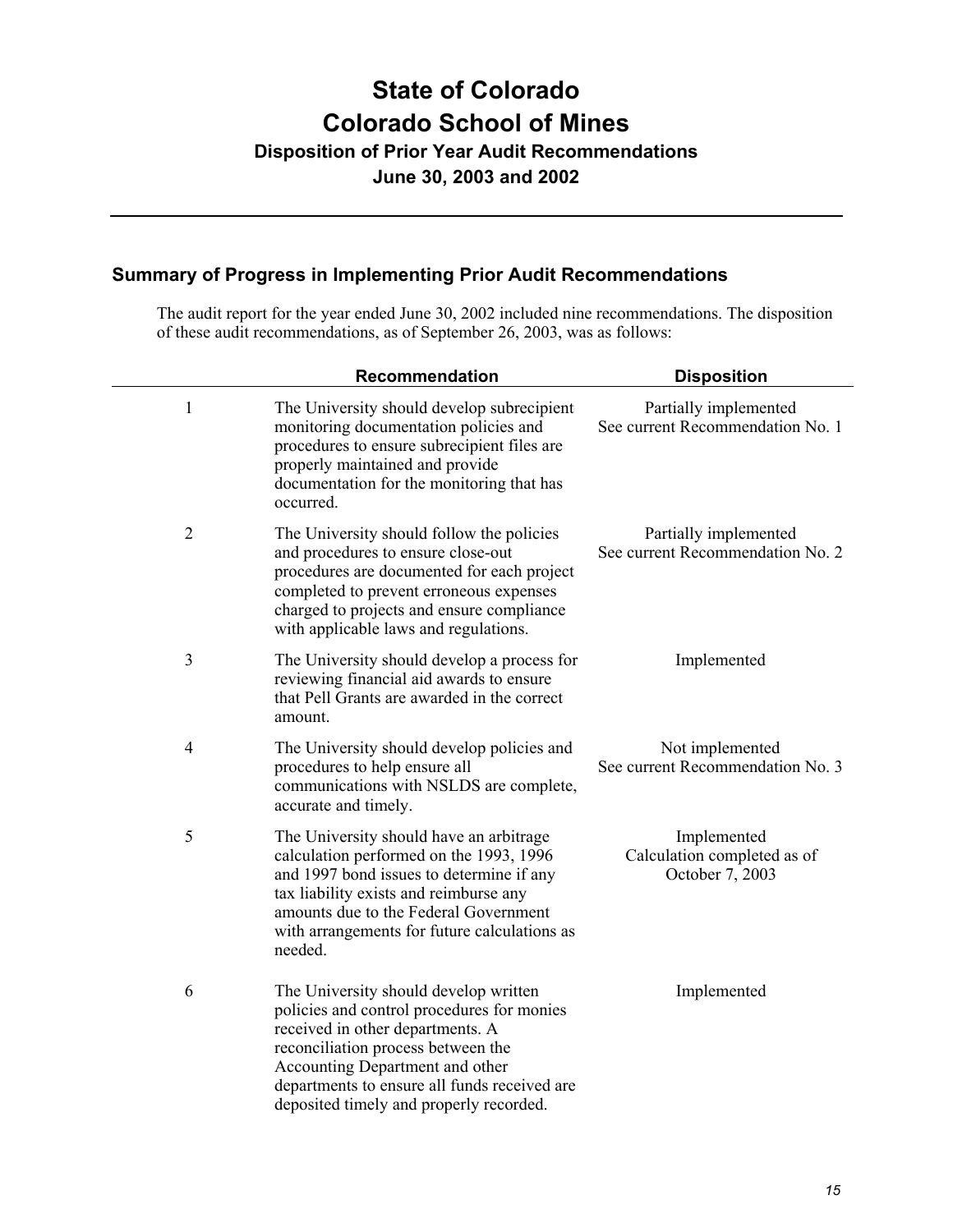# State of Colorado
# Colorado School of Mines
### Disposition of Prior Year Audit Recommendations
### June 30, 2003 and 2002

## Summary of Progress in Implementing Prior Audit Recommendations

The audit report for the year ended June 30, 2002 included nine recommendations. The disposition of these audit recommendations, as of September 26, 2003, was as follows:

| | Recommendation | Disposition |
|---|---|---|
| 1 | The University should develop subrecipient monitoring documentation policies and procedures to ensure subrecipient files are properly maintained and provide documentation for the monitoring that has occurred. | Partially implemented<br>See current Recommendation No. 1 |
| 2 | The University should follow the policies and procedures to ensure close-out procedures are documented for each project completed to prevent erroneous expenses charged to projects and ensure compliance with applicable laws and regulations. | Partially implemented<br>See current Recommendation No. 2 |
| 3 | The University should develop a process for reviewing financial aid awards to ensure that Pell Grants are awarded in the correct amount. | Implemented |
| 4 | The University should develop policies and procedures to help ensure all communications with NSLDS are complete, accurate and timely. | Not implemented<br>See current Recommendation No. 3 |
| 5 | The University should have an arbitrage calculation performed on the 1993, 1996 and 1997 bond issues to determine if any tax liability exists and reimburse any amounts due to the Federal Government with arrangements for future calculations as needed. | Implemented<br>Calculation completed as of October 7, 2003 |
| 6 | The University should develop written policies and control procedures for monies received in other departments. A reconciliation process between the Accounting Department and other departments to ensure all funds received are deposited timely and properly recorded. | Implemented |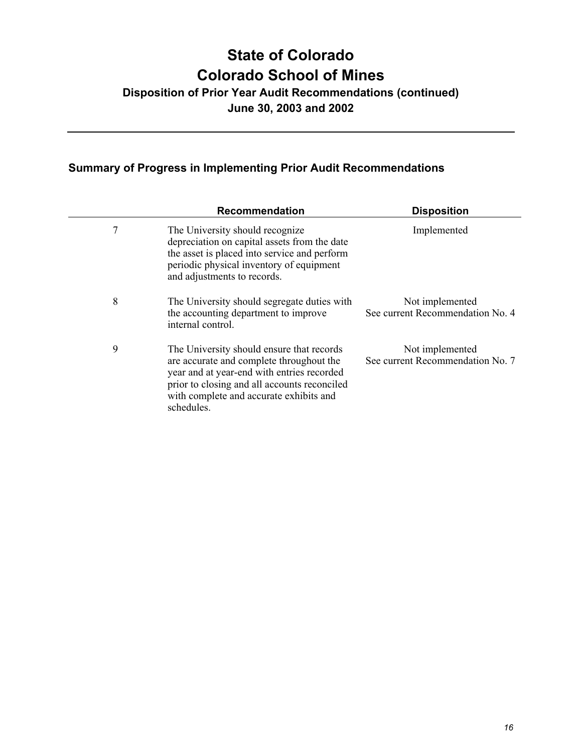# State of Colorado
# Colorado School of Mines
### Disposition of Prior Year Audit Recommendations (continued)
### June 30, 2003 and 2002

## Summary of Progress in Implementing Prior Audit Recommendations

| | Recommendation | Disposition |
|---|---|---|
| 7 | The University should recognize depreciation on capital assets from the date the asset is placed into service and perform periodic physical inventory of equipment and adjustments to records. | Implemented |
| 8 | The University should segregate duties with the accounting department to improve internal control. | Not implemented<br>See current Recommendation No. 4 |
| 9 | The University should ensure that records are accurate and complete throughout the year and at year-end with entries recorded prior to closing and all accounts reconciled with complete and accurate exhibits and schedules. | Not implemented<br>See current Recommendation No. 7 |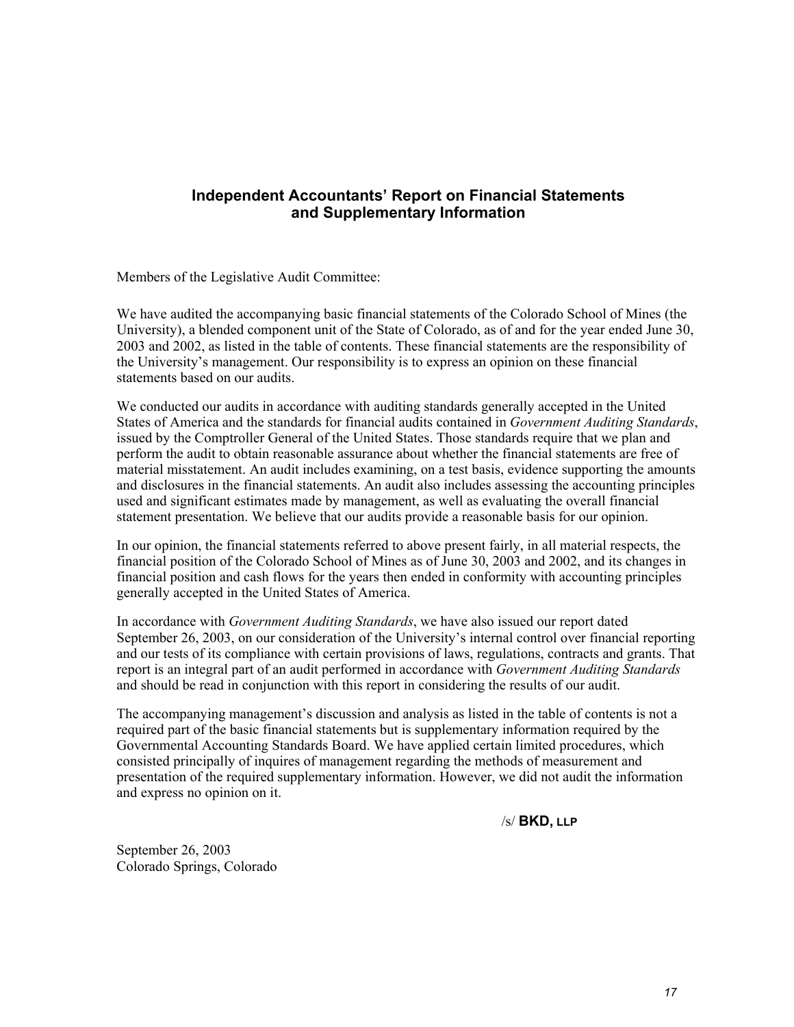## Independent Accountants' Report on Financial Statements and Supplementary Information

Members of the Legislative Audit Committee:

We have audited the accompanying basic financial statements of the Colorado School of Mines (the University), a blended component unit of the State of Colorado, as of and for the year ended June 30, 2003 and 2002, as listed in the table of contents. These financial statements are the responsibility of the University's management. Our responsibility is to express an opinion on these financial statements based on our audits.

We conducted our audits in accordance with auditing standards generally accepted in the United States of America and the standards for financial audits contained in *Government Auditing Standards*, issued by the Comptroller General of the United States. Those standards require that we plan and perform the audit to obtain reasonable assurance about whether the financial statements are free of material misstatement. An audit includes examining, on a test basis, evidence supporting the amounts and disclosures in the financial statements. An audit also includes assessing the accounting principles used and significant estimates made by management, as well as evaluating the overall financial statement presentation. We believe that our audits provide a reasonable basis for our opinion.

In our opinion, the financial statements referred to above present fairly, in all material respects, the financial position of the Colorado School of Mines as of June 30, 2003 and 2002, and its changes in financial position and cash flows for the years then ended in conformity with accounting principles generally accepted in the United States of America.

In accordance with *Government Auditing Standards*, we have also issued our report dated September 26, 2003, on our consideration of the University's internal control over financial reporting and our tests of its compliance with certain provisions of laws, regulations, contracts and grants. That report is an integral part of an audit performed in accordance with *Government Auditing Standards* and should be read in conjunction with this report in considering the results of our audit.

The accompanying management's discussion and analysis as listed in the table of contents is not a required part of the basic financial statements but is supplementary information required by the Governmental Accounting Standards Board. We have applied certain limited procedures, which consisted principally of inquires of management regarding the methods of measurement and presentation of the required supplementary information. However, we did not audit the information and express no opinion on it.

/s/ **BKD, LLP**

September 26, 2003
Colorado Springs, Colorado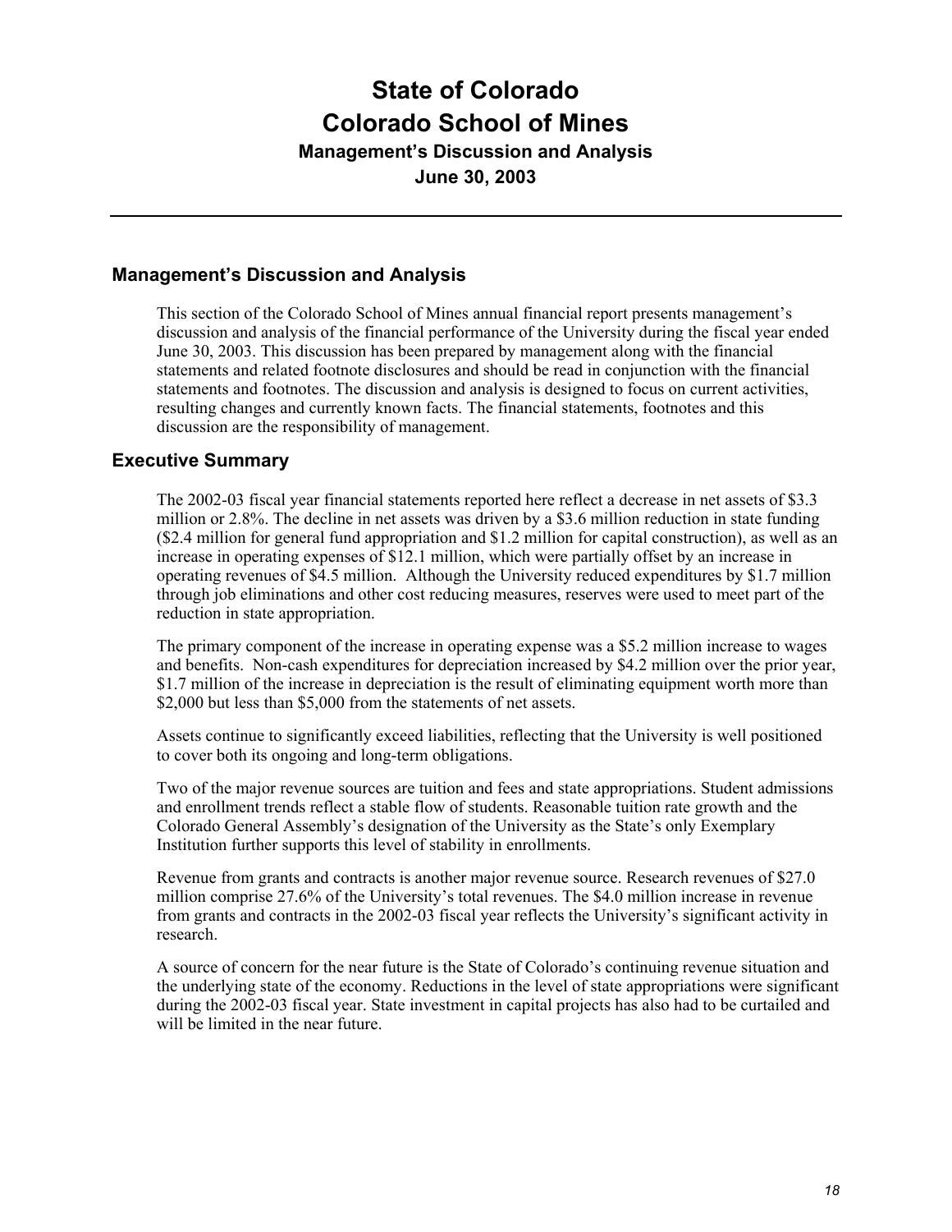# State of Colorado
# Colorado School of Mines
### Management's Discussion and Analysis
### June 30, 2003

---

## Management's Discussion and Analysis

This section of the Colorado School of Mines annual financial report presents management's discussion and analysis of the financial performance of the University during the fiscal year ended June 30, 2003. This discussion has been prepared by management along with the financial statements and related footnote disclosures and should be read in conjunction with the financial statements and footnotes. The discussion and analysis is designed to focus on current activities, resulting changes and currently known facts. The financial statements, footnotes and this discussion are the responsibility of management.

## Executive Summary

The 2002-03 fiscal year financial statements reported here reflect a decrease in net assets of $3.3 million or 2.8%. The decline in net assets was driven by a $3.6 million reduction in state funding ($2.4 million for general fund appropriation and $1.2 million for capital construction), as well as an increase in operating expenses of $12.1 million, which were partially offset by an increase in operating revenues of $4.5 million. Although the University reduced expenditures by $1.7 million through job eliminations and other cost reducing measures, reserves were used to meet part of the reduction in state appropriation.

The primary component of the increase in operating expense was a $5.2 million increase to wages and benefits. Non-cash expenditures for depreciation increased by $4.2 million over the prior year, $1.7 million of the increase in depreciation is the result of eliminating equipment worth more than $2,000 but less than $5,000 from the statements of net assets.

Assets continue to significantly exceed liabilities, reflecting that the University is well positioned to cover both its ongoing and long-term obligations.

Two of the major revenue sources are tuition and fees and state appropriations. Student admissions and enrollment trends reflect a stable flow of students. Reasonable tuition rate growth and the Colorado General Assembly's designation of the University as the State's only Exemplary Institution further supports this level of stability in enrollments.

Revenue from grants and contracts is another major revenue source. Research revenues of $27.0 million comprise 27.6% of the University's total revenues. The $4.0 million increase in revenue from grants and contracts in the 2002-03 fiscal year reflects the University's significant activity in research.

A source of concern for the near future is the State of Colorado's continuing revenue situation and the underlying state of the economy. Reductions in the level of state appropriations were significant during the 2002-03 fiscal year. State investment in capital projects has also had to be curtailed and will be limited in the near future.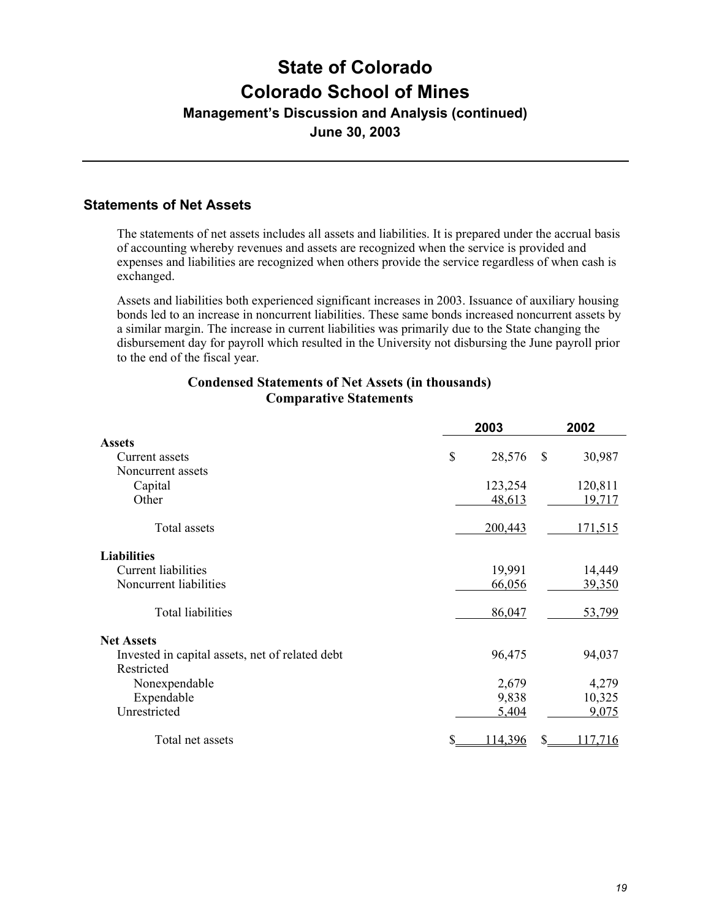# State of Colorado
# Colorado School of Mines
### Management's Discussion and Analysis (continued)
### June 30, 2003

## Statements of Net Assets

The statements of net assets includes all assets and liabilities. It is prepared under the accrual basis of accounting whereby revenues and assets are recognized when the service is provided and expenses and liabilities are recognized when others provide the service regardless of when cash is exchanged.

Assets and liabilities both experienced significant increases in 2003. Issuance of auxiliary housing bonds led to an increase in noncurrent liabilities. These same bonds increased noncurrent assets by a similar margin. The increase in current liabilities was primarily due to the State changing the disbursement day for payroll which resulted in the University not disbursing the June payroll prior to the end of the fiscal year.

**Condensed Statements of Net Assets (in thousands)**
**Comparative Statements**

| | 2003 | 2002 |
|---|---|---|
| **Assets** | | |
| Current assets | $ 28,576 | $ 30,987 |
| Noncurrent assets | | |
| Capital | 123,254 | 120,811 |
| Other | 48,613 | 19,717 |
| Total assets | 200,443 | 171,515 |
| **Liabilities** | | |
| Current liabilities | 19,991 | 14,449 |
| Noncurrent liabilities | 66,056 | 39,350 |
| Total liabilities | 86,047 | 53,799 |
| **Net Assets** | | |
| Invested in capital assets, net of related debt | 96,475 | 94,037 |
| Restricted | | |
| Nonexpendable | 2,679 | 4,279 |
| Expendable | 9,838 | 10,325 |
| Unrestricted | 5,404 | 9,075 |
| Total net assets | $ 114,396 | $ 117,716 |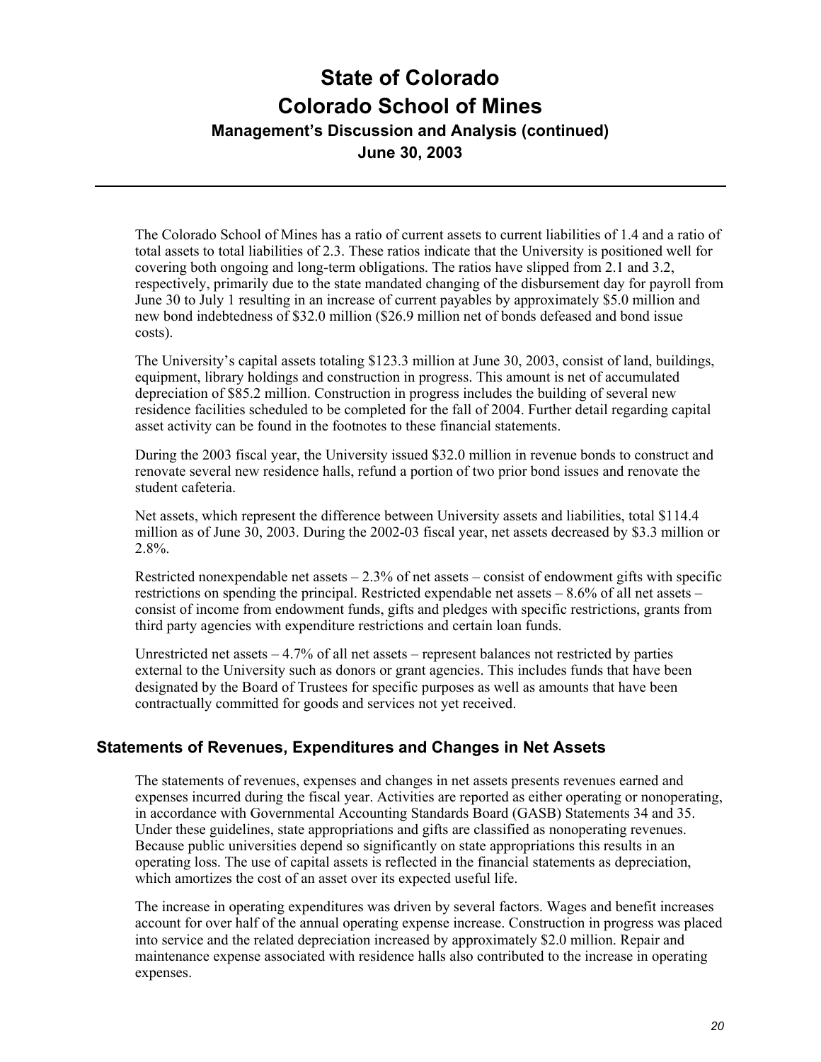The Colorado School of Mines has a ratio of current assets to current liabilities of 1.4 and a ratio of total assets to total liabilities of 2.3. These ratios indicate that the University is positioned well for covering both ongoing and long-term obligations. The ratios have slipped from 2.1 and 3.2, respectively, primarily due to the state mandated changing of the disbursement day for payroll from June 30 to July 1 resulting in an increase of current payables by approximately $5.0 million and new bond indebtedness of $32.0 million ($26.9 million net of bonds defeased and bond issue costs).

The University's capital assets totaling $123.3 million at June 30, 2003, consist of land, buildings, equipment, library holdings and construction in progress. This amount is net of accumulated depreciation of $85.2 million. Construction in progress includes the building of several new residence facilities scheduled to be completed for the fall of 2004. Further detail regarding capital asset activity can be found in the footnotes to these financial statements.

During the 2003 fiscal year, the University issued $32.0 million in revenue bonds to construct and renovate several new residence halls, refund a portion of two prior bond issues and renovate the student cafeteria.

Net assets, which represent the difference between University assets and liabilities, total $114.4 million as of June 30, 2003. During the 2002-03 fiscal year, net assets decreased by $3.3 million or 2.8%.

Restricted nonexpendable net assets – 2.3% of net assets – consist of endowment gifts with specific restrictions on spending the principal. Restricted expendable net assets – 8.6% of all net assets – consist of income from endowment funds, gifts and pledges with specific restrictions, grants from third party agencies with expenditure restrictions and certain loan funds.

Unrestricted net assets – 4.7% of all net assets – represent balances not restricted by parties external to the University such as donors or grant agencies. This includes funds that have been designated by the Board of Trustees for specific purposes as well as amounts that have been contractually committed for goods and services not yet received.

## Statements of Revenues, Expenditures and Changes in Net Assets

The statements of revenues, expenses and changes in net assets presents revenues earned and expenses incurred during the fiscal year. Activities are reported as either operating or nonoperating, in accordance with Governmental Accounting Standards Board (GASB) Statements 34 and 35. Under these guidelines, state appropriations and gifts are classified as nonoperating revenues. Because public universities depend so significantly on state appropriations this results in an operating loss. The use of capital assets is reflected in the financial statements as depreciation, which amortizes the cost of an asset over its expected useful life.

The increase in operating expenditures was driven by several factors. Wages and benefit increases account for over half of the annual operating expense increase. Construction in progress was placed into service and the related depreciation increased by approximately $2.0 million. Repair and maintenance expense associated with residence halls also contributed to the increase in operating expenses.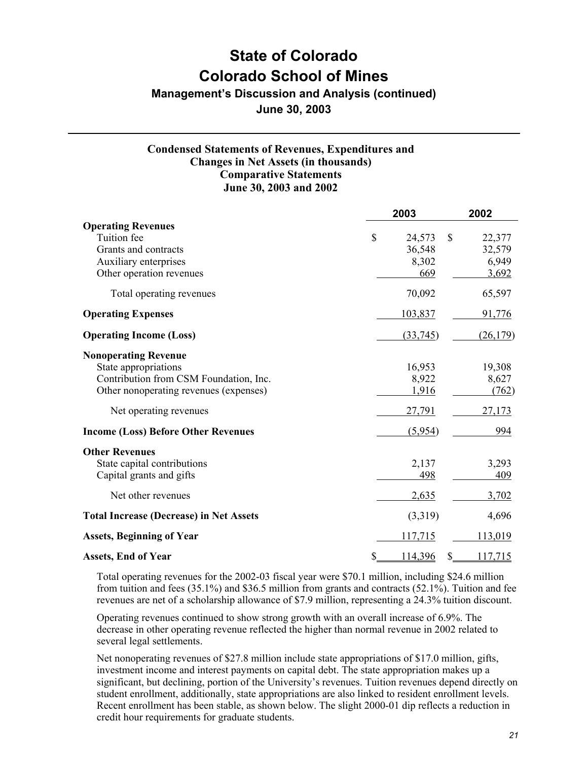# State of Colorado
# Colorado School of Mines
### Management's Discussion and Analysis (continued)
### June 30, 2003

**Condensed Statements of Revenues, Expenditures and Changes in Net Assets (in thousands)**
**Comparative Statements**
**June 30, 2003 and 2002**

| | 2003 | 2002 |
|---|---|---|
| **Operating Revenues** | | |
| Tuition fee | $ 24,573 | $ 22,377 |
| Grants and contracts | 36,548 | 32,579 |
| Auxiliary enterprises | 8,302 | 6,949 |
| Other operation revenues | 669 | 3,692 |
| Total operating revenues | 70,092 | 65,597 |
| **Operating Expenses** | 103,837 | 91,776 |
| **Operating Income (Loss)** | (33,745) | (26,179) |
| **Nonoperating Revenue** | | |
| State appropriations | 16,953 | 19,308 |
| Contribution from CSM Foundation, Inc. | 8,922 | 8,627 |
| Other nonoperating revenues (expenses) | 1,916 | (762) |
| Net operating revenues | 27,791 | 27,173 |
| **Income (Loss) Before Other Revenues** | (5,954) | 994 |
| **Other Revenues** | | |
| State capital contributions | 2,137 | 3,293 |
| Capital grants and gifts | 498 | 409 |
| Net other revenues | 2,635 | 3,702 |
| **Total Increase (Decrease) in Net Assets** | (3,319) | 4,696 |
| **Assets, Beginning of Year** | 117,715 | 113,019 |
| **Assets, End of Year** | $ 114,396 | $ 117,715 |

Total operating revenues for the 2002-03 fiscal year were $70.1 million, including $24.6 million from tuition and fees (35.1%) and $36.5 million from grants and contracts (52.1%). Tuition and fee revenues are net of a scholarship allowance of $7.9 million, representing a 24.3% tuition discount.

Operating revenues continued to show strong growth with an overall increase of 6.9%. The decrease in other operating revenue reflected the higher than normal revenue in 2002 related to several legal settlements.

Net nonoperating revenues of $27.8 million include state appropriations of $17.0 million, gifts, investment income and interest payments on capital debt. The state appropriation makes up a significant, but declining, portion of the University's revenues. Tuition revenues depend directly on student enrollment, additionally, state appropriations are also linked to resident enrollment levels. Recent enrollment has been stable, as shown below. The slight 2000-01 dip reflects a reduction in credit hour requirements for graduate students.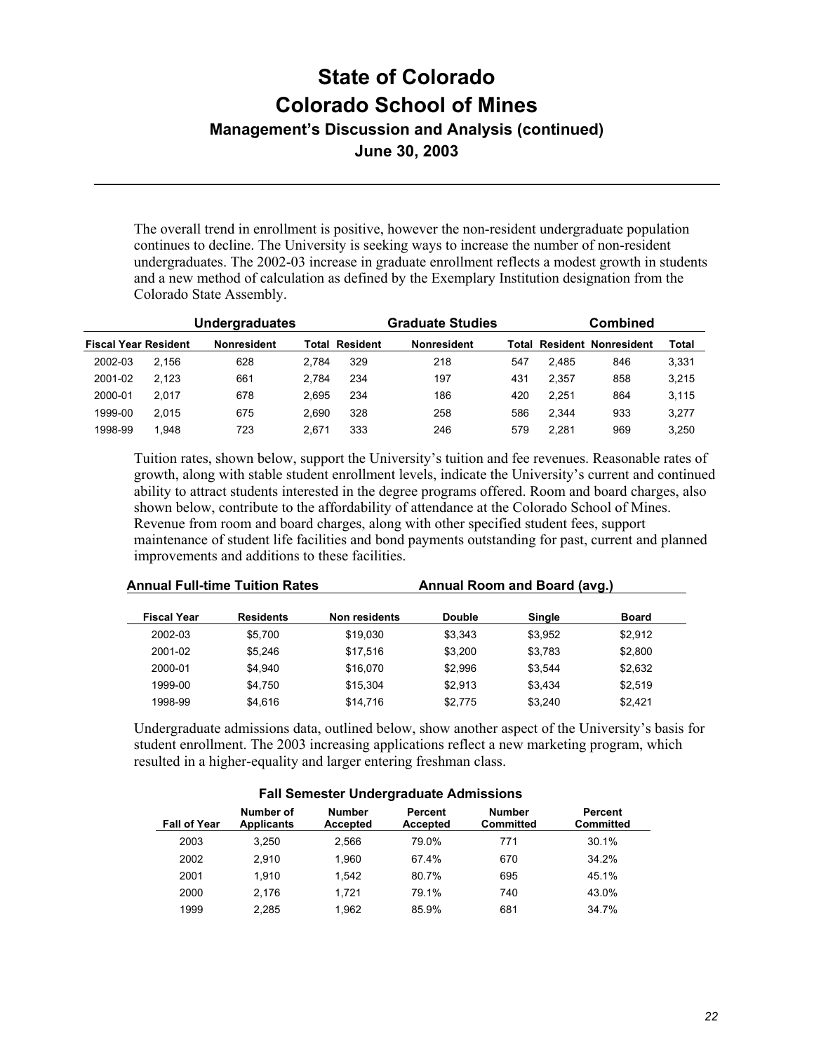# State of Colorado
# Colorado School of Mines
## Management's Discussion and Analysis (continued)
## June 30, 2003

The overall trend in enrollment is positive, however the non-resident undergraduate population continues to decline. The University is seeking ways to increase the number of non-resident undergraduates. The 2002-03 increase in graduate enrollment reflects a modest growth in students and a new method of calculation as defined by the Exemplary Institution designation from the Colorado State Assembly.

| | Undergraduates | | | Graduate Studies | | | Combined | | |
|---|---|---|---|---|---|---|---|---|---|
| Fiscal Year | Resident | Nonresident | Total | Resident | Nonresident | Total | Resident | Nonresident | Total |
| 2002-03 | 2,156 | 628 | 2,784 | 329 | 218 | 547 | 2,485 | 846 | 3,331 |
| 2001-02 | 2,123 | 661 | 2,784 | 234 | 197 | 431 | 2,357 | 858 | 3,215 |
| 2000-01 | 2,017 | 678 | 2,695 | 234 | 186 | 420 | 2,251 | 864 | 3,115 |
| 1999-00 | 2,015 | 675 | 2,690 | 328 | 258 | 586 | 2,344 | 933 | 3,277 |
| 1998-99 | 1,948 | 723 | 2,671 | 333 | 246 | 579 | 2,281 | 969 | 3,250 |

Tuition rates, shown below, support the University's tuition and fee revenues. Reasonable rates of growth, along with stable student enrollment levels, indicate the University's current and continued ability to attract students interested in the degree programs offered. Room and board charges, also shown below, contribute to the affordability of attendance at the Colorado School of Mines. Revenue from room and board charges, along with other specified student fees, support maintenance of student life facilities and bond payments outstanding for past, current and planned improvements and additions to these facilities.

| Annual Full-time Tuition Rates | | | Annual Room and Board (avg.) | | |
|---|---|---|---|---|---|
| Fiscal Year | Residents | Non residents | Double | Single | Board |
| 2002-03 | $5,700 | $19,030 | $3,343 | $3,952 | $2,912 |
| 2001-02 | $5,246 | $17,516 | $3,200 | $3,783 | $2,800 |
| 2000-01 | $4,940 | $16,070 | $2,996 | $3,544 | $2,632 |
| 1999-00 | $4,750 | $15,304 | $2,913 | $3,434 | $2,519 |
| 1998-99 | $4,616 | $14,716 | $2,775 | $3,240 | $2,421 |

Undergraduate admissions data, outlined below, show another aspect of the University's basis for student enrollment. The 2003 increasing applications reflect a new marketing program, which resulted in a higher-equality and larger entering freshman class.

**Fall Semester Undergraduate Admissions**

| Fall of Year | Number of Applicants | Number Accepted | Percent Accepted | Number Committed | Percent Committed |
|---|---|---|---|---|---|
| 2003 | 3,250 | 2,566 | 79.0% | 771 | 30.1% |
| 2002 | 2,910 | 1,960 | 67.4% | 670 | 34.2% |
| 2001 | 1,910 | 1,542 | 80.7% | 695 | 45.1% |
| 2000 | 2,176 | 1,721 | 79.1% | 740 | 43.0% |
| 1999 | 2,285 | 1,962 | 85.9% | 681 | 34.7% |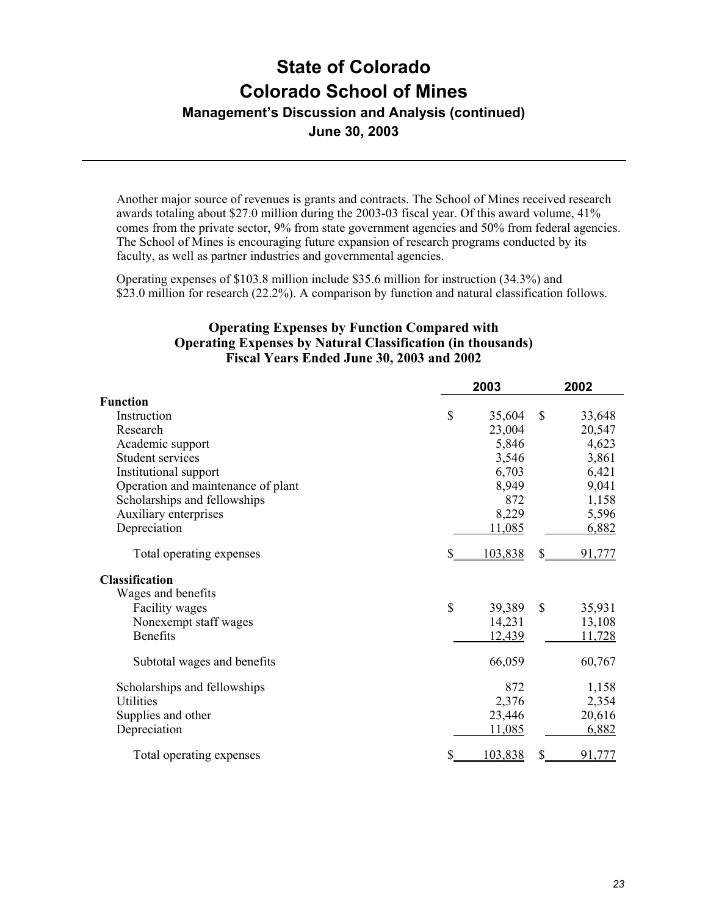# State of Colorado
# Colorado School of Mines
## Management's Discussion and Analysis (continued)
## June 30, 2003

Another major source of revenues is grants and contracts. The School of Mines received research awards totaling about $27.0 million during the 2003-03 fiscal year. Of this award volume, 41% comes from the private sector, 9% from state government agencies and 50% from federal agencies. The School of Mines is encouraging future expansion of research programs conducted by its faculty, as well as partner industries and governmental agencies.

Operating expenses of $103.8 million include $35.6 million for instruction (34.3%) and $23.0 million for research (22.2%). A comparison by function and natural classification follows.

### Operating Expenses by Function Compared with Operating Expenses by Natural Classification (in thousands) Fiscal Years Ended June 30, 2003 and 2002

| | 2003 | 2002 |
|---|---|---|
| **Function** | | |
| Instruction | $ 35,604 | $ 33,648 |
| Research | 23,004 | 20,547 |
| Academic support | 5,846 | 4,623 |
| Student services | 3,546 | 3,861 |
| Institutional support | 6,703 | 6,421 |
| Operation and maintenance of plant | 8,949 | 9,041 |
| Scholarships and fellowships | 872 | 1,158 |
| Auxiliary enterprises | 8,229 | 5,596 |
| Depreciation | 11,085 | 6,882 |
| Total operating expenses | $ 103,838 | $ 91,777 |
| **Classification** | | |
| Wages and benefits | | |
| Facility wages | $ 39,389 | $ 35,931 |
| Nonexempt staff wages | 14,231 | 13,108 |
| Benefits | 12,439 | 11,728 |
| Subtotal wages and benefits | 66,059 | 60,767 |
| Scholarships and fellowships | 872 | 1,158 |
| Utilities | 2,376 | 2,354 |
| Supplies and other | 23,446 | 20,616 |
| Depreciation | 11,085 | 6,882 |
| Total operating expenses | $ 103,838 | $ 91,777 |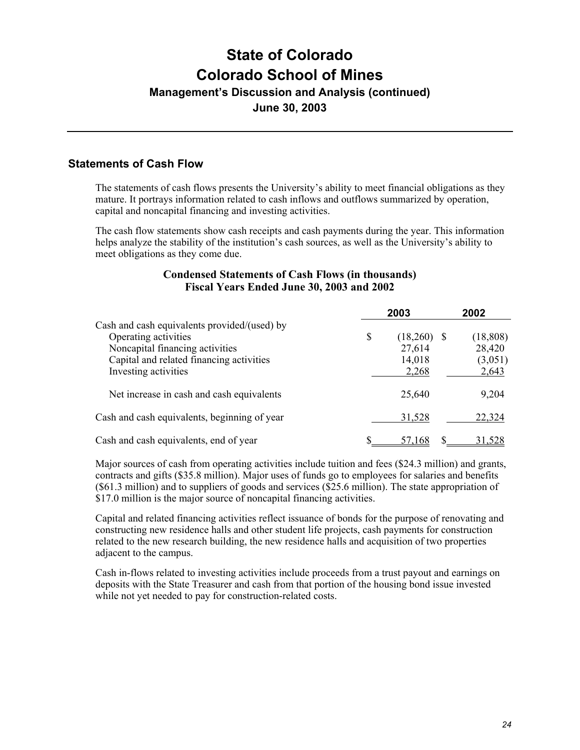# State of Colorado
# Colorado School of Mines
## Management's Discussion and Analysis (continued)
## June 30, 2003

## Statements of Cash Flow

The statements of cash flows presents the University's ability to meet financial obligations as they mature. It portrays information related to cash inflows and outflows summarized by operation, capital and noncapital financing and investing activities.

The cash flow statements show cash receipts and cash payments during the year. This information helps analyze the stability of the institution's cash sources, as well as the University's ability to meet obligations as they come due.

**Condensed Statements of Cash Flows (in thousands)**
**Fiscal Years Ended June 30, 2003 and 2002**

| | 2003 | 2002 |
|---|---|---|
| Cash and cash equivalents provided/(used) by | | |
| Operating activities | $ (18,260) | $ (18,808) |
| Noncapital financing activities | 27,614 | 28,420 |
| Capital and related financing activities | 14,018 | (3,051) |
| Investing activities | 2,268 | 2,643 |
| Net increase in cash and cash equivalents | 25,640 | 9,204 |
| Cash and cash equivalents, beginning of year | 31,528 | 22,324 |
| Cash and cash equivalents, end of year | $ 57,168 | $ 31,528 |

Major sources of cash from operating activities include tuition and fees ($24.3 million) and grants, contracts and gifts ($35.8 million). Major uses of funds go to employees for salaries and benefits ($61.3 million) and to suppliers of goods and services ($25.6 million). The state appropriation of $17.0 million is the major source of noncapital financing activities.

Capital and related financing activities reflect issuance of bonds for the purpose of renovating and constructing new residence halls and other student life projects, cash payments for construction related to the new research building, the new residence halls and acquisition of two properties adjacent to the campus.

Cash in-flows related to investing activities include proceeds from a trust payout and earnings on deposits with the State Treasurer and cash from that portion of the housing bond issue invested while not yet needed to pay for construction-related costs.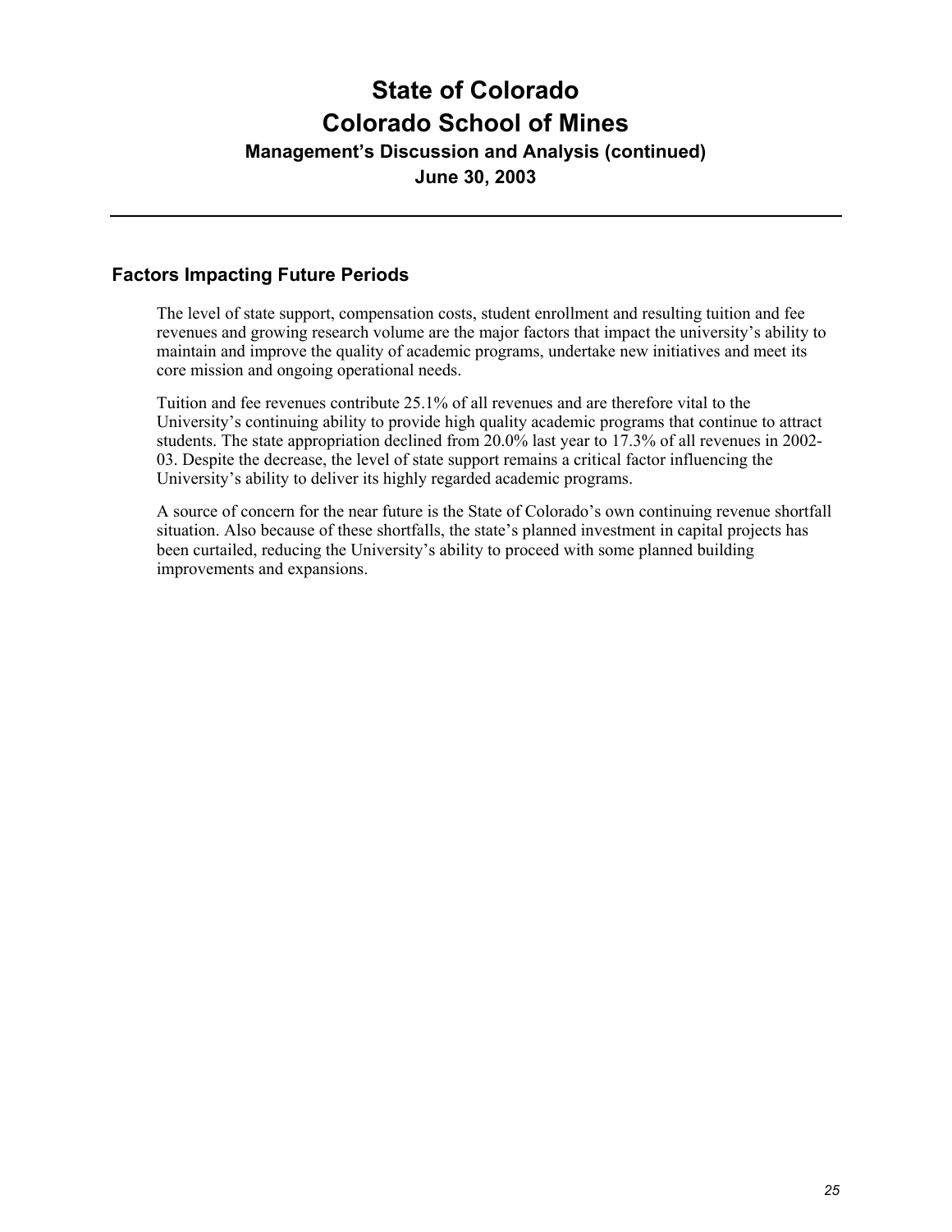# State of Colorado
# Colorado School of Mines
### Management's Discussion and Analysis (continued)
### June 30, 2003

## Factors Impacting Future Periods

The level of state support, compensation costs, student enrollment and resulting tuition and fee revenues and growing research volume are the major factors that impact the university's ability to maintain and improve the quality of academic programs, undertake new initiatives and meet its core mission and ongoing operational needs.

Tuition and fee revenues contribute 25.1% of all revenues and are therefore vital to the University's continuing ability to provide high quality academic programs that continue to attract students. The state appropriation declined from 20.0% last year to 17.3% of all revenues in 2002-03. Despite the decrease, the level of state support remains a critical factor influencing the University's ability to deliver its highly regarded academic programs.

A source of concern for the near future is the State of Colorado's own continuing revenue shortfall situation. Also because of these shortfalls, the state's planned investment in capital projects has been curtailed, reducing the University's ability to proceed with some planned building improvements and expansions.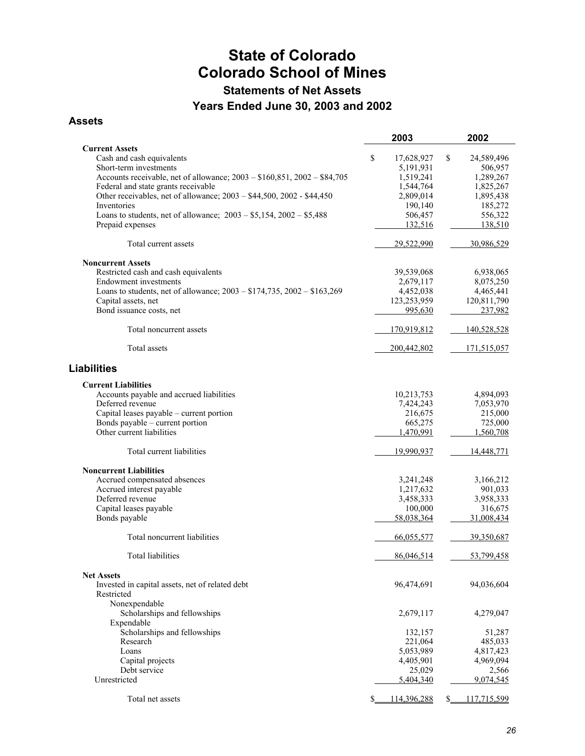# State of Colorado
# Colorado School of Mines

### Statements of Net Assets

### Years Ended June 30, 2003 and 2002

## Assets

| | 2003 | 2002 |
|---|---|---|
| **Current Assets** | | |
| Cash and cash equivalents | $ 17,628,927 | $ 24,589,496 |
| Short-term investments | 5,191,931 | 506,957 |
| Accounts receivable, net of allowance; 2003 – $160,851, 2002 – $84,705 | 1,519,241 | 1,289,267 |
| Federal and state grants receivable | 1,544,764 | 1,825,267 |
| Other receivables, net of allowance; 2003 – $44,500, 2002 - $44,450 | 2,809,014 | 1,895,438 |
| Inventories | 190,140 | 185,272 |
| Loans to students, net of allowance; 2003 – $5,154, 2002 – $5,488 | 506,457 | 556,322 |
| Prepaid expenses | 132,516 | 138,510 |
| Total current assets | 29,522,990 | 30,986,529 |
| **Noncurrent Assets** | | |
| Restricted cash and cash equivalents | 39,539,068 | 6,938,065 |
| Endowment investments | 2,679,117 | 8,075,250 |
| Loans to students, net of allowance; 2003 – $174,735, 2002 – $163,269 | 4,452,038 | 4,465,441 |
| Capital assets, net | 123,253,959 | 120,811,790 |
| Bond issuance costs, net | 995,630 | 237,982 |
| Total noncurrent assets | 170,919,812 | 140,528,528 |
| Total assets | 200,442,802 | 171,515,057 |

## Liabilities

| | 2003 | 2002 |
|---|---|---|
| **Current Liabilities** | | |
| Accounts payable and accrued liabilities | 10,213,753 | 4,894,093 |
| Deferred revenue | 7,424,243 | 7,053,970 |
| Capital leases payable – current portion | 216,675 | 215,000 |
| Bonds payable – current portion | 665,275 | 725,000 |
| Other current liabilities | 1,470,991 | 1,560,708 |
| Total current liabilities | 19,990,937 | 14,448,771 |
| **Noncurrent Liabilities** | | |
| Accrued compensated absences | 3,241,248 | 3,166,212 |
| Accrued interest payable | 1,217,632 | 901,033 |
| Deferred revenue | 3,458,333 | 3,958,333 |
| Capital leases payable | 100,000 | 316,675 |
| Bonds payable | 58,038,364 | 31,008,434 |
| Total noncurrent liabilities | 66,055,577 | 39,350,687 |
| Total liabilities | 86,046,514 | 53,799,458 |
| **Net Assets** | | |
| Invested in capital assets, net of related debt | 96,474,691 | 94,036,604 |
| Restricted | | |
| Nonexpendable | | |
| Scholarships and fellowships | 2,679,117 | 4,279,047 |
| Expendable | | |
| Scholarships and fellowships | 132,157 | 51,287 |
| Research | 221,064 | 485,033 |
| Loans | 5,053,989 | 4,817,423 |
| Capital projects | 4,405,901 | 4,969,094 |
| Debt service | 25,029 | 2,566 |
| Unrestricted | 5,404,340 | 9,074,545 |
| Total net assets | $ 114,396,288 | $ 117,715,599 |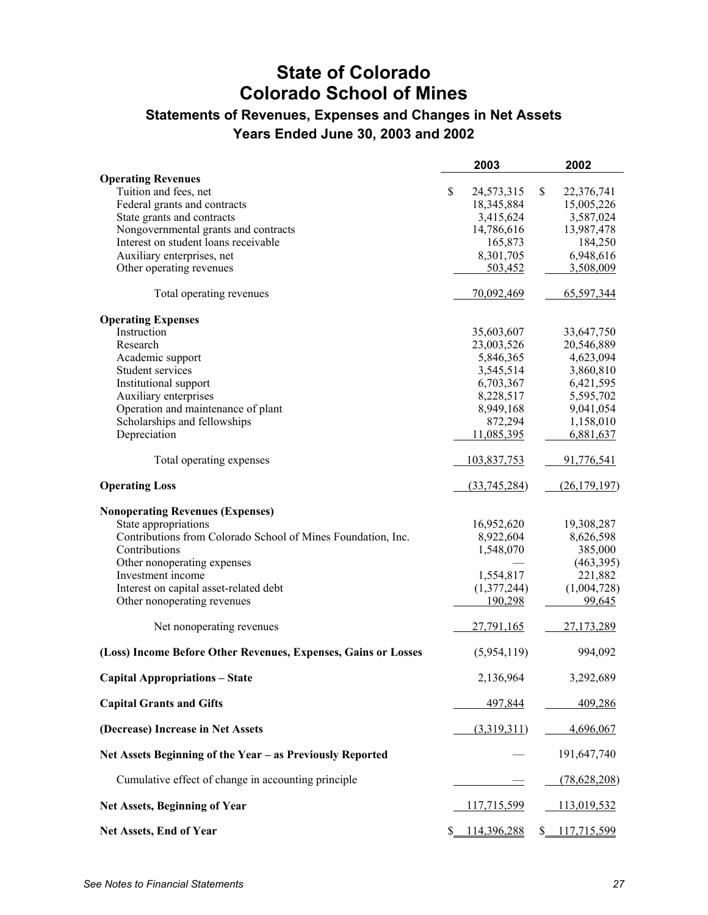# State of Colorado
# Colorado School of Mines

### Statements of Revenues, Expenses and Changes in Net Assets
### Years Ended June 30, 2003 and 2002

| | 2003 | 2002 |
|---|---|---|
| **Operating Revenues** | | |
| Tuition and fees, net | $ 24,573,315 | $ 22,376,741 |
| Federal grants and contracts | 18,345,884 | 15,005,226 |
| State grants and contracts | 3,415,624 | 3,587,024 |
| Nongovernmental grants and contracts | 14,786,616 | 13,987,478 |
| Interest on student loans receivable | 165,873 | 184,250 |
| Auxiliary enterprises, net | 8,301,705 | 6,948,616 |
| Other operating revenues | 503,452 | 3,508,009 |
| Total operating revenues | 70,092,469 | 65,597,344 |
| **Operating Expenses** | | |
| Instruction | 35,603,607 | 33,647,750 |
| Research | 23,003,526 | 20,546,889 |
| Academic support | 5,846,365 | 4,623,094 |
| Student services | 3,545,514 | 3,860,810 |
| Institutional support | 6,703,367 | 6,421,595 |
| Auxiliary enterprises | 8,228,517 | 5,595,702 |
| Operation and maintenance of plant | 8,949,168 | 9,041,054 |
| Scholarships and fellowships | 872,294 | 1,158,010 |
| Depreciation | 11,085,395 | 6,881,637 |
| Total operating expenses | 103,837,753 | 91,776,541 |
| **Operating Loss** | (33,745,284) | (26,179,197) |
| **Nonoperating Revenues (Expenses)** | | |
| State appropriations | 16,952,620 | 19,308,287 |
| Contributions from Colorado School of Mines Foundation, Inc. | 8,922,604 | 8,626,598 |
| Contributions | 1,548,070 | 385,000 |
| Other nonoperating expenses | — | (463,395) |
| Investment income | 1,554,817 | 221,882 |
| Interest on capital asset-related debt | (1,377,244) | (1,004,728) |
| Other nonoperating revenues | 190,298 | 99,645 |
| Net nonoperating revenues | 27,791,165 | 27,173,289 |
| **(Loss) Income Before Other Revenues, Expenses, Gains or Losses** | (5,954,119) | 994,092 |
| **Capital Appropriations – State** | 2,136,964 | 3,292,689 |
| **Capital Grants and Gifts** | 497,844 | 409,286 |
| **(Decrease) Increase in Net Assets** | (3,319,311) | 4,696,067 |
| **Net Assets Beginning of the Year – as Previously Reported** | — | 191,647,740 |
| Cumulative effect of change in accounting principle | — | (78,628,208) |
| **Net Assets, Beginning of Year** | 117,715,599 | 113,019,532 |
| **Net Assets, End of Year** | $ 114,396,288 | $ 117,715,599 |

*See Notes to Financial Statements*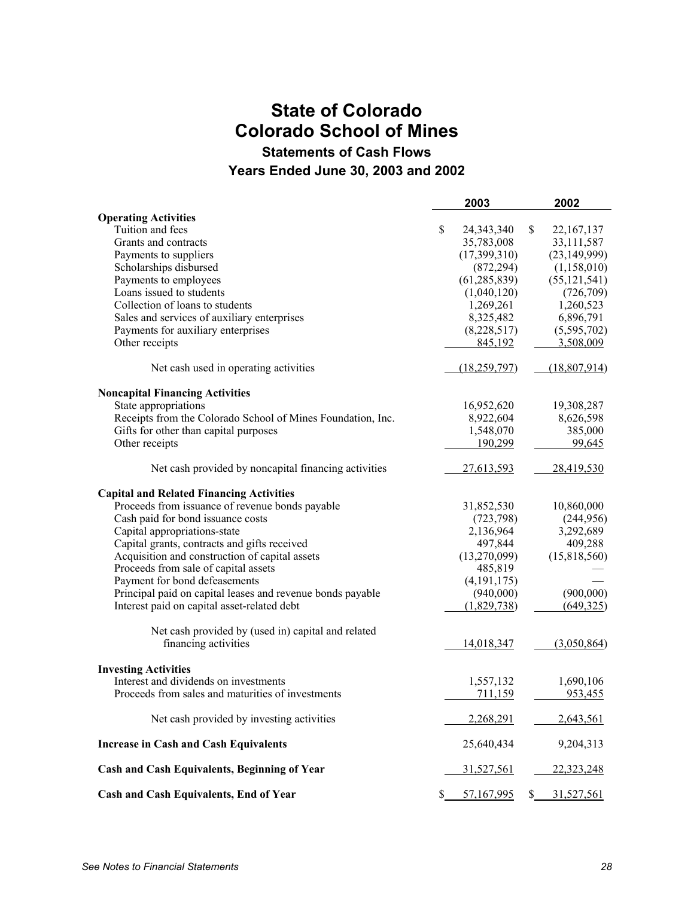# State of Colorado
# Colorado School of Mines
## Statements of Cash Flows
## Years Ended June 30, 2003 and 2002

| | 2003 | 2002 |
|---|---|---|
| **Operating Activities** | | |
| Tuition and fees | $ 24,343,340 | $ 22,167,137 |
| Grants and contracts | 35,783,008 | 33,111,587 |
| Payments to suppliers | (17,399,310) | (23,149,999) |
| Scholarships disbursed | (872,294) | (1,158,010) |
| Payments to employees | (61,285,839) | (55,121,541) |
| Loans issued to students | (1,040,120) | (726,709) |
| Collection of loans to students | 1,269,261 | 1,260,523 |
| Sales and services of auxiliary enterprises | 8,325,482 | 6,896,791 |
| Payments for auxiliary enterprises | (8,228,517) | (5,595,702) |
| Other receipts | 845,192 | 3,508,009 |
| Net cash used in operating activities | (18,259,797) | (18,807,914) |
| **Noncapital Financing Activities** | | |
| State appropriations | 16,952,620 | 19,308,287 |
| Receipts from the Colorado School of Mines Foundation, Inc. | 8,922,604 | 8,626,598 |
| Gifts for other than capital purposes | 1,548,070 | 385,000 |
| Other receipts | 190,299 | 99,645 |
| Net cash provided by noncapital financing activities | 27,613,593 | 28,419,530 |
| **Capital and Related Financing Activities** | | |
| Proceeds from issuance of revenue bonds payable | 31,852,530 | 10,860,000 |
| Cash paid for bond issuance costs | (723,798) | (244,956) |
| Capital appropriations-state | 2,136,964 | 3,292,689 |
| Capital grants, contracts and gifts received | 497,844 | 409,288 |
| Acquisition and construction of capital assets | (13,270,099) | (15,818,560) |
| Proceeds from sale of capital assets | 485,819 | — |
| Payment for bond defeasements | (4,191,175) | — |
| Principal paid on capital leases and revenue bonds payable | (940,000) | (900,000) |
| Interest paid on capital asset-related debt | (1,829,738) | (649,325) |
| Net cash provided by (used in) capital and related financing activities | 14,018,347 | (3,050,864) |
| **Investing Activities** | | |
| Interest and dividends on investments | 1,557,132 | 1,690,106 |
| Proceeds from sales and maturities of investments | 711,159 | 953,455 |
| Net cash provided by investing activities | 2,268,291 | 2,643,561 |
| **Increase in Cash and Cash Equivalents** | 25,640,434 | 9,204,313 |
| **Cash and Cash Equivalents, Beginning of Year** | 31,527,561 | 22,323,248 |
| **Cash and Cash Equivalents, End of Year** | $ 57,167,995 | $ 31,527,561 |

*See Notes to Financial Statements*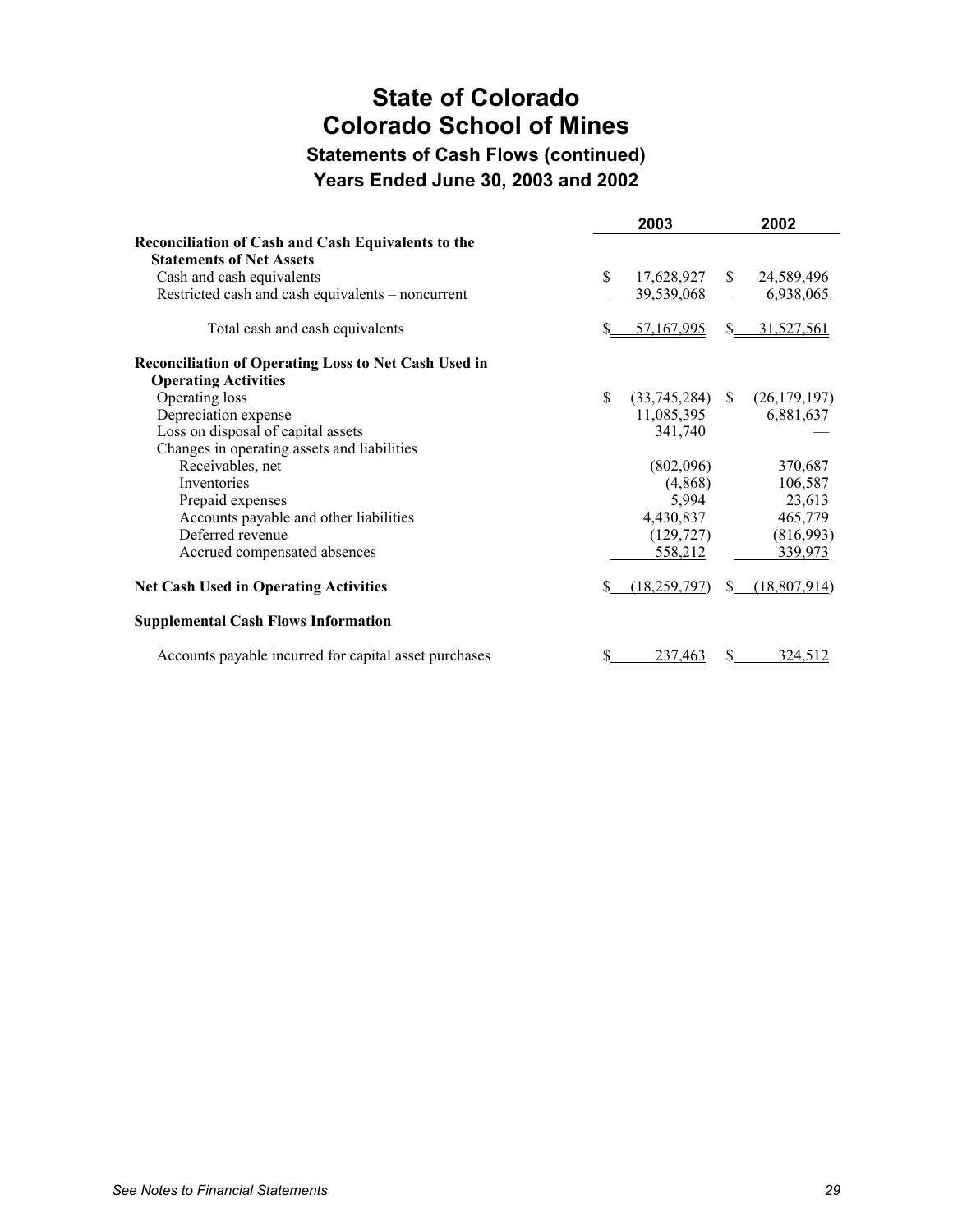# State of Colorado
# Colorado School of Mines
## Statements of Cash Flows (continued)
## Years Ended June 30, 2003 and 2002

| | 2003 | 2002 |
|---|---|---|
| **Reconciliation of Cash and Cash Equivalents to the Statements of Net Assets** | | |
| Cash and cash equivalents | $ 17,628,927 | $ 24,589,496 |
| Restricted cash and cash equivalents – noncurrent | 39,539,068 | 6,938,065 |
| Total cash and cash equivalents | $ 57,167,995 | $ 31,527,561 |
| **Reconciliation of Operating Loss to Net Cash Used in Operating Activities** | | |
| Operating loss | $ (33,745,284) | $ (26,179,197) |
| Depreciation expense | 11,085,395 | 6,881,637 |
| Loss on disposal of capital assets | 341,740 | — |
| Changes in operating assets and liabilities | | |
| Receivables, net | (802,096) | 370,687 |
| Inventories | (4,868) | 106,587 |
| Prepaid expenses | 5,994 | 23,613 |
| Accounts payable and other liabilities | 4,430,837 | 465,779 |
| Deferred revenue | (129,727) | (816,993) |
| Accrued compensated absences | 558,212 | 339,973 |
| **Net Cash Used in Operating Activities** | $ (18,259,797) | $ (18,807,914) |
| **Supplemental Cash Flows Information** | | |
| Accounts payable incurred for capital asset purchases | $ 237,463 | $ 324,512 |

*See Notes to Financial Statements*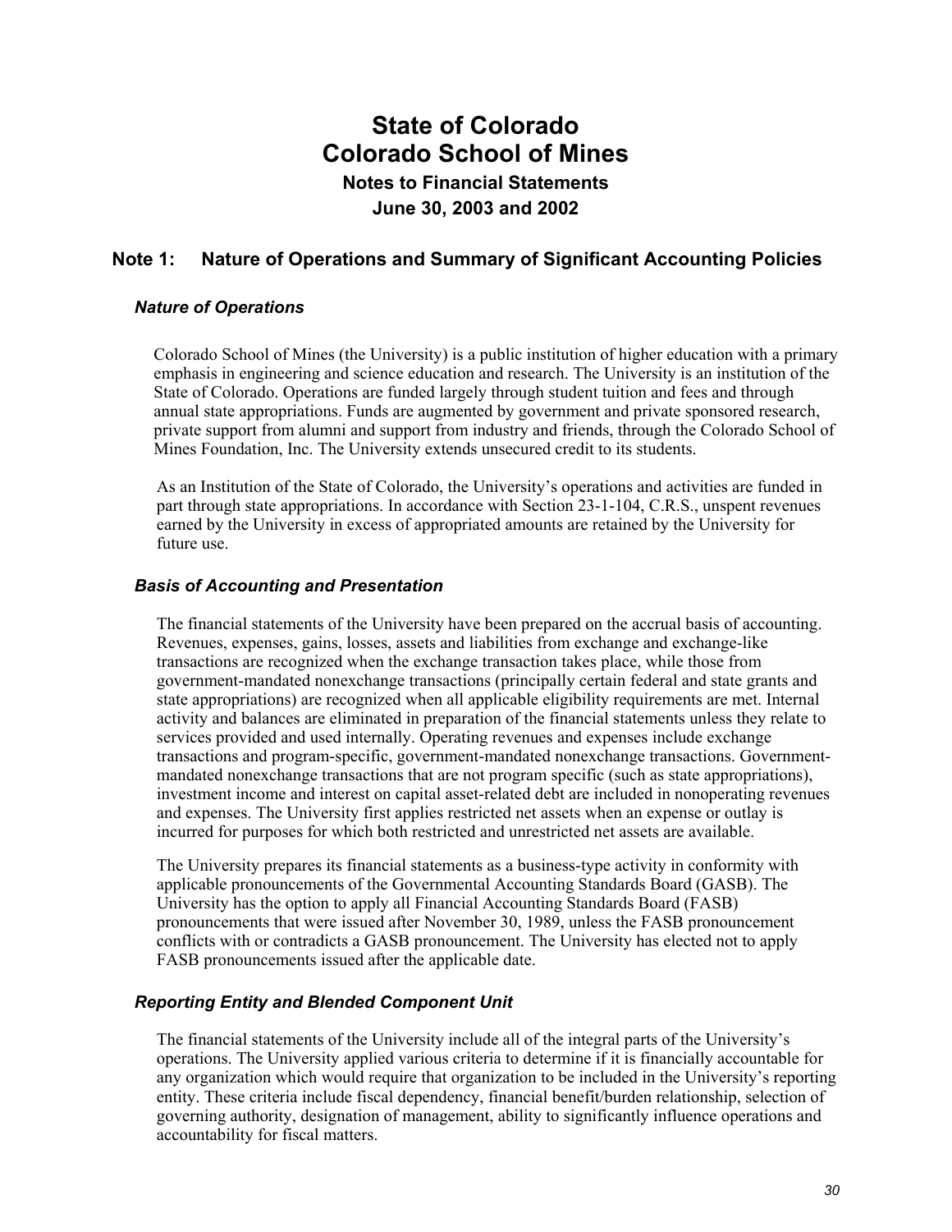# State of Colorado
# Colorado School of Mines
### Notes to Financial Statements
### June 30, 2003 and 2002

## Note 1: Nature of Operations and Summary of Significant Accounting Policies

### *Nature of Operations*

Colorado School of Mines (the University) is a public institution of higher education with a primary emphasis in engineering and science education and research. The University is an institution of the State of Colorado. Operations are funded largely through student tuition and fees and through annual state appropriations. Funds are augmented by government and private sponsored research, private support from alumni and support from industry and friends, through the Colorado School of Mines Foundation, Inc. The University extends unsecured credit to its students.

As an Institution of the State of Colorado, the University's operations and activities are funded in part through state appropriations. In accordance with Section 23-1-104, C.R.S., unspent revenues earned by the University in excess of appropriated amounts are retained by the University for future use.

### *Basis of Accounting and Presentation*

The financial statements of the University have been prepared on the accrual basis of accounting. Revenues, expenses, gains, losses, assets and liabilities from exchange and exchange-like transactions are recognized when the exchange transaction takes place, while those from government-mandated nonexchange transactions (principally certain federal and state grants and state appropriations) are recognized when all applicable eligibility requirements are met. Internal activity and balances are eliminated in preparation of the financial statements unless they relate to services provided and used internally. Operating revenues and expenses include exchange transactions and program-specific, government-mandated nonexchange transactions. Government-mandated nonexchange transactions that are not program specific (such as state appropriations), investment income and interest on capital asset-related debt are included in nonoperating revenues and expenses. The University first applies restricted net assets when an expense or outlay is incurred for purposes for which both restricted and unrestricted net assets are available.

The University prepares its financial statements as a business-type activity in conformity with applicable pronouncements of the Governmental Accounting Standards Board (GASB). The University has the option to apply all Financial Accounting Standards Board (FASB) pronouncements that were issued after November 30, 1989, unless the FASB pronouncement conflicts with or contradicts a GASB pronouncement. The University has elected not to apply FASB pronouncements issued after the applicable date.

### *Reporting Entity and Blended Component Unit*

The financial statements of the University include all of the integral parts of the University's operations. The University applied various criteria to determine if it is financially accountable for any organization which would require that organization to be included in the University's reporting entity. These criteria include fiscal dependency, financial benefit/burden relationship, selection of governing authority, designation of management, ability to significantly influence operations and accountability for fiscal matters.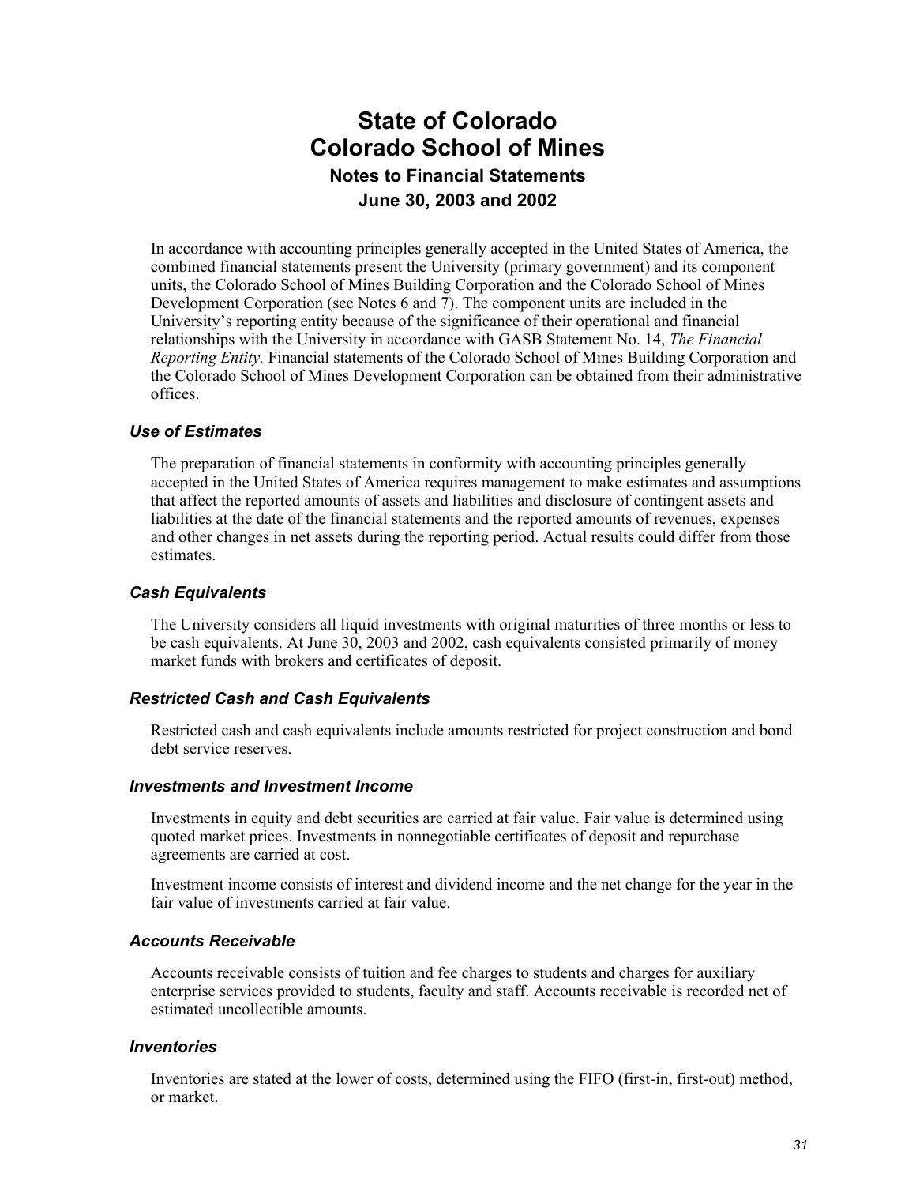# State of Colorado
# Colorado School of Mines
## Notes to Financial Statements
## June 30, 2003 and 2002

In accordance with accounting principles generally accepted in the United States of America, the combined financial statements present the University (primary government) and its component units, the Colorado School of Mines Building Corporation and the Colorado School of Mines Development Corporation (see Notes 6 and 7). The component units are included in the University's reporting entity because of the significance of their operational and financial relationships with the University in accordance with GASB Statement No. 14, *The Financial Reporting Entity.* Financial statements of the Colorado School of Mines Building Corporation and the Colorado School of Mines Development Corporation can be obtained from their administrative offices.

### *Use of Estimates*

The preparation of financial statements in conformity with accounting principles generally accepted in the United States of America requires management to make estimates and assumptions that affect the reported amounts of assets and liabilities and disclosure of contingent assets and liabilities at the date of the financial statements and the reported amounts of revenues, expenses and other changes in net assets during the reporting period. Actual results could differ from those estimates.

### *Cash Equivalents*

The University considers all liquid investments with original maturities of three months or less to be cash equivalents. At June 30, 2003 and 2002, cash equivalents consisted primarily of money market funds with brokers and certificates of deposit.

### *Restricted Cash and Cash Equivalents*

Restricted cash and cash equivalents include amounts restricted for project construction and bond debt service reserves.

### *Investments and Investment Income*

Investments in equity and debt securities are carried at fair value. Fair value is determined using quoted market prices. Investments in nonnegotiable certificates of deposit and repurchase agreements are carried at cost.

Investment income consists of interest and dividend income and the net change for the year in the fair value of investments carried at fair value.

### *Accounts Receivable*

Accounts receivable consists of tuition and fee charges to students and charges for auxiliary enterprise services provided to students, faculty and staff. Accounts receivable is recorded net of estimated uncollectible amounts.

### *Inventories*

Inventories are stated at the lower of costs, determined using the FIFO (first-in, first-out) method, or market.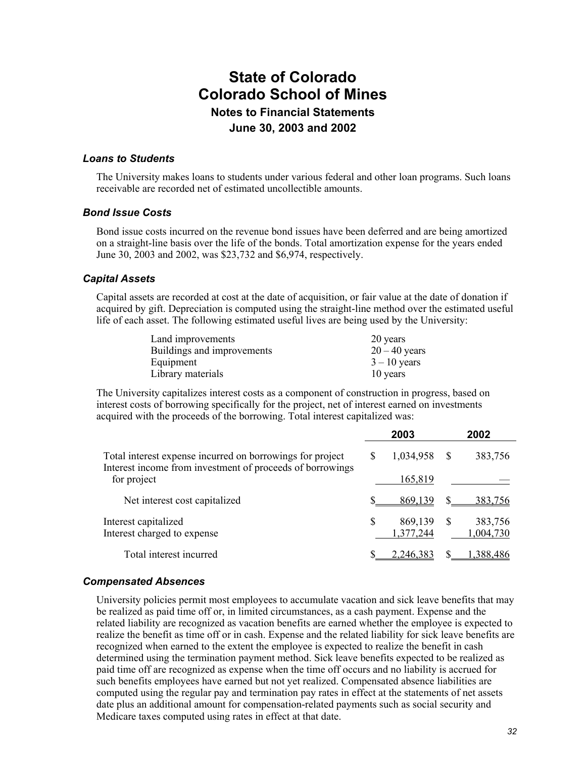# State of Colorado
# Colorado School of Mines
## Notes to Financial Statements
## June 30, 2003 and 2002

### *Loans to Students*

The University makes loans to students under various federal and other loan programs. Such loans receivable are recorded net of estimated uncollectible amounts.

### *Bond Issue Costs*

Bond issue costs incurred on the revenue bond issues have been deferred and are being amortized on a straight-line basis over the life of the bonds. Total amortization expense for the years ended June 30, 2003 and 2002, was $23,732 and $6,974, respectively.

### *Capital Assets*

Capital assets are recorded at cost at the date of acquisition, or fair value at the date of donation if acquired by gift. Depreciation is computed using the straight-line method over the estimated useful life of each asset. The following estimated useful lives are being used by the University:

| | |
|---|---|
| Land improvements | 20 years |
| Buildings and improvements | 20 – 40 years |
| Equipment | 3 – 10 years |
| Library materials | 10 years |

The University capitalizes interest costs as a component of construction in progress, based on interest costs of borrowing specifically for the project, net of interest earned on investments acquired with the proceeds of the borrowing. Total interest capitalized was:

| | 2003 | 2002 |
|---|---|---|
| Total interest expense incurred on borrowings for project | $ 1,034,958 | $ 383,756 |
| Interest income from investment of proceeds of borrowings for project | 165,819 | — |
| Net interest cost capitalized | $ 869,139 | $ 383,756 |
| Interest capitalized | $ 869,139 | $ 383,756 |
| Interest charged to expense | 1,377,244 | 1,004,730 |
| Total interest incurred | $ 2,246,383 | $ 1,388,486 |

### *Compensated Absences*

University policies permit most employees to accumulate vacation and sick leave benefits that may be realized as paid time off or, in limited circumstances, as a cash payment. Expense and the related liability are recognized as vacation benefits are earned whether the employee is expected to realize the benefit as time off or in cash. Expense and the related liability for sick leave benefits are recognized when earned to the extent the employee is expected to realize the benefit in cash determined using the termination payment method. Sick leave benefits expected to be realized as paid time off are recognized as expense when the time off occurs and no liability is accrued for such benefits employees have earned but not yet realized. Compensated absence liabilities are computed using the regular pay and termination pay rates in effect at the statements of net assets date plus an additional amount for compensation-related payments such as social security and Medicare taxes computed using rates in effect at that date.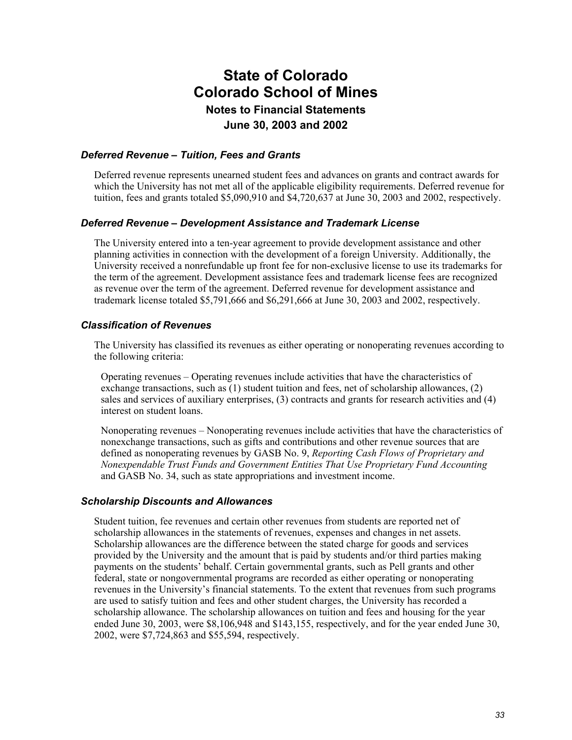# State of Colorado
# Colorado School of Mines
### Notes to Financial Statements
### June 30, 2003 and 2002

#### *Deferred Revenue – Tuition, Fees and Grants*

Deferred revenue represents unearned student fees and advances on grants and contract awards for which the University has not met all of the applicable eligibility requirements. Deferred revenue for tuition, fees and grants totaled $5,090,910 and $4,720,637 at June 30, 2003 and 2002, respectively.

#### *Deferred Revenue – Development Assistance and Trademark License*

The University entered into a ten-year agreement to provide development assistance and other planning activities in connection with the development of a foreign University. Additionally, the University received a nonrefundable up front fee for non-exclusive license to use its trademarks for the term of the agreement. Development assistance fees and trademark license fees are recognized as revenue over the term of the agreement. Deferred revenue for development assistance and trademark license totaled $5,791,666 and $6,291,666 at June 30, 2003 and 2002, respectively.

#### *Classification of Revenues*

The University has classified its revenues as either operating or nonoperating revenues according to the following criteria:

Operating revenues – Operating revenues include activities that have the characteristics of exchange transactions, such as (1) student tuition and fees, net of scholarship allowances, (2) sales and services of auxiliary enterprises, (3) contracts and grants for research activities and (4) interest on student loans.

Nonoperating revenues – Nonoperating revenues include activities that have the characteristics of nonexchange transactions, such as gifts and contributions and other revenue sources that are defined as nonoperating revenues by GASB No. 9, *Reporting Cash Flows of Proprietary and Nonexpendable Trust Funds and Government Entities That Use Proprietary Fund Accounting* and GASB No. 34, such as state appropriations and investment income.

#### *Scholarship Discounts and Allowances*

Student tuition, fee revenues and certain other revenues from students are reported net of scholarship allowances in the statements of revenues, expenses and changes in net assets. Scholarship allowances are the difference between the stated charge for goods and services provided by the University and the amount that is paid by students and/or third parties making payments on the students' behalf. Certain governmental grants, such as Pell grants and other federal, state or nongovernmental programs are recorded as either operating or nonoperating revenues in the University's financial statements. To the extent that revenues from such programs are used to satisfy tuition and fees and other student charges, the University has recorded a scholarship allowance. The scholarship allowances on tuition and fees and housing for the year ended June 30, 2003, were $8,106,948 and $143,155, respectively, and for the year ended June 30, 2002, were $7,724,863 and $55,594, respectively.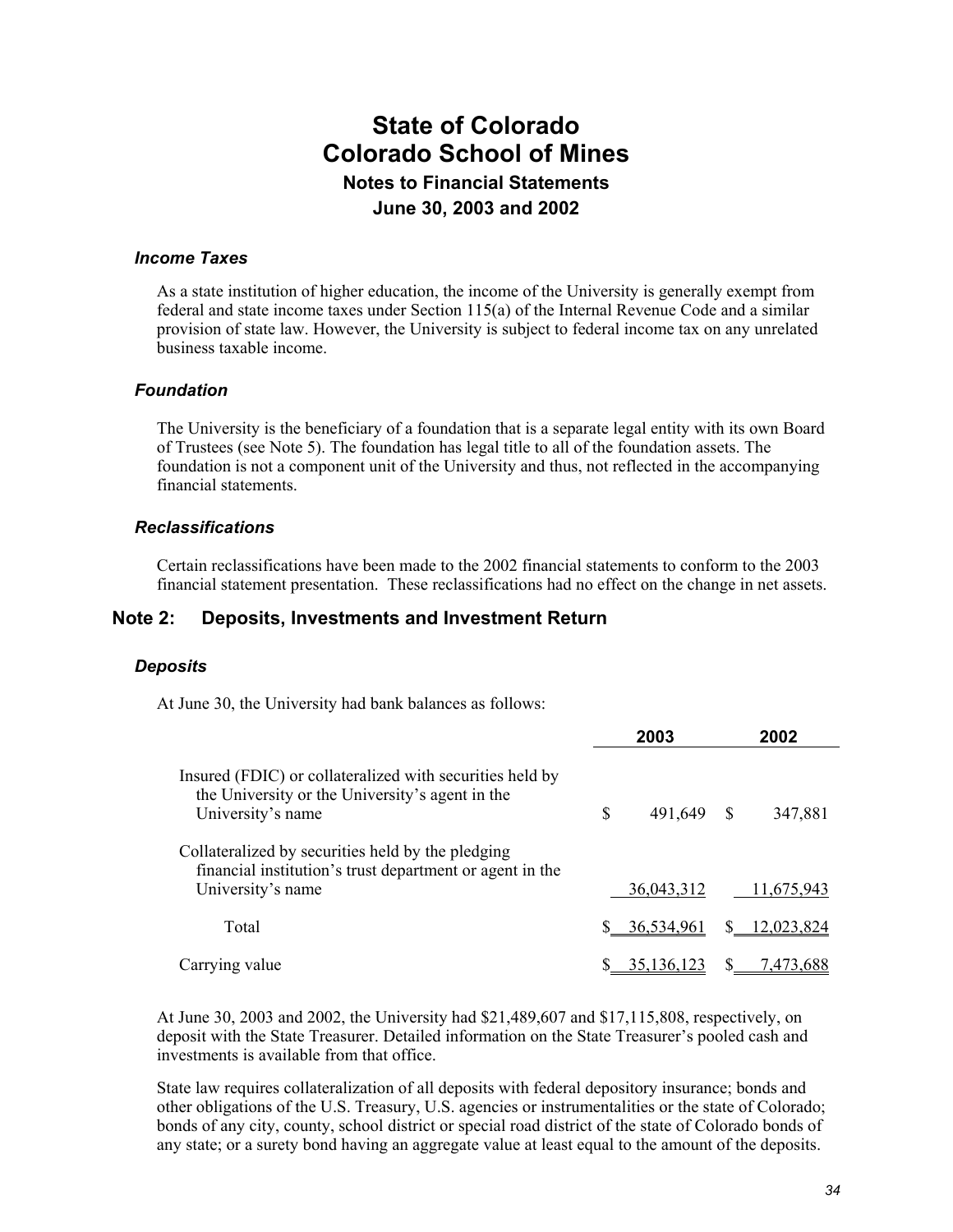# State of Colorado
# Colorado School of Mines
### Notes to Financial Statements
### June 30, 2003 and 2002

#### *Income Taxes*

As a state institution of higher education, the income of the University is generally exempt from federal and state income taxes under Section 115(a) of the Internal Revenue Code and a similar provision of state law. However, the University is subject to federal income tax on any unrelated business taxable income.

#### *Foundation*

The University is the beneficiary of a foundation that is a separate legal entity with its own Board of Trustees (see Note 5). The foundation has legal title to all of the foundation assets. The foundation is not a component unit of the University and thus, not reflected in the accompanying financial statements.

#### *Reclassifications*

Certain reclassifications have been made to the 2002 financial statements to conform to the 2003 financial statement presentation. These reclassifications had no effect on the change in net assets.

## Note 2: Deposits, Investments and Investment Return

#### *Deposits*

At June 30, the University had bank balances as follows:

| | 2003 | 2002 |
|---|---|---|
| Insured (FDIC) or collateralized with securities held by the University or the University's agent in the University's name | $ 491,649 | $ 347,881 |
| Collateralized by securities held by the pledging financial institution's trust department or agent in the University's name | 36,043,312 | 11,675,943 |
| Total | $ 36,534,961 | $ 12,023,824 |
| Carrying value | $ 35,136,123 | $ 7,473,688 |

At June 30, 2003 and 2002, the University had $21,489,607 and $17,115,808, respectively, on deposit with the State Treasurer. Detailed information on the State Treasurer's pooled cash and investments is available from that office.

State law requires collateralization of all deposits with federal depository insurance; bonds and other obligations of the U.S. Treasury, U.S. agencies or instrumentalities or the state of Colorado; bonds of any city, county, school district or special road district of the state of Colorado bonds of any state; or a surety bond having an aggregate value at least equal to the amount of the deposits.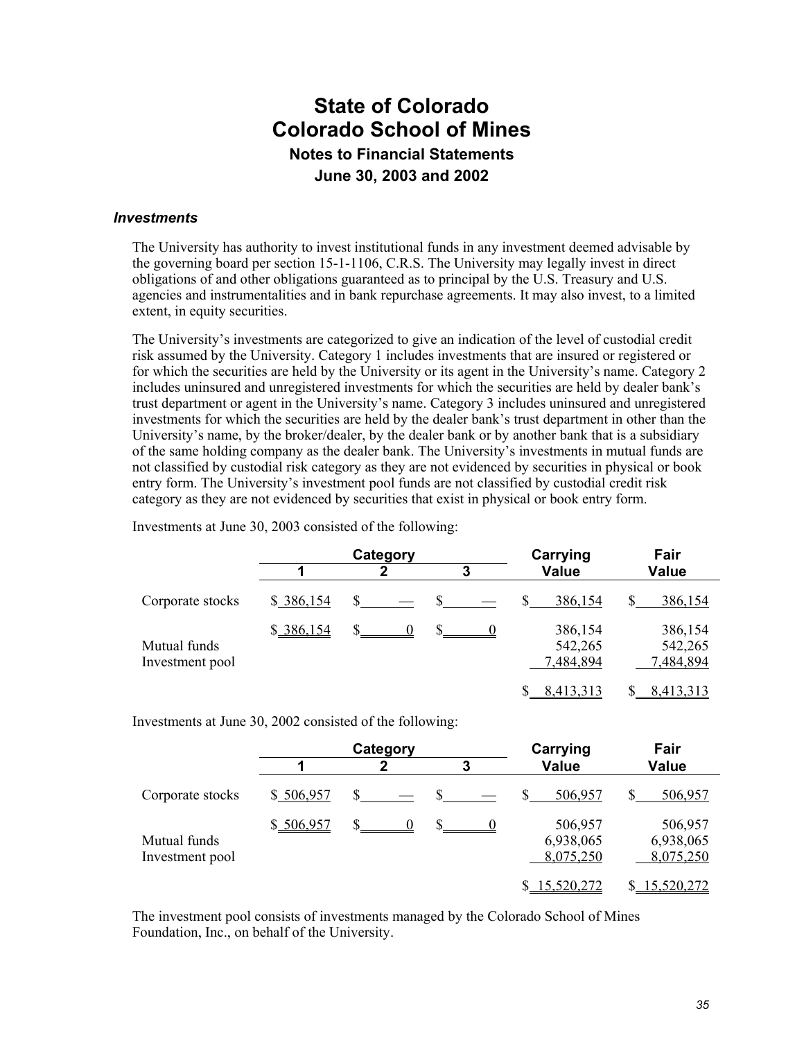# State of Colorado
# Colorado School of Mines
### Notes to Financial Statements
### June 30, 2003 and 2002

#### *Investments*

The University has authority to invest institutional funds in any investment deemed advisable by the governing board per section 15-1-1106, C.R.S. The University may legally invest in direct obligations of and other obligations guaranteed as to principal by the U.S. Treasury and U.S. agencies and instrumentalities and in bank repurchase agreements. It may also invest, to a limited extent, in equity securities.

The University's investments are categorized to give an indication of the level of custodial credit risk assumed by the University. Category 1 includes investments that are insured or registered or for which the securities are held by the University or its agent in the University's name. Category 2 includes uninsured and unregistered investments for which the securities are held by dealer bank's trust department or agent in the University's name. Category 3 includes uninsured and unregistered investments for which the securities are held by the dealer bank's trust department in other than the University's name, by the broker/dealer, by the dealer bank or by another bank that is a subsidiary of the same holding company as the dealer bank. The University's investments in mutual funds are not classified by custodial risk category as they are not evidenced by securities in physical or book entry form. The University's investment pool funds are not classified by custodial credit risk category as they are not evidenced by securities that exist in physical or book entry form.

Investments at June 30, 2003 consisted of the following:

| | Category | | | Carrying | Fair |
|---|---|---|---|---|---|
| | 1 | 2 | 3 | Value | Value |
| Corporate stocks | $ 386,154 | $ — | $ — | $ 386,154 | $ 386,154 |
| | $ 386,154 | $ 0 | $ 0 | 386,154 | 386,154 |
| Mutual funds | | | | 542,265 | 542,265 |
| Investment pool | | | | 7,484,894 | 7,484,894 |
| | | | | $ 8,413,313 | $ 8,413,313 |

Investments at June 30, 2002 consisted of the following:

| | Category | | | Carrying | Fair |
|---|---|---|---|---|---|
| | 1 | 2 | 3 | Value | Value |
| Corporate stocks | $ 506,957 | $ — | $ — | $ 506,957 | $ 506,957 |
| | $ 506,957 | $ 0 | $ 0 | 506,957 | 506,957 |
| Mutual funds | | | | 6,938,065 | 6,938,065 |
| Investment pool | | | | 8,075,250 | 8,075,250 |
| | | | | $ 15,520,272 | $ 15,520,272 |

The investment pool consists of investments managed by the Colorado School of Mines Foundation, Inc., on behalf of the University.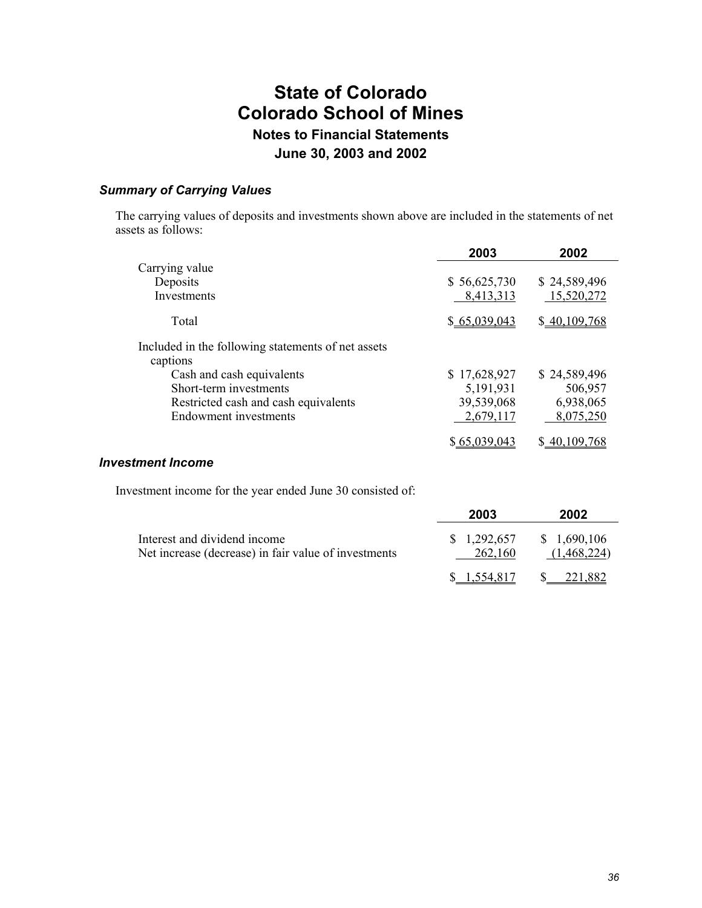# State of Colorado
# Colorado School of Mines
## Notes to Financial Statements
## June 30, 2003 and 2002

### *Summary of Carrying Values*

The carrying values of deposits and investments shown above are included in the statements of net assets as follows:

| | 2003 | 2002 |
|---|---|---|
| Carrying value | | |
| Deposits | $ 56,625,730 | $ 24,589,496 |
| Investments | 8,413,313 | 15,520,272 |
| Total | $ 65,039,043 | $ 40,109,768 |
| Included in the following statements of net assets captions | | |
| Cash and cash equivalents | $ 17,628,927 | $ 24,589,496 |
| Short-term investments | 5,191,931 | 506,957 |
| Restricted cash and cash equivalents | 39,539,068 | 6,938,065 |
| Endowment investments | 2,679,117 | 8,075,250 |
| | $ 65,039,043 | $ 40,109,768 |

### *Investment Income*

Investment income for the year ended June 30 consisted of:

| | 2003 | 2002 |
|---|---|---|
| Interest and dividend income | $ 1,292,657 | $ 1,690,106 |
| Net increase (decrease) in fair value of investments | 262,160 | (1,468,224) |
| | $ 1,554,817 | $ 221,882 |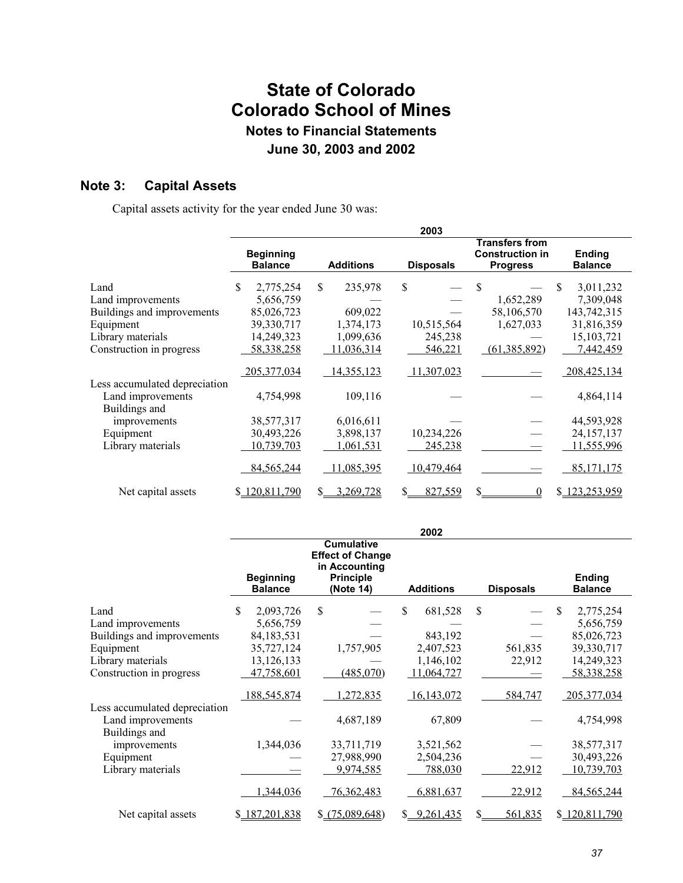# State of Colorado
# Colorado School of Mines
### Notes to Financial Statements
### June 30, 2003 and 2002

## Note 3: Capital Assets

Capital assets activity for the year ended June 30 was:

| | 2003 | | | | |
|---|---|---|---|---|---|
| | Beginning Balance | Additions | Disposals | Transfers from Construction in Progress | Ending Balance |
| Land | $ 2,775,254 | $ 235,978 | $ — | $ — | $ 3,011,232 |
| Land improvements | 5,656,759 | — | — | 1,652,289 | 7,309,048 |
| Buildings and improvements | 85,026,723 | 609,022 | — | 58,106,570 | 143,742,315 |
| Equipment | 39,330,717 | 1,374,173 | 10,515,564 | 1,627,033 | 31,816,359 |
| Library materials | 14,249,323 | 1,099,636 | 245,238 | — | 15,103,721 |
| Construction in progress | 58,338,258 | 11,036,314 | 546,221 | (61,385,892) | 7,442,459 |
| | 205,377,034 | 14,355,123 | 11,307,023 | — | 208,425,134 |
| Less accumulated depreciation | | | | | |
| Land improvements | 4,754,998 | 109,116 | — | — | 4,864,114 |
| Buildings and improvements | 38,577,317 | 6,016,611 | — | — | 44,593,928 |
| Equipment | 30,493,226 | 3,898,137 | 10,234,226 | — | 24,157,137 |
| Library materials | 10,739,703 | 1,061,531 | 245,238 | — | 11,555,996 |
| | 84,565,244 | 11,085,395 | 10,479,464 | — | 85,171,175 |
| Net capital assets | $ 120,811,790 | $ 3,269,728 | $ 827,559 | $ 0 | $ 123,253,959 |

| | 2002 | | | | |
|---|---|---|---|---|---|
| | Beginning Balance | Cumulative Effect of Change in Accounting Principle (Note 14) | Additions | Disposals | Ending Balance |
| Land | $ 2,093,726 | $ — | $ 681,528 | $ — | $ 2,775,254 |
| Land improvements | 5,656,759 | — | — | — | 5,656,759 |
| Buildings and improvements | 84,183,531 | — | 843,192 | — | 85,026,723 |
| Equipment | 35,727,124 | 1,757,905 | 2,407,523 | 561,835 | 39,330,717 |
| Library materials | 13,126,133 | — | 1,146,102 | 22,912 | 14,249,323 |
| Construction in progress | 47,758,601 | (485,070) | 11,064,727 | — | 58,338,258 |
| | 188,545,874 | 1,272,835 | 16,143,072 | 584,747 | 205,377,034 |
| Less accumulated depreciation | | | | | |
| Land improvements | — | 4,687,189 | 67,809 | — | 4,754,998 |
| Buildings and improvements | 1,344,036 | 33,711,719 | 3,521,562 | — | 38,577,317 |
| Equipment | — | 27,988,990 | 2,504,236 | — | 30,493,226 |
| Library materials | — | 9,974,585 | 788,030 | 22,912 | 10,739,703 |
| | 1,344,036 | 76,362,483 | 6,881,637 | 22,912 | 84,565,244 |
| Net capital assets | $ 187,201,838 | $ (75,089,648) | $ 9,261,435 | $ 561,835 | $ 120,811,790 |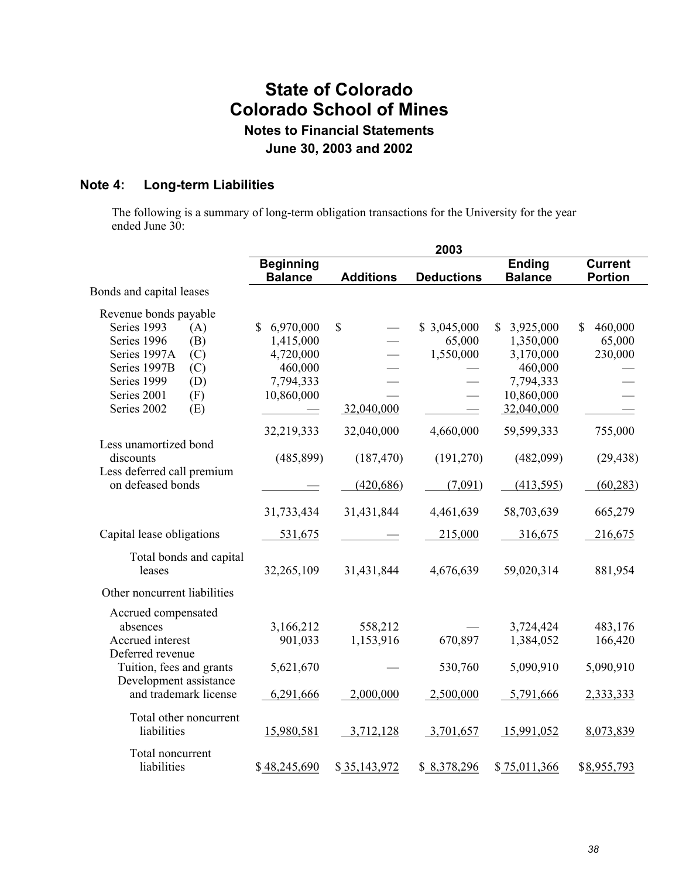# State of Colorado
# Colorado School of Mines
### Notes to Financial Statements
### June 30, 2003 and 2002

## Note 4: Long-term Liabilities

The following is a summary of long-term obligation transactions for the University for the year ended June 30:

| | 2003 | | | | |
|---|---|---|---|---|---|
| | **Beginning Balance** | **Additions** | **Deductions** | **Ending Balance** | **Current Portion** |
| Bonds and capital leases | | | | | |
| Revenue bonds payable | | | | | |
| Series 1993 (A) | $ 6,970,000 | $ — | $ 3,045,000 | $ 3,925,000 | $ 460,000 |
| Series 1996 (B) | 1,415,000 | — | 65,000 | 1,350,000 | 65,000 |
| Series 1997A (C) | 4,720,000 | — | 1,550,000 | 3,170,000 | 230,000 |
| Series 1997B (C) | 460,000 | — | — | 460,000 | — |
| Series 1999 (D) | 7,794,333 | — | — | 7,794,333 | — |
| Series 2001 (F) | 10,860,000 | — | — | 10,860,000 | — |
| Series 2002 (E) | — | 32,040,000 | — | 32,040,000 | — |
| | 32,219,333 | 32,040,000 | 4,660,000 | 59,599,333 | 755,000 |
| Less unamortized bond discounts | (485,899) | (187,470) | (191,270) | (482,099) | (29,438) |
| Less deferred call premium on defeased bonds | — | (420,686) | (7,091) | (413,595) | (60,283) |
| | 31,733,434 | 31,431,844 | 4,461,639 | 58,703,639 | 665,279 |
| Capital lease obligations | 531,675 | — | 215,000 | 316,675 | 216,675 |
| Total bonds and capital leases | 32,265,109 | 31,431,844 | 4,676,639 | 59,020,314 | 881,954 |
| Other noncurrent liabilities | | | | | |
| Accrued compensated absences | 3,166,212 | 558,212 | — | 3,724,424 | 483,176 |
| Accrued interest | 901,033 | 1,153,916 | 670,897 | 1,384,052 | 166,420 |
| Deferred revenue | | | | | |
| Tuition, fees and grants | 5,621,670 | — | 530,760 | 5,090,910 | 5,090,910 |
| Development assistance and trademark license | 6,291,666 | 2,000,000 | 2,500,000 | 5,791,666 | 2,333,333 |
| Total other noncurrent liabilities | 15,980,581 | 3,712,128 | 3,701,657 | 15,991,052 | 8,073,839 |
| Total noncurrent liabilities | $ 48,245,690 | $ 35,143,972 | $ 8,378,296 | $ 75,011,366 | $ 8,955,793 |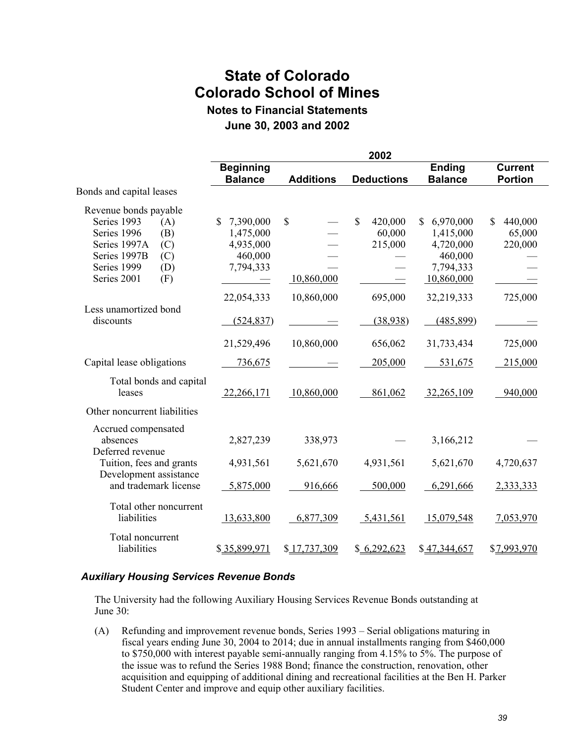# State of Colorado
# Colorado School of Mines
## Notes to Financial Statements
## June 30, 2003 and 2002

| | | 2002 | | | | |
|---|---|---|---|---|---|---|
| | | **Beginning Balance** | **Additions** | **Deductions** | **Ending Balance** | **Current Portion** |
| Bonds and capital leases | | | | | | |
| Revenue bonds payable | | | | | | |
| Series 1993 | (A) | $ 7,390,000 | $ — | $ 420,000 | $ 6,970,000 | $ 440,000 |
| Series 1996 | (B) | 1,475,000 | — | 60,000 | 1,415,000 | 65,000 |
| Series 1997A | (C) | 4,935,000 | — | 215,000 | 4,720,000 | 220,000 |
| Series 1997B | (C) | 460,000 | — | — | 460,000 | — |
| Series 1999 | (D) | 7,794,333 | — | — | 7,794,333 | — |
| Series 2001 | (F) | — | 10,860,000 | — | 10,860,000 | — |
| | | 22,054,333 | 10,860,000 | 695,000 | 32,219,333 | 725,000 |
| Less unamortized bond discounts | | (524,837) | — | (38,938) | (485,899) | — |
| | | 21,529,496 | 10,860,000 | 656,062 | 31,733,434 | 725,000 |
| Capital lease obligations | | 736,675 | — | 205,000 | 531,675 | 215,000 |
| Total bonds and capital leases | | 22,266,171 | 10,860,000 | 861,062 | 32,265,109 | 940,000 |
| Other noncurrent liabilities | | | | | | |
| Accrued compensated absences | | 2,827,239 | 338,973 | — | 3,166,212 | — |
| Deferred revenue | | | | | | |
| Tuition, fees and grants | | 4,931,561 | 5,621,670 | 4,931,561 | 5,621,670 | 4,720,637 |
| Development assistance and trademark license | | 5,875,000 | 916,666 | 500,000 | 6,291,666 | 2,333,333 |
| Total other noncurrent liabilities | | 13,633,800 | 6,877,309 | 5,431,561 | 15,079,548 | 7,053,970 |
| Total noncurrent liabilities | | $ 35,899,971 | $ 17,737,309 | $ 6,292,623 | $ 47,344,657 | $ 7,993,970 |

### *Auxiliary Housing Services Revenue Bonds*

The University had the following Auxiliary Housing Services Revenue Bonds outstanding at June 30:

(A) Refunding and improvement revenue bonds, Series 1993 – Serial obligations maturing in fiscal years ending June 30, 2004 to 2014; due in annual installments ranging from $460,000 to $750,000 with interest payable semi-annually ranging from 4.15% to 5%. The purpose of the issue was to refund the Series 1988 Bond; finance the construction, renovation, other acquisition and equipping of additional dining and recreational facilities at the Ben H. Parker Student Center and improve and equip other auxiliary facilities.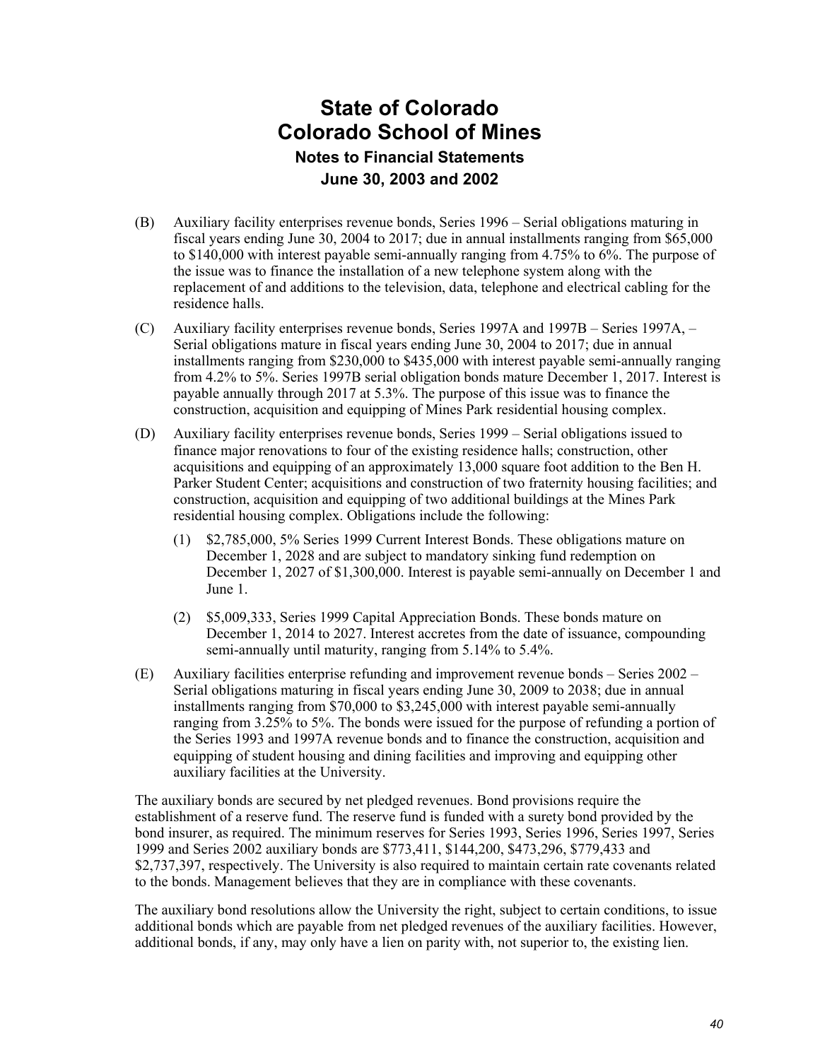# State of Colorado
# Colorado School of Mines
## Notes to Financial Statements
## June 30, 2003 and 2002

(B) Auxiliary facility enterprises revenue bonds, Series 1996 – Serial obligations maturing in fiscal years ending June 30, 2004 to 2017; due in annual installments ranging from $65,000 to $140,000 with interest payable semi-annually ranging from 4.75% to 6%. The purpose of the issue was to finance the installation of a new telephone system along with the replacement of and additions to the television, data, telephone and electrical cabling for the residence halls.

(C) Auxiliary facility enterprises revenue bonds, Series 1997A and 1997B – Series 1997A, – Serial obligations mature in fiscal years ending June 30, 2004 to 2017; due in annual installments ranging from $230,000 to $435,000 with interest payable semi-annually ranging from 4.2% to 5%. Series 1997B serial obligation bonds mature December 1, 2017. Interest is payable annually through 2017 at 5.3%. The purpose of this issue was to finance the construction, acquisition and equipping of Mines Park residential housing complex.

(D) Auxiliary facility enterprises revenue bonds, Series 1999 – Serial obligations issued to finance major renovations to four of the existing residence halls; construction, other acquisitions and equipping of an approximately 13,000 square foot addition to the Ben H. Parker Student Center; acquisitions and construction of two fraternity housing facilities; and construction, acquisition and equipping of two additional buildings at the Mines Park residential housing complex. Obligations include the following:

   (1) $2,785,000, 5% Series 1999 Current Interest Bonds. These obligations mature on December 1, 2028 and are subject to mandatory sinking fund redemption on December 1, 2027 of $1,300,000. Interest is payable semi-annually on December 1 and June 1.

   (2) $5,009,333, Series 1999 Capital Appreciation Bonds. These bonds mature on December 1, 2014 to 2027. Interest accretes from the date of issuance, compounding semi-annually until maturity, ranging from 5.14% to 5.4%.

(E) Auxiliary facilities enterprise refunding and improvement revenue bonds – Series 2002 – Serial obligations maturing in fiscal years ending June 30, 2009 to 2038; due in annual installments ranging from $70,000 to $3,245,000 with interest payable semi-annually ranging from 3.25% to 5%. The bonds were issued for the purpose of refunding a portion of the Series 1993 and 1997A revenue bonds and to finance the construction, acquisition and equipping of student housing and dining facilities and improving and equipping other auxiliary facilities at the University.

The auxiliary bonds are secured by net pledged revenues. Bond provisions require the establishment of a reserve fund. The reserve fund is funded with a surety bond provided by the bond insurer, as required. The minimum reserves for Series 1993, Series 1996, Series 1997, Series 1999 and Series 2002 auxiliary bonds are $773,411, $144,200, $473,296, $779,433 and $2,737,397, respectively. The University is also required to maintain certain rate covenants related to the bonds. Management believes that they are in compliance with these covenants.

The auxiliary bond resolutions allow the University the right, subject to certain conditions, to issue additional bonds which are payable from net pledged revenues of the auxiliary facilities. However, additional bonds, if any, may only have a lien on parity with, not superior to, the existing lien.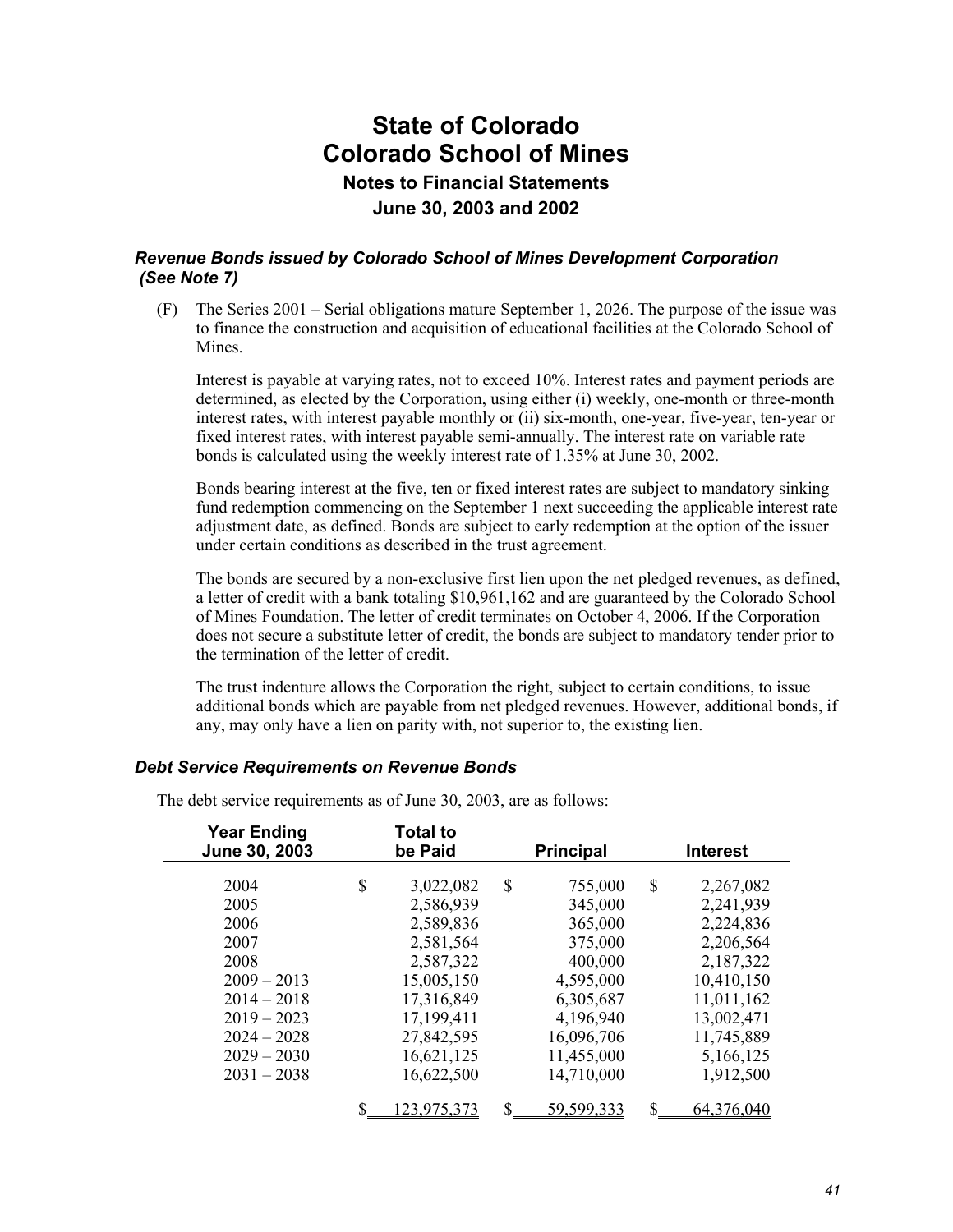# State of Colorado
# Colorado School of Mines
## Notes to Financial Statements
## June 30, 2003 and 2002

### *Revenue Bonds issued by Colorado School of Mines Development Corporation (See Note 7)*

(F) The Series 2001 – Serial obligations mature September 1, 2026. The purpose of the issue was to finance the construction and acquisition of educational facilities at the Colorado School of Mines.

Interest is payable at varying rates, not to exceed 10%. Interest rates and payment periods are determined, as elected by the Corporation, using either (i) weekly, one-month or three-month interest rates, with interest payable monthly or (ii) six-month, one-year, five-year, ten-year or fixed interest rates, with interest payable semi-annually. The interest rate on variable rate bonds is calculated using the weekly interest rate of 1.35% at June 30, 2002.

Bonds bearing interest at the five, ten or fixed interest rates are subject to mandatory sinking fund redemption commencing on the September 1 next succeeding the applicable interest rate adjustment date, as defined. Bonds are subject to early redemption at the option of the issuer under certain conditions as described in the trust agreement.

The bonds are secured by a non-exclusive first lien upon the net pledged revenues, as defined, a letter of credit with a bank totaling $10,961,162 and are guaranteed by the Colorado School of Mines Foundation. The letter of credit terminates on October 4, 2006. If the Corporation does not secure a substitute letter of credit, the bonds are subject to mandatory tender prior to the termination of the letter of credit.

The trust indenture allows the Corporation the right, subject to certain conditions, to issue additional bonds which are payable from net pledged revenues. However, additional bonds, if any, may only have a lien on parity with, not superior to, the existing lien.

### *Debt Service Requirements on Revenue Bonds*

The debt service requirements as of June 30, 2003, are as follows:

| Year Ending June 30, 2003 | Total to be Paid | Principal | Interest |
|---|---|---|---|
| 2004 | $ 3,022,082 | $ 755,000 | $ 2,267,082 |
| 2005 | 2,586,939 | 345,000 | 2,241,939 |
| 2006 | 2,589,836 | 365,000 | 2,224,836 |
| 2007 | 2,581,564 | 375,000 | 2,206,564 |
| 2008 | 2,587,322 | 400,000 | 2,187,322 |
| 2009 – 2013 | 15,005,150 | 4,595,000 | 10,410,150 |
| 2014 – 2018 | 17,316,849 | 6,305,687 | 11,011,162 |
| 2019 – 2023 | 17,199,411 | 4,196,940 | 13,002,471 |
| 2024 – 2028 | 27,842,595 | 16,096,706 | 11,745,889 |
| 2029 – 2030 | 16,621,125 | 11,455,000 | 5,166,125 |
| 2031 – 2038 | 16,622,500 | 14,710,000 | 1,912,500 |
| | $ 123,975,373 | $ 59,599,333 | $ 64,376,040 |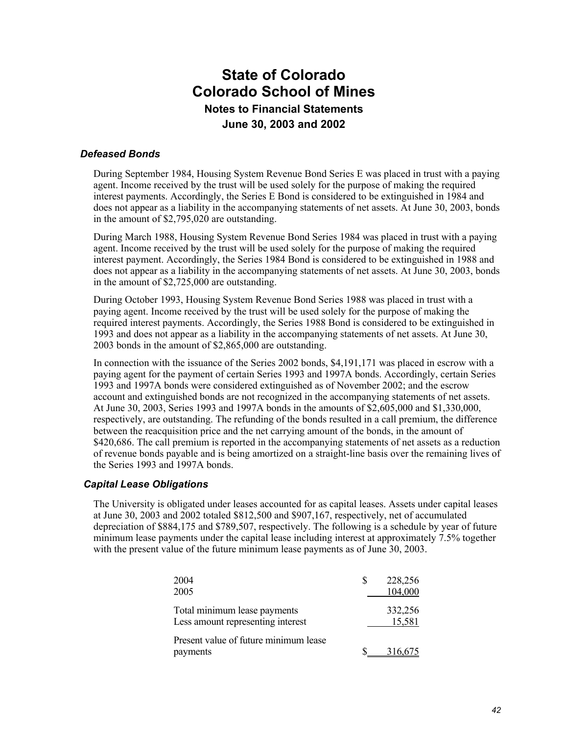# State of Colorado
# Colorado School of Mines
### Notes to Financial Statements
### June 30, 2003 and 2002

### *Defeased Bonds*

During September 1984, Housing System Revenue Bond Series E was placed in trust with a paying agent. Income received by the trust will be used solely for the purpose of making the required interest payments. Accordingly, the Series E Bond is considered to be extinguished in 1984 and does not appear as a liability in the accompanying statements of net assets. At June 30, 2003, bonds in the amount of $2,795,020 are outstanding.

During March 1988, Housing System Revenue Bond Series 1984 was placed in trust with a paying agent. Income received by the trust will be used solely for the purpose of making the required interest payment. Accordingly, the Series 1984 Bond is considered to be extinguished in 1988 and does not appear as a liability in the accompanying statements of net assets. At June 30, 2003, bonds in the amount of $2,725,000 are outstanding.

During October 1993, Housing System Revenue Bond Series 1988 was placed in trust with a paying agent. Income received by the trust will be used solely for the purpose of making the required interest payments. Accordingly, the Series 1988 Bond is considered to be extinguished in 1993 and does not appear as a liability in the accompanying statements of net assets. At June 30, 2003 bonds in the amount of $2,865,000 are outstanding.

In connection with the issuance of the Series 2002 bonds, $4,191,171 was placed in escrow with a paying agent for the payment of certain Series 1993 and 1997A bonds. Accordingly, certain Series 1993 and 1997A bonds were considered extinguished as of November 2002; and the escrow account and extinguished bonds are not recognized in the accompanying statements of net assets. At June 30, 2003, Series 1993 and 1997A bonds in the amounts of $2,605,000 and $1,330,000, respectively, are outstanding. The refunding of the bonds resulted in a call premium, the difference between the reacquisition price and the net carrying amount of the bonds, in the amount of $420,686. The call premium is reported in the accompanying statements of net assets as a reduction of revenue bonds payable and is being amortized on a straight-line basis over the remaining lives of the Series 1993 and 1997A bonds.

### *Capital Lease Obligations*

The University is obligated under leases accounted for as capital leases. Assets under capital leases at June 30, 2003 and 2002 totaled $812,500 and $907,167, respectively, net of accumulated depreciation of $884,175 and $789,507, respectively. The following is a schedule by year of future minimum lease payments under the capital lease including interest at approximately 7.5% together with the present value of the future minimum lease payments as of June 30, 2003.

| | |
|---|---|
| 2004 | $ 228,256 |
| 2005 | 104,000 |
| Total minimum lease payments | 332,256 |
| Less amount representing interest | 15,581 |
| Present value of future minimum lease payments | $ 316,675 |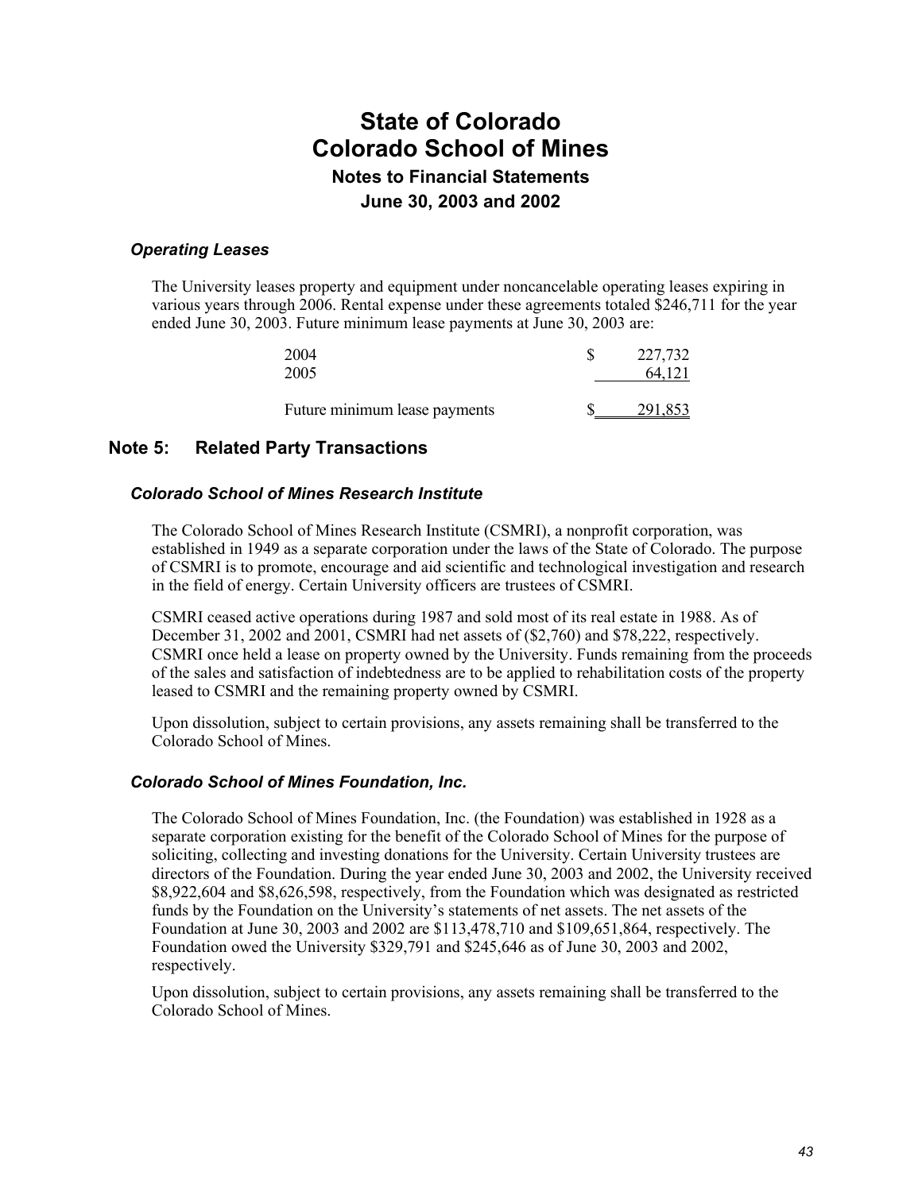# State of Colorado
# Colorado School of Mines
### Notes to Financial Statements
### June 30, 2003 and 2002

#### *Operating Leases*

The University leases property and equipment under noncancelable operating leases expiring in various years through 2006. Rental expense under these agreements totaled $246,711 for the year ended June 30, 2003. Future minimum lease payments at June 30, 2003 are:

| | |
|---|---|
| 2004 | $ 227,732 |
| 2005 | 64,121 |
| Future minimum lease payments | $ 291,853 |

## Note 5: Related Party Transactions

#### *Colorado School of Mines Research Institute*

The Colorado School of Mines Research Institute (CSMRI), a nonprofit corporation, was established in 1949 as a separate corporation under the laws of the State of Colorado. The purpose of CSMRI is to promote, encourage and aid scientific and technological investigation and research in the field of energy. Certain University officers are trustees of CSMRI.

CSMRI ceased active operations during 1987 and sold most of its real estate in 1988. As of December 31, 2002 and 2001, CSMRI had net assets of ($2,760) and $78,222, respectively. CSMRI once held a lease on property owned by the University. Funds remaining from the proceeds of the sales and satisfaction of indebtedness are to be applied to rehabilitation costs of the property leased to CSMRI and the remaining property owned by CSMRI.

Upon dissolution, subject to certain provisions, any assets remaining shall be transferred to the Colorado School of Mines.

#### *Colorado School of Mines Foundation, Inc.*

The Colorado School of Mines Foundation, Inc. (the Foundation) was established in 1928 as a separate corporation existing for the benefit of the Colorado School of Mines for the purpose of soliciting, collecting and investing donations for the University. Certain University trustees are directors of the Foundation. During the year ended June 30, 2003 and 2002, the University received $8,922,604 and $8,626,598, respectively, from the Foundation which was designated as restricted funds by the Foundation on the University's statements of net assets. The net assets of the Foundation at June 30, 2003 and 2002 are $113,478,710 and $109,651,864, respectively. The Foundation owed the University $329,791 and $245,646 as of June 30, 2003 and 2002, respectively.

Upon dissolution, subject to certain provisions, any assets remaining shall be transferred to the Colorado School of Mines.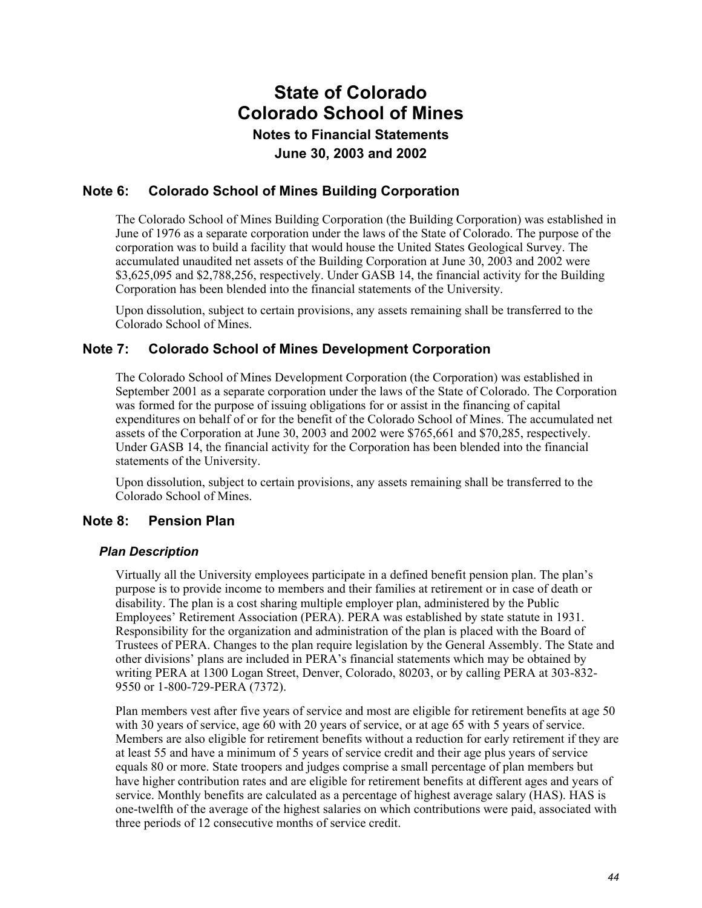# State of Colorado
# Colorado School of Mines
### Notes to Financial Statements
### June 30, 2003 and 2002

## Note 6: Colorado School of Mines Building Corporation

The Colorado School of Mines Building Corporation (the Building Corporation) was established in June of 1976 as a separate corporation under the laws of the State of Colorado. The purpose of the corporation was to build a facility that would house the United States Geological Survey. The accumulated unaudited net assets of the Building Corporation at June 30, 2003 and 2002 were $3,625,095 and $2,788,256, respectively. Under GASB 14, the financial activity for the Building Corporation has been blended into the financial statements of the University.

Upon dissolution, subject to certain provisions, any assets remaining shall be transferred to the Colorado School of Mines.

## Note 7: Colorado School of Mines Development Corporation

The Colorado School of Mines Development Corporation (the Corporation) was established in September 2001 as a separate corporation under the laws of the State of Colorado. The Corporation was formed for the purpose of issuing obligations for or assist in the financing of capital expenditures on behalf of or for the benefit of the Colorado School of Mines. The accumulated net assets of the Corporation at June 30, 2003 and 2002 were $765,661 and $70,285, respectively. Under GASB 14, the financial activity for the Corporation has been blended into the financial statements of the University.

Upon dissolution, subject to certain provisions, any assets remaining shall be transferred to the Colorado School of Mines.

## Note 8: Pension Plan

### *Plan Description*

Virtually all the University employees participate in a defined benefit pension plan. The plan's purpose is to provide income to members and their families at retirement or in case of death or disability. The plan is a cost sharing multiple employer plan, administered by the Public Employees' Retirement Association (PERA). PERA was established by state statute in 1931. Responsibility for the organization and administration of the plan is placed with the Board of Trustees of PERA. Changes to the plan require legislation by the General Assembly. The State and other divisions' plans are included in PERA's financial statements which may be obtained by writing PERA at 1300 Logan Street, Denver, Colorado, 80203, or by calling PERA at 303-832-9550 or 1-800-729-PERA (7372).

Plan members vest after five years of service and most are eligible for retirement benefits at age 50 with 30 years of service, age 60 with 20 years of service, or at age 65 with 5 years of service. Members are also eligible for retirement benefits without a reduction for early retirement if they are at least 55 and have a minimum of 5 years of service credit and their age plus years of service equals 80 or more. State troopers and judges comprise a small percentage of plan members but have higher contribution rates and are eligible for retirement benefits at different ages and years of service. Monthly benefits are calculated as a percentage of highest average salary (HAS). HAS is one-twelfth of the average of the highest salaries on which contributions were paid, associated with three periods of 12 consecutive months of service credit.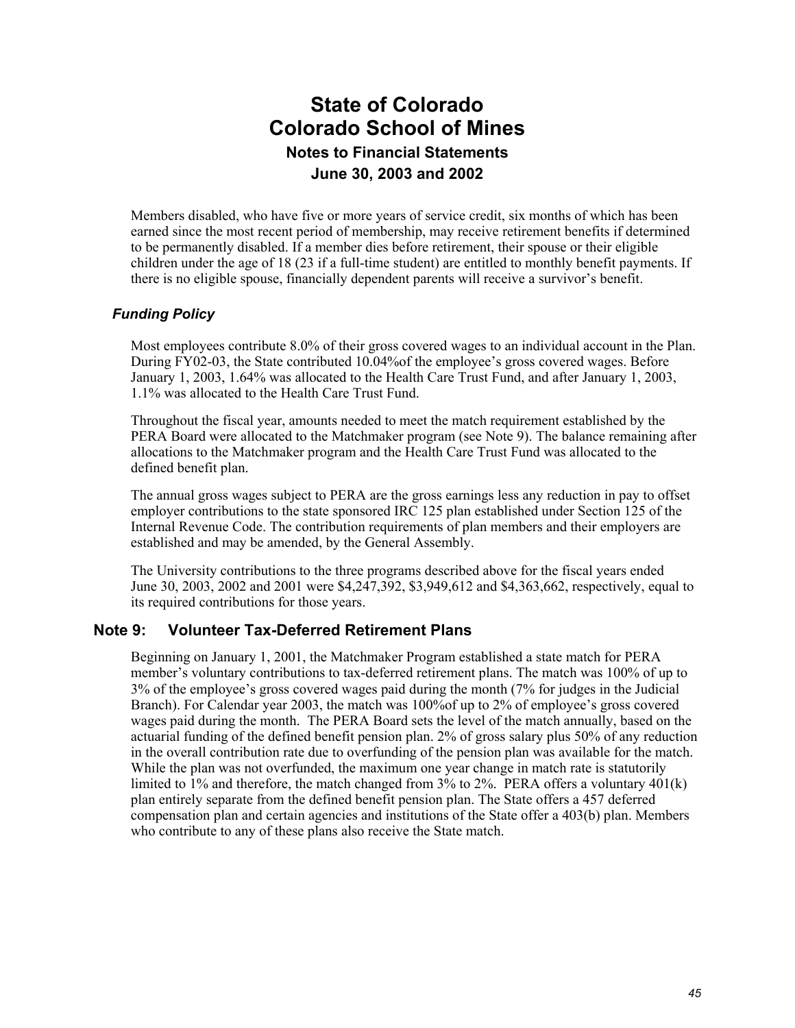Members disabled, who have five or more years of service credit, six months of which has been earned since the most recent period of membership, may receive retirement benefits if determined to be permanently disabled. If a member dies before retirement, their spouse or their eligible children under the age of 18 (23 if a full-time student) are entitled to monthly benefit payments. If there is no eligible spouse, financially dependent parents will receive a survivor's benefit.

### *Funding Policy*

Most employees contribute 8.0% of their gross covered wages to an individual account in the Plan. During FY02-03, the State contributed 10.04%of the employee's gross covered wages. Before January 1, 2003, 1.64% was allocated to the Health Care Trust Fund, and after January 1, 2003, 1.1% was allocated to the Health Care Trust Fund.

Throughout the fiscal year, amounts needed to meet the match requirement established by the PERA Board were allocated to the Matchmaker program (see Note 9). The balance remaining after allocations to the Matchmaker program and the Health Care Trust Fund was allocated to the defined benefit plan.

The annual gross wages subject to PERA are the gross earnings less any reduction in pay to offset employer contributions to the state sponsored IRC 125 plan established under Section 125 of the Internal Revenue Code. The contribution requirements of plan members and their employers are established and may be amended, by the General Assembly.

The University contributions to the three programs described above for the fiscal years ended June 30, 2003, 2002 and 2001 were $4,247,392, $3,949,612 and $4,363,662, respectively, equal to its required contributions for those years.

## Note 9: Volunteer Tax-Deferred Retirement Plans

Beginning on January 1, 2001, the Matchmaker Program established a state match for PERA member's voluntary contributions to tax-deferred retirement plans. The match was 100% of up to 3% of the employee's gross covered wages paid during the month (7% for judges in the Judicial Branch). For Calendar year 2003, the match was 100%of up to 2% of employee's gross covered wages paid during the month. The PERA Board sets the level of the match annually, based on the actuarial funding of the defined benefit pension plan. 2% of gross salary plus 50% of any reduction in the overall contribution rate due to overfunding of the pension plan was available for the match. While the plan was not overfunded, the maximum one year change in match rate is statutorily limited to 1% and therefore, the match changed from 3% to 2%. PERA offers a voluntary 401(k) plan entirely separate from the defined benefit pension plan. The State offers a 457 deferred compensation plan and certain agencies and institutions of the State offer a 403(b) plan. Members who contribute to any of these plans also receive the State match.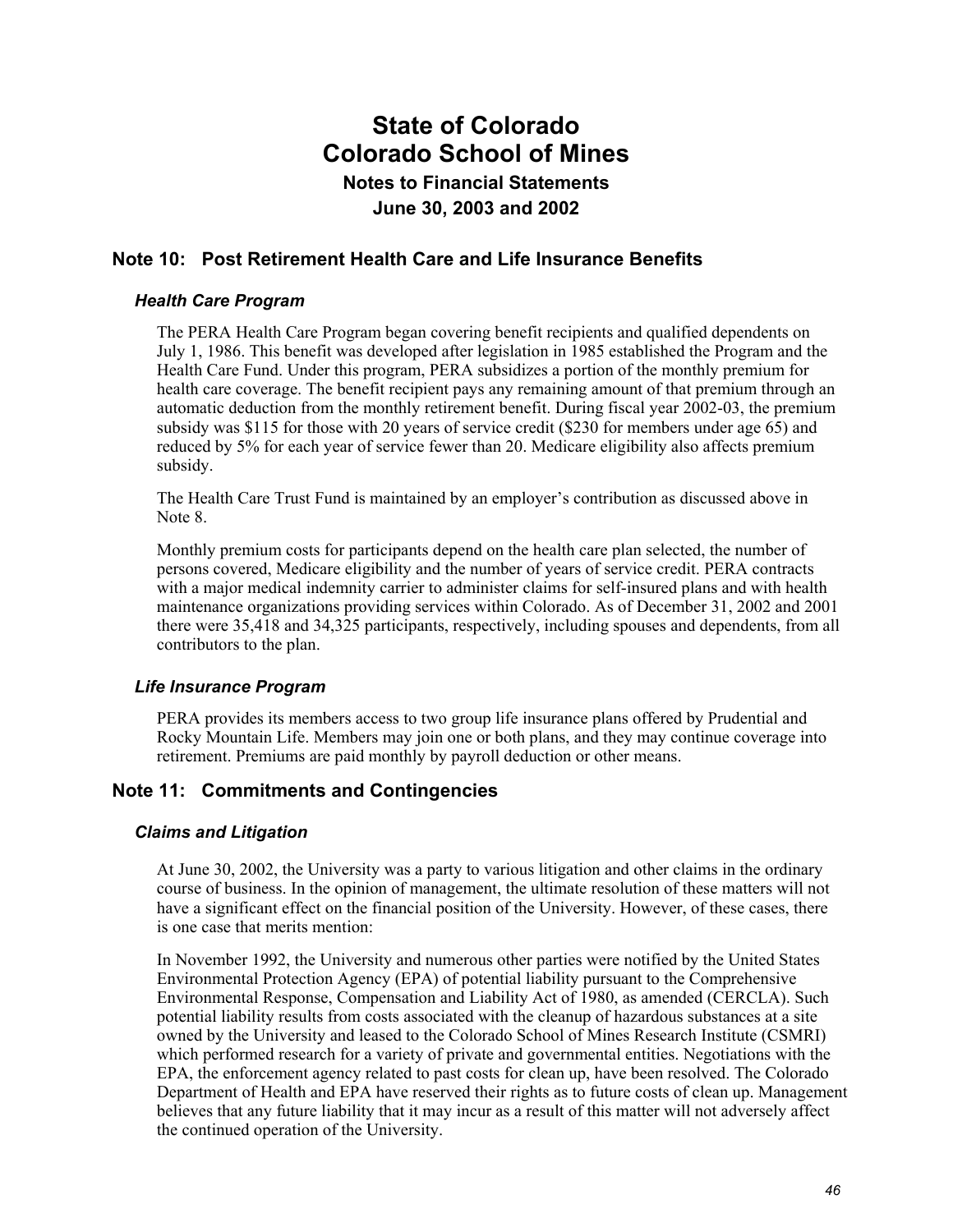## Note 10: Post Retirement Health Care and Life Insurance Benefits

### *Health Care Program*

The PERA Health Care Program began covering benefit recipients and qualified dependents on July 1, 1986. This benefit was developed after legislation in 1985 established the Program and the Health Care Fund. Under this program, PERA subsidizes a portion of the monthly premium for health care coverage. The benefit recipient pays any remaining amount of that premium through an automatic deduction from the monthly retirement benefit. During fiscal year 2002-03, the premium subsidy was $115 for those with 20 years of service credit ($230 for members under age 65) and reduced by 5% for each year of service fewer than 20. Medicare eligibility also affects premium subsidy.

The Health Care Trust Fund is maintained by an employer's contribution as discussed above in Note 8.

Monthly premium costs for participants depend on the health care plan selected, the number of persons covered, Medicare eligibility and the number of years of service credit. PERA contracts with a major medical indemnity carrier to administer claims for self-insured plans and with health maintenance organizations providing services within Colorado. As of December 31, 2002 and 2001 there were 35,418 and 34,325 participants, respectively, including spouses and dependents, from all contributors to the plan.

### *Life Insurance Program*

PERA provides its members access to two group life insurance plans offered by Prudential and Rocky Mountain Life. Members may join one or both plans, and they may continue coverage into retirement. Premiums are paid monthly by payroll deduction or other means.

## Note 11: Commitments and Contingencies

### *Claims and Litigation*

At June 30, 2002, the University was a party to various litigation and other claims in the ordinary course of business. In the opinion of management, the ultimate resolution of these matters will not have a significant effect on the financial position of the University. However, of these cases, there is one case that merits mention:

In November 1992, the University and numerous other parties were notified by the United States Environmental Protection Agency (EPA) of potential liability pursuant to the Comprehensive Environmental Response, Compensation and Liability Act of 1980, as amended (CERCLA). Such potential liability results from costs associated with the cleanup of hazardous substances at a site owned by the University and leased to the Colorado School of Mines Research Institute (CSMRI) which performed research for a variety of private and governmental entities. Negotiations with the EPA, the enforcement agency related to past costs for clean up, have been resolved. The Colorado Department of Health and EPA have reserved their rights as to future costs of clean up. Management believes that any future liability that it may incur as a result of this matter will not adversely affect the continued operation of the University.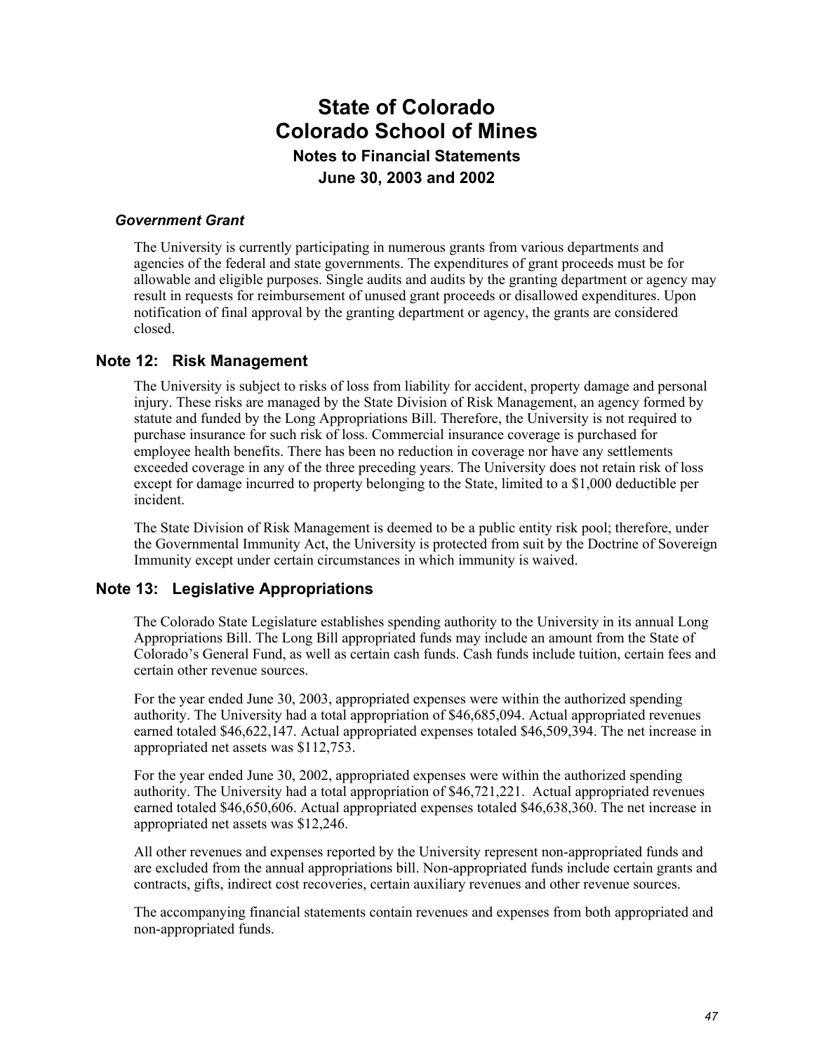### *Government Grant*

The University is currently participating in numerous grants from various departments and agencies of the federal and state governments. The expenditures of grant proceeds must be for allowable and eligible purposes. Single audits and audits by the granting department or agency may result in requests for reimbursement of unused grant proceeds or disallowed expenditures. Upon notification of final approval by the granting department or agency, the grants are considered closed.

## Note 12: Risk Management

The University is subject to risks of loss from liability for accident, property damage and personal injury. These risks are managed by the State Division of Risk Management, an agency formed by statute and funded by the Long Appropriations Bill. Therefore, the University is not required to purchase insurance for such risk of loss. Commercial insurance coverage is purchased for employee health benefits. There has been no reduction in coverage nor have any settlements exceeded coverage in any of the three preceding years. The University does not retain risk of loss except for damage incurred to property belonging to the State, limited to a $1,000 deductible per incident.

The State Division of Risk Management is deemed to be a public entity risk pool; therefore, under the Governmental Immunity Act, the University is protected from suit by the Doctrine of Sovereign Immunity except under certain circumstances in which immunity is waived.

## Note 13: Legislative Appropriations

The Colorado State Legislature establishes spending authority to the University in its annual Long Appropriations Bill. The Long Bill appropriated funds may include an amount from the State of Colorado's General Fund, as well as certain cash funds. Cash funds include tuition, certain fees and certain other revenue sources.

For the year ended June 30, 2003, appropriated expenses were within the authorized spending authority. The University had a total appropriation of $46,685,094. Actual appropriated revenues earned totaled $46,622,147. Actual appropriated expenses totaled $46,509,394. The net increase in appropriated net assets was $112,753.

For the year ended June 30, 2002, appropriated expenses were within the authorized spending authority. The University had a total appropriation of $46,721,221. Actual appropriated revenues earned totaled $46,650,606. Actual appropriated expenses totaled $46,638,360. The net increase in appropriated net assets was $12,246.

All other revenues and expenses reported by the University represent non-appropriated funds and are excluded from the annual appropriations bill. Non-appropriated funds include certain grants and contracts, gifts, indirect cost recoveries, certain auxiliary revenues and other revenue sources.

The accompanying financial statements contain revenues and expenses from both appropriated and non-appropriated funds.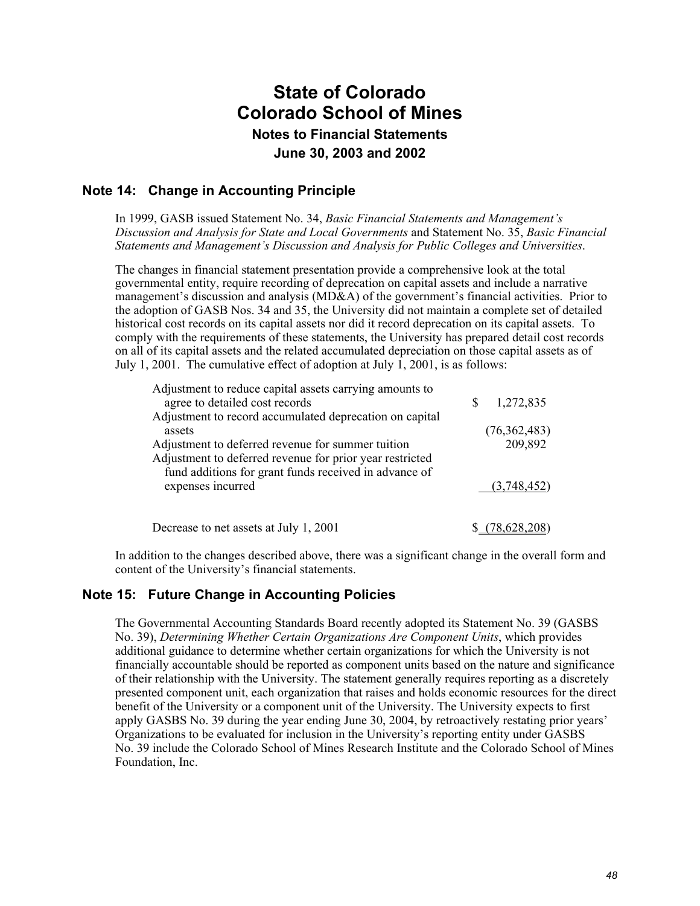# State of Colorado
# Colorado School of Mines
### Notes to Financial Statements
### June 30, 2003 and 2002

## Note 14: Change in Accounting Principle

In 1999, GASB issued Statement No. 34, *Basic Financial Statements and Management's Discussion and Analysis for State and Local Governments* and Statement No. 35, *Basic Financial Statements and Management's Discussion and Analysis for Public Colleges and Universities*.

The changes in financial statement presentation provide a comprehensive look at the total governmental entity, require recording of deprecation on capital assets and include a narrative management's discussion and analysis (MD&A) of the government's financial activities. Prior to the adoption of GASB Nos. 34 and 35, the University did not maintain a complete set of detailed historical cost records on its capital assets nor did it record deprecation on its capital assets. To comply with the requirements of these statements, the University has prepared detail cost records on all of its capital assets and the related accumulated depreciation on those capital assets as of July 1, 2001. The cumulative effect of adoption at July 1, 2001, is as follows:

| | |
|---|---|
| Adjustment to reduce capital assets carrying amounts to agree to detailed cost records | $ 1,272,835 |
| Adjustment to record accumulated deprecation on capital assets | (76,362,483) |
| Adjustment to deferred revenue for summer tuition | 209,892 |
| Adjustment to deferred revenue for prior year restricted fund additions for grant funds received in advance of expenses incurred | (3,748,452) |
| Decrease to net assets at July 1, 2001 | $ (78,628,208) |

In addition to the changes described above, there was a significant change in the overall form and content of the University's financial statements.

## Note 15: Future Change in Accounting Policies

The Governmental Accounting Standards Board recently adopted its Statement No. 39 (GASBS No. 39), *Determining Whether Certain Organizations Are Component Units*, which provides additional guidance to determine whether certain organizations for which the University is not financially accountable should be reported as component units based on the nature and significance of their relationship with the University. The statement generally requires reporting as a discretely presented component unit, each organization that raises and holds economic resources for the direct benefit of the University or a component unit of the University. The University expects to first apply GASBS No. 39 during the year ending June 30, 2004, by retroactively restating prior years' Organizations to be evaluated for inclusion in the University's reporting entity under GASBS No. 39 include the Colorado School of Mines Research Institute and the Colorado School of Mines Foundation, Inc.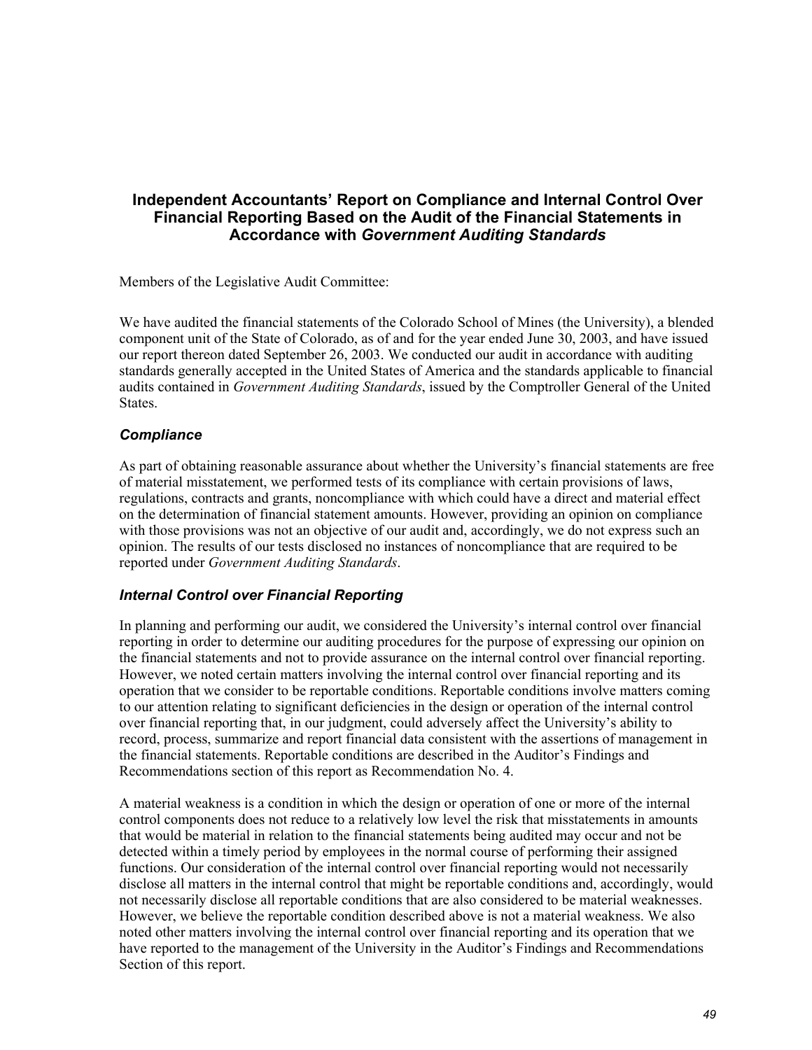# Independent Accountants' Report on Compliance and Internal Control Over Financial Reporting Based on the Audit of the Financial Statements in Accordance with *Government Auditing Standards*

Members of the Legislative Audit Committee:

We have audited the financial statements of the Colorado School of Mines (the University), a blended component unit of the State of Colorado, as of and for the year ended June 30, 2003, and have issued our report thereon dated September 26, 2003. We conducted our audit in accordance with auditing standards generally accepted in the United States of America and the standards applicable to financial audits contained in *Government Auditing Standards*, issued by the Comptroller General of the United States.

## *Compliance*

As part of obtaining reasonable assurance about whether the University's financial statements are free of material misstatement, we performed tests of its compliance with certain provisions of laws, regulations, contracts and grants, noncompliance with which could have a direct and material effect on the determination of financial statement amounts. However, providing an opinion on compliance with those provisions was not an objective of our audit and, accordingly, we do not express such an opinion. The results of our tests disclosed no instances of noncompliance that are required to be reported under *Government Auditing Standards*.

## *Internal Control over Financial Reporting*

In planning and performing our audit, we considered the University's internal control over financial reporting in order to determine our auditing procedures for the purpose of expressing our opinion on the financial statements and not to provide assurance on the internal control over financial reporting. However, we noted certain matters involving the internal control over financial reporting and its operation that we consider to be reportable conditions. Reportable conditions involve matters coming to our attention relating to significant deficiencies in the design or operation of the internal control over financial reporting that, in our judgment, could adversely affect the University's ability to record, process, summarize and report financial data consistent with the assertions of management in the financial statements. Reportable conditions are described in the Auditor's Findings and Recommendations section of this report as Recommendation No. 4.

A material weakness is a condition in which the design or operation of one or more of the internal control components does not reduce to a relatively low level the risk that misstatements in amounts that would be material in relation to the financial statements being audited may occur and not be detected within a timely period by employees in the normal course of performing their assigned functions. Our consideration of the internal control over financial reporting would not necessarily disclose all matters in the internal control that might be reportable conditions and, accordingly, would not necessarily disclose all reportable conditions that are also considered to be material weaknesses. However, we believe the reportable condition described above is not a material weakness. We also noted other matters involving the internal control over financial reporting and its operation that we have reported to the management of the University in the Auditor's Findings and Recommendations Section of this report.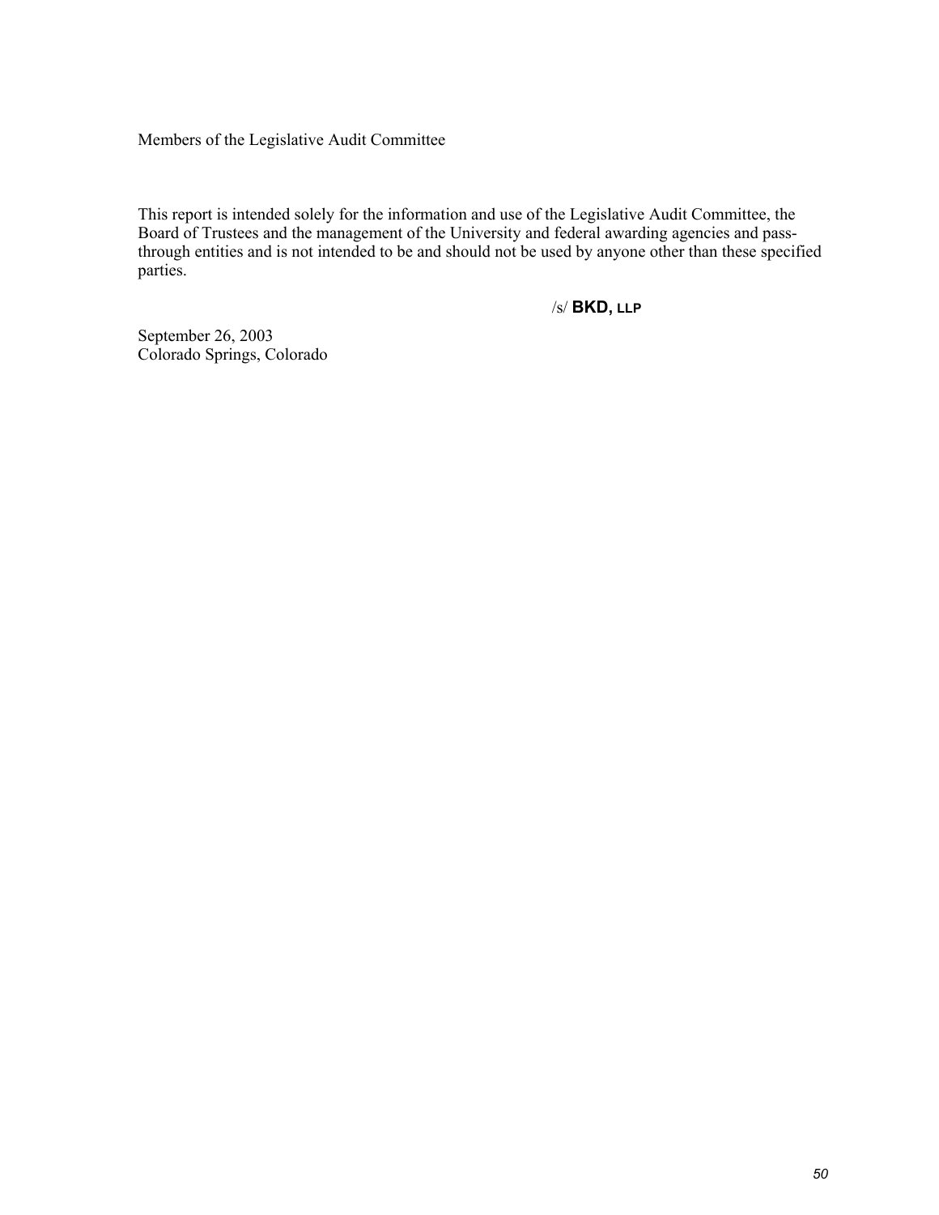Members of the Legislative Audit Committee

This report is intended solely for the information and use of the Legislative Audit Committee, the Board of Trustees and the management of the University and federal awarding agencies and pass-through entities and is not intended to be and should not be used by anyone other than these specified parties.

/s/ **BKD, LLP**

September 26, 2003
Colorado Springs, Colorado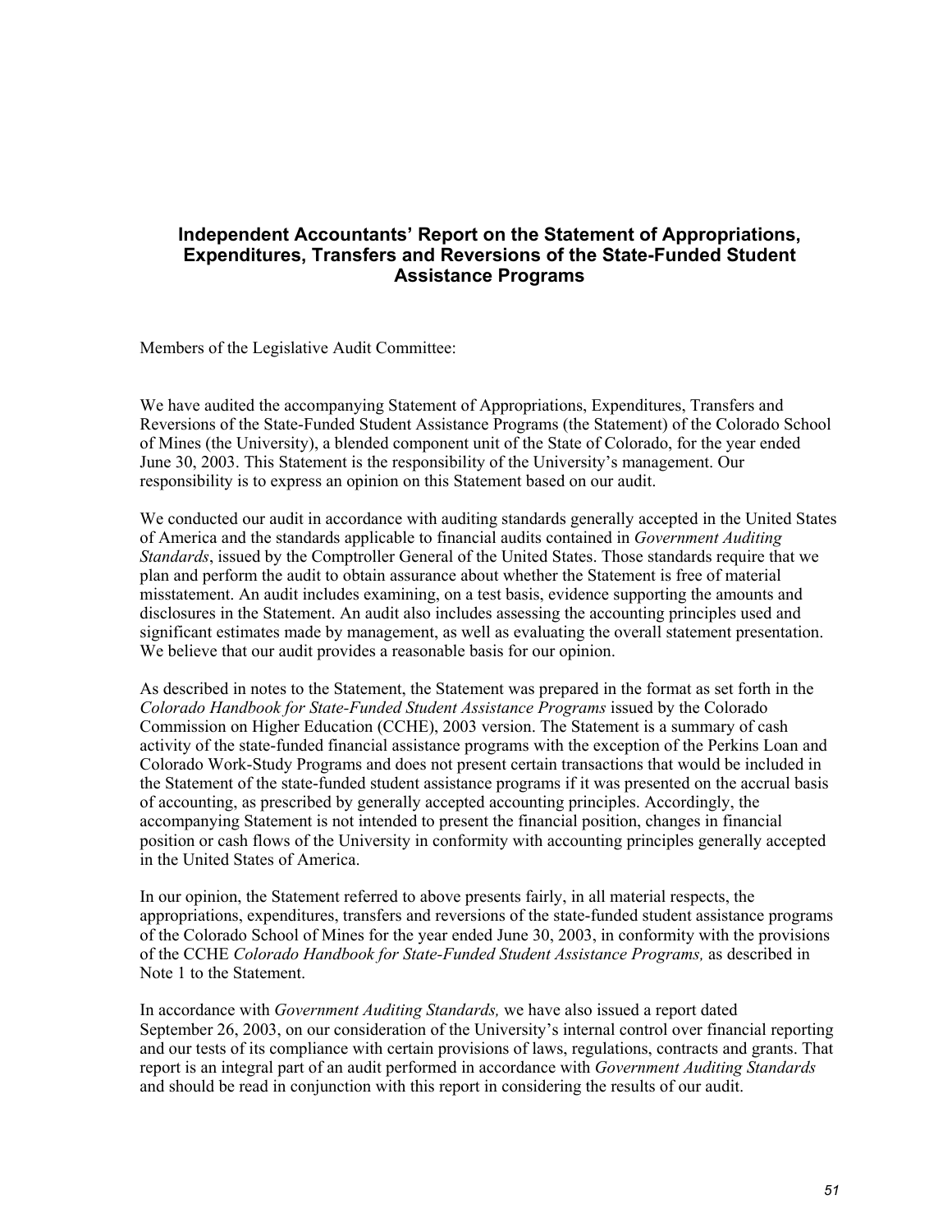# Independent Accountants' Report on the Statement of Appropriations, Expenditures, Transfers and Reversions of the State-Funded Student Assistance Programs

Members of the Legislative Audit Committee:

We have audited the accompanying Statement of Appropriations, Expenditures, Transfers and Reversions of the State-Funded Student Assistance Programs (the Statement) of the Colorado School of Mines (the University), a blended component unit of the State of Colorado, for the year ended June 30, 2003. This Statement is the responsibility of the University's management. Our responsibility is to express an opinion on this Statement based on our audit.

We conducted our audit in accordance with auditing standards generally accepted in the United States of America and the standards applicable to financial audits contained in *Government Auditing Standards*, issued by the Comptroller General of the United States. Those standards require that we plan and perform the audit to obtain assurance about whether the Statement is free of material misstatement. An audit includes examining, on a test basis, evidence supporting the amounts and disclosures in the Statement. An audit also includes assessing the accounting principles used and significant estimates made by management, as well as evaluating the overall statement presentation. We believe that our audit provides a reasonable basis for our opinion.

As described in notes to the Statement, the Statement was prepared in the format as set forth in the *Colorado Handbook for State-Funded Student Assistance Programs* issued by the Colorado Commission on Higher Education (CCHE), 2003 version. The Statement is a summary of cash activity of the state-funded financial assistance programs with the exception of the Perkins Loan and Colorado Work-Study Programs and does not present certain transactions that would be included in the Statement of the state-funded student assistance programs if it was presented on the accrual basis of accounting, as prescribed by generally accepted accounting principles. Accordingly, the accompanying Statement is not intended to present the financial position, changes in financial position or cash flows of the University in conformity with accounting principles generally accepted in the United States of America.

In our opinion, the Statement referred to above presents fairly, in all material respects, the appropriations, expenditures, transfers and reversions of the state-funded student assistance programs of the Colorado School of Mines for the year ended June 30, 2003, in conformity with the provisions of the CCHE *Colorado Handbook for State-Funded Student Assistance Programs,* as described in Note 1 to the Statement.

In accordance with *Government Auditing Standards,* we have also issued a report dated September 26, 2003, on our consideration of the University's internal control over financial reporting and our tests of its compliance with certain provisions of laws, regulations, contracts and grants. That report is an integral part of an audit performed in accordance with *Government Auditing Standards* and should be read in conjunction with this report in considering the results of our audit.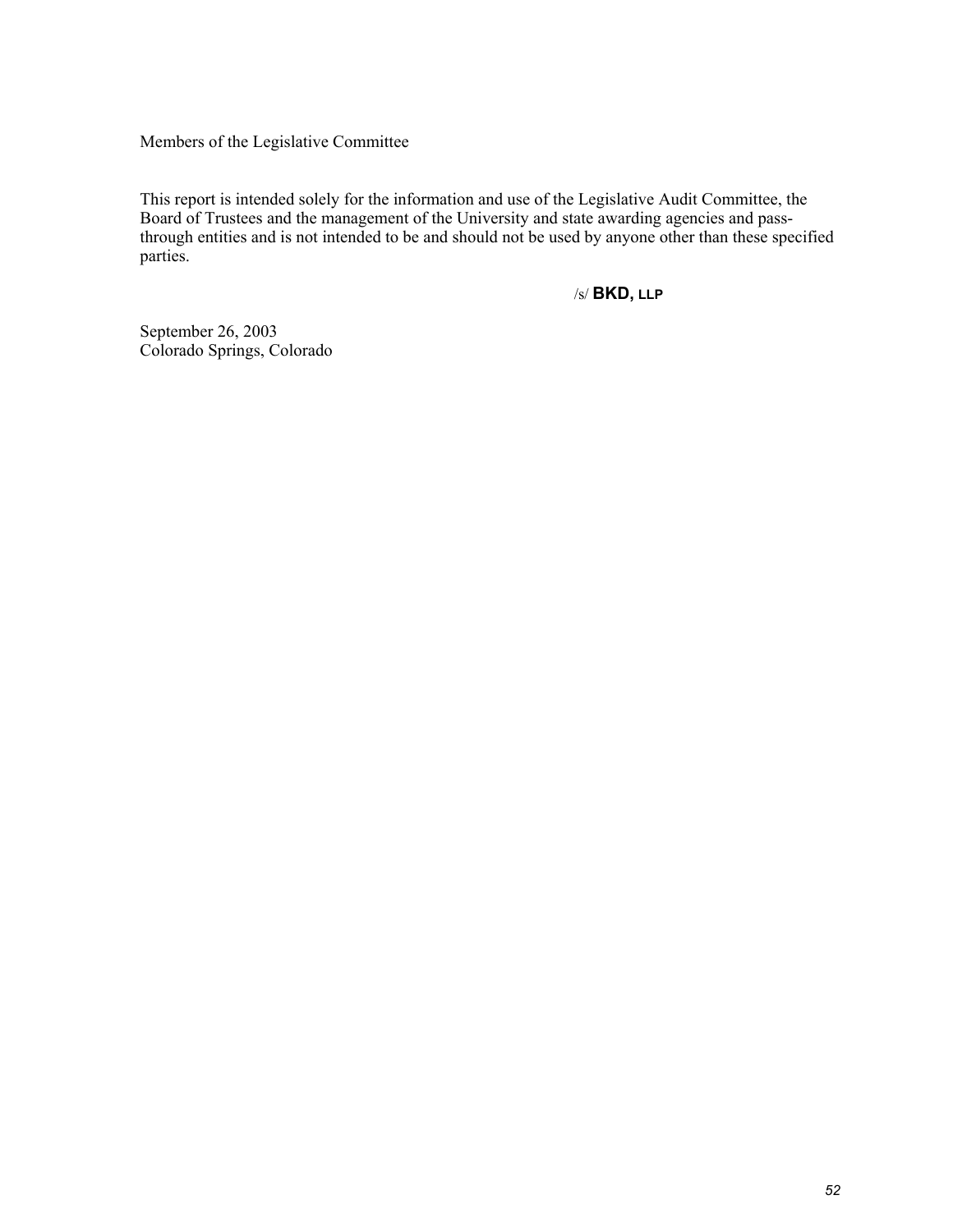Members of the Legislative Committee

This report is intended solely for the information and use of the Legislative Audit Committee, the Board of Trustees and the management of the University and state awarding agencies and pass-through entities and is not intended to be and should not be used by anyone other than these specified parties.

/s/ **BKD, LLP**

September 26, 2003
Colorado Springs, Colorado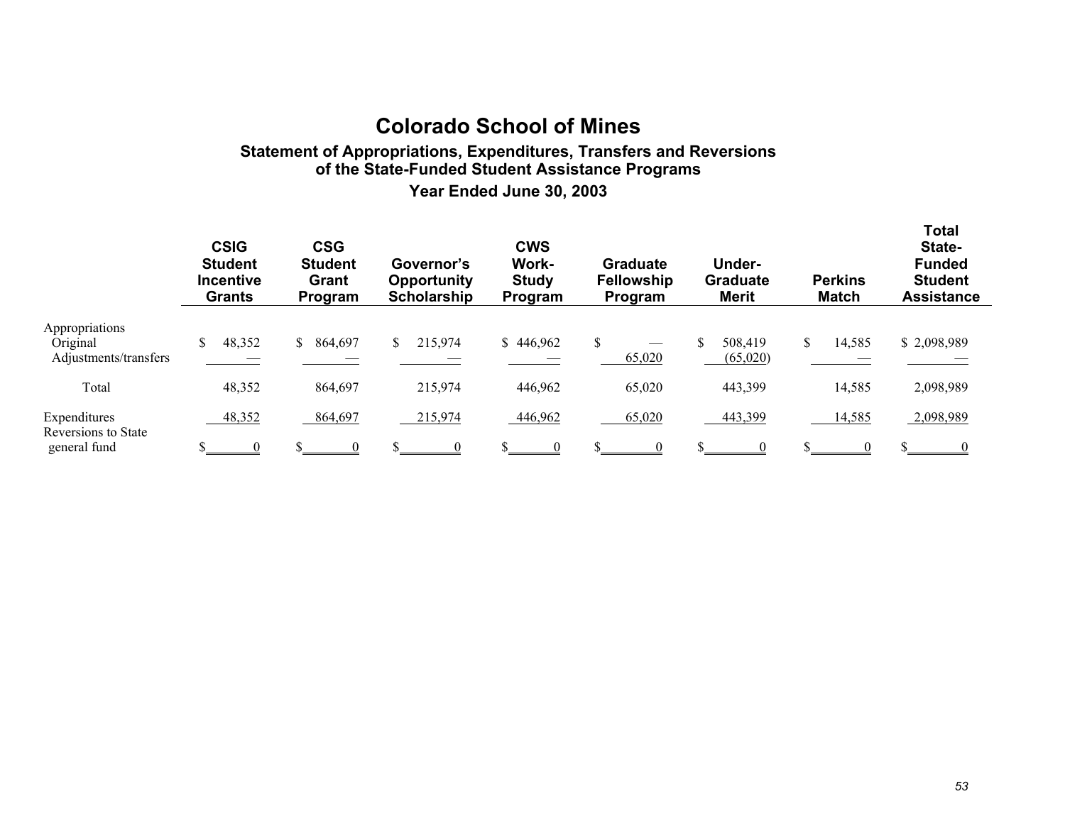# Colorado School of Mines

## Statement of Appropriations, Expenditures, Transfers and Reversions of the State-Funded Student Assistance Programs

### Year Ended June 30, 2003

| | CSIG Student Incentive Grants | CSG Student Grant Program | Governor's Opportunity Scholarship | CWS Work-Study Program | Graduate Fellowship Program | Under-Graduate Merit | Perkins Match | Total State-Funded Student Assistance |
|---|---|---|---|---|---|---|---|---|
| Appropriations | | | | | | | | |
| Original | $ 48,352 | $ 864,697 | $ 215,974 | $ 446,962 | $ — | $ 508,419 | $ 14,585 | $ 2,098,989 |
| Adjustments/transfers | — | — | — | — | 65,020 | (65,020) | — | — |
| Total | 48,352 | 864,697 | 215,974 | 446,962 | 65,020 | 443,399 | 14,585 | 2,098,989 |
| Expenditures | 48,352 | 864,697 | 215,974 | 446,962 | 65,020 | 443,399 | 14,585 | 2,098,989 |
| Reversions to State general fund | $ 0 | $ 0 | $ 0 | $ 0 | $ 0 | $ 0 | $ 0 | $ 0 |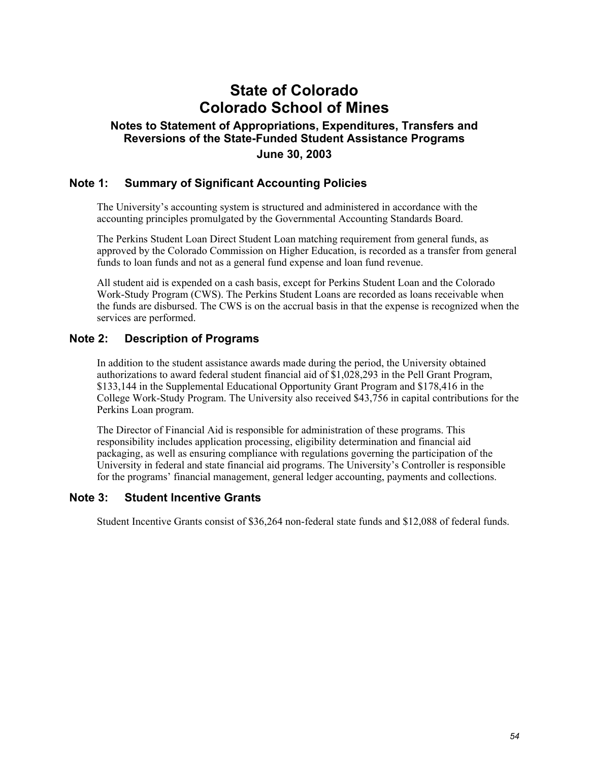# State of Colorado
# Colorado School of Mines

### Notes to Statement of Appropriations, Expenditures, Transfers and Reversions of the State-Funded Student Assistance Programs

### June 30, 2003

## Note 1: Summary of Significant Accounting Policies

The University's accounting system is structured and administered in accordance with the accounting principles promulgated by the Governmental Accounting Standards Board.

The Perkins Student Loan Direct Student Loan matching requirement from general funds, as approved by the Colorado Commission on Higher Education, is recorded as a transfer from general funds to loan funds and not as a general fund expense and loan fund revenue.

All student aid is expended on a cash basis, except for Perkins Student Loan and the Colorado Work-Study Program (CWS). The Perkins Student Loans are recorded as loans receivable when the funds are disbursed. The CWS is on the accrual basis in that the expense is recognized when the services are performed.

## Note 2: Description of Programs

In addition to the student assistance awards made during the period, the University obtained authorizations to award federal student financial aid of $1,028,293 in the Pell Grant Program, $133,144 in the Supplemental Educational Opportunity Grant Program and $178,416 in the College Work-Study Program. The University also received $43,756 in capital contributions for the Perkins Loan program.

The Director of Financial Aid is responsible for administration of these programs. This responsibility includes application processing, eligibility determination and financial aid packaging, as well as ensuring compliance with regulations governing the participation of the University in federal and state financial aid programs. The University's Controller is responsible for the programs' financial management, general ledger accounting, payments and collections.

## Note 3: Student Incentive Grants

Student Incentive Grants consist of $36,264 non-federal state funds and $12,088 of federal funds.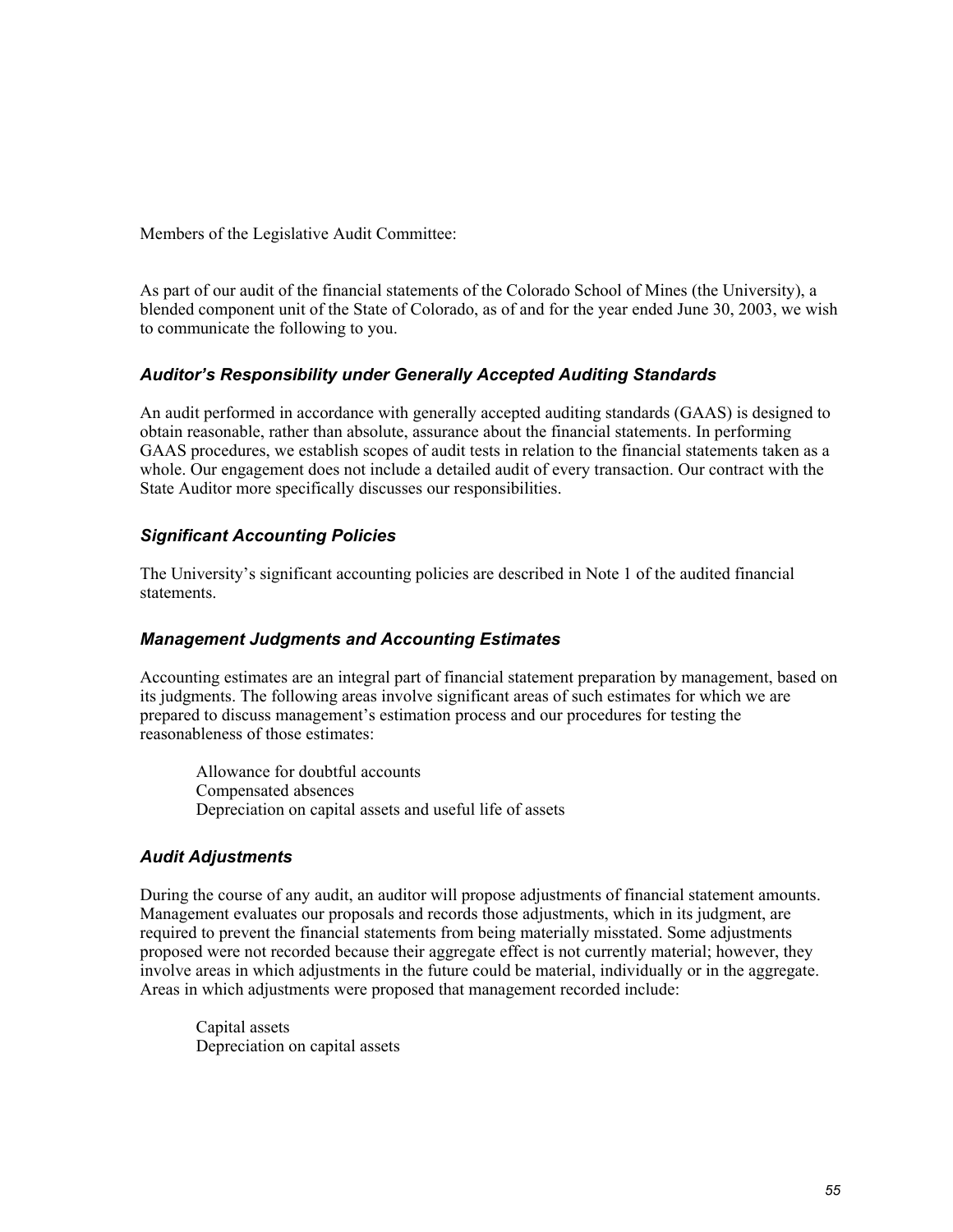Members of the Legislative Audit Committee:

As part of our audit of the financial statements of the Colorado School of Mines (the University), a blended component unit of the State of Colorado, as of and for the year ended June 30, 2003, we wish to communicate the following to you.

### *Auditor's Responsibility under Generally Accepted Auditing Standards*

An audit performed in accordance with generally accepted auditing standards (GAAS) is designed to obtain reasonable, rather than absolute, assurance about the financial statements. In performing GAAS procedures, we establish scopes of audit tests in relation to the financial statements taken as a whole. Our engagement does not include a detailed audit of every transaction. Our contract with the State Auditor more specifically discusses our responsibilities.

### *Significant Accounting Policies*

The University's significant accounting policies are described in Note 1 of the audited financial statements.

### *Management Judgments and Accounting Estimates*

Accounting estimates are an integral part of financial statement preparation by management, based on its judgments. The following areas involve significant areas of such estimates for which we are prepared to discuss management's estimation process and our procedures for testing the reasonableness of those estimates:

- Allowance for doubtful accounts
- Compensated absences
- Depreciation on capital assets and useful life of assets

### *Audit Adjustments*

During the course of any audit, an auditor will propose adjustments of financial statement amounts. Management evaluates our proposals and records those adjustments, which in its judgment, are required to prevent the financial statements from being materially misstated. Some adjustments proposed were not recorded because their aggregate effect is not currently material; however, they involve areas in which adjustments in the future could be material, individually or in the aggregate. Areas in which adjustments were proposed that management recorded include:

- Capital assets
- Depreciation on capital assets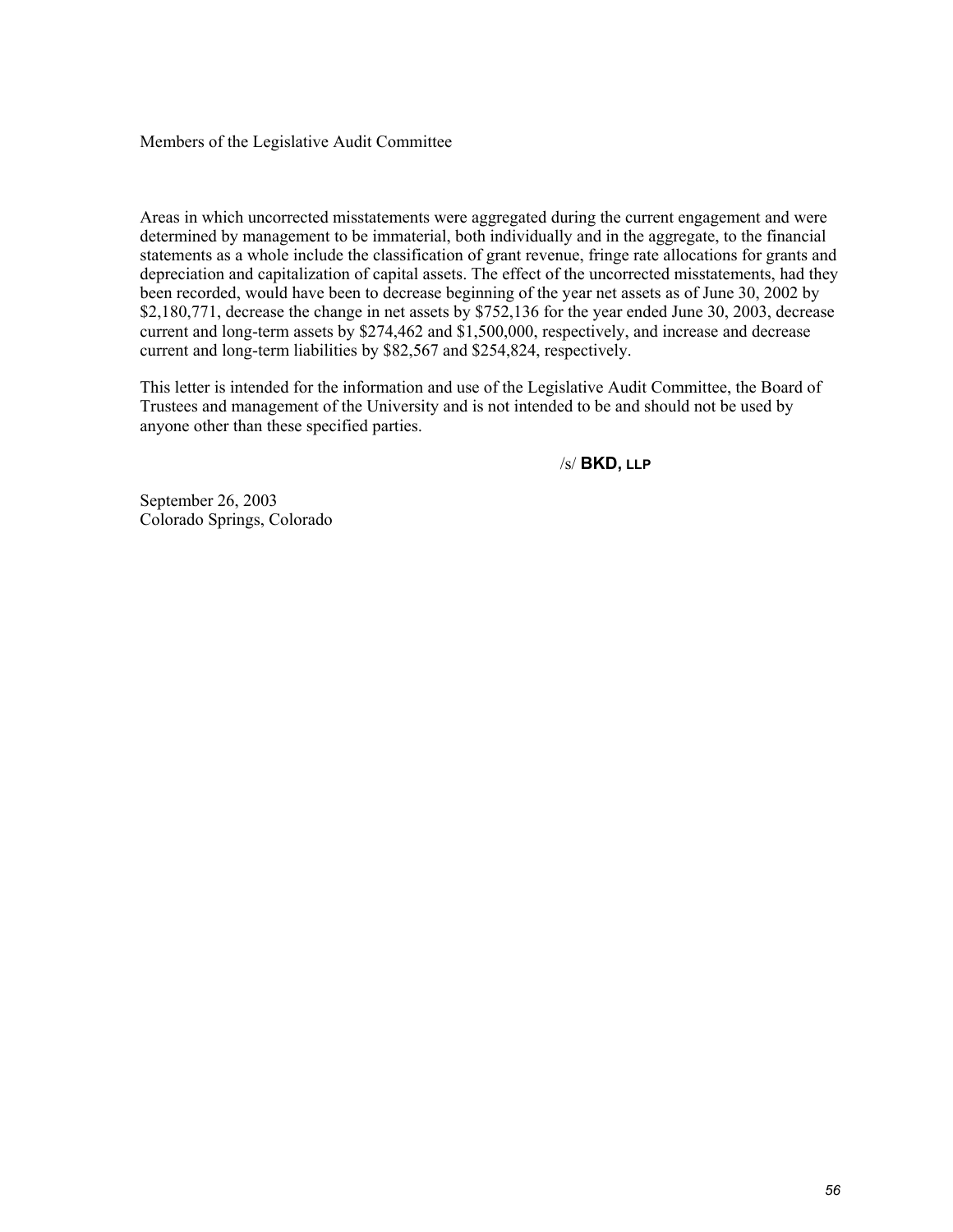Members of the Legislative Audit Committee

Areas in which uncorrected misstatements were aggregated during the current engagement and were determined by management to be immaterial, both individually and in the aggregate, to the financial statements as a whole include the classification of grant revenue, fringe rate allocations for grants and depreciation and capitalization of capital assets. The effect of the uncorrected misstatements, had they been recorded, would have been to decrease beginning of the year net assets as of June 30, 2002 by $2,180,771, decrease the change in net assets by $752,136 for the year ended June 30, 2003, decrease current and long-term assets by $274,462 and $1,500,000, respectively, and increase and decrease current and long-term liabilities by $82,567 and $254,824, respectively.

This letter is intended for the information and use of the Legislative Audit Committee, the Board of Trustees and management of the University and is not intended to be and should not be used by anyone other than these specified parties.

/s/ **BKD, LLP**

September 26, 2003
Colorado Springs, Colorado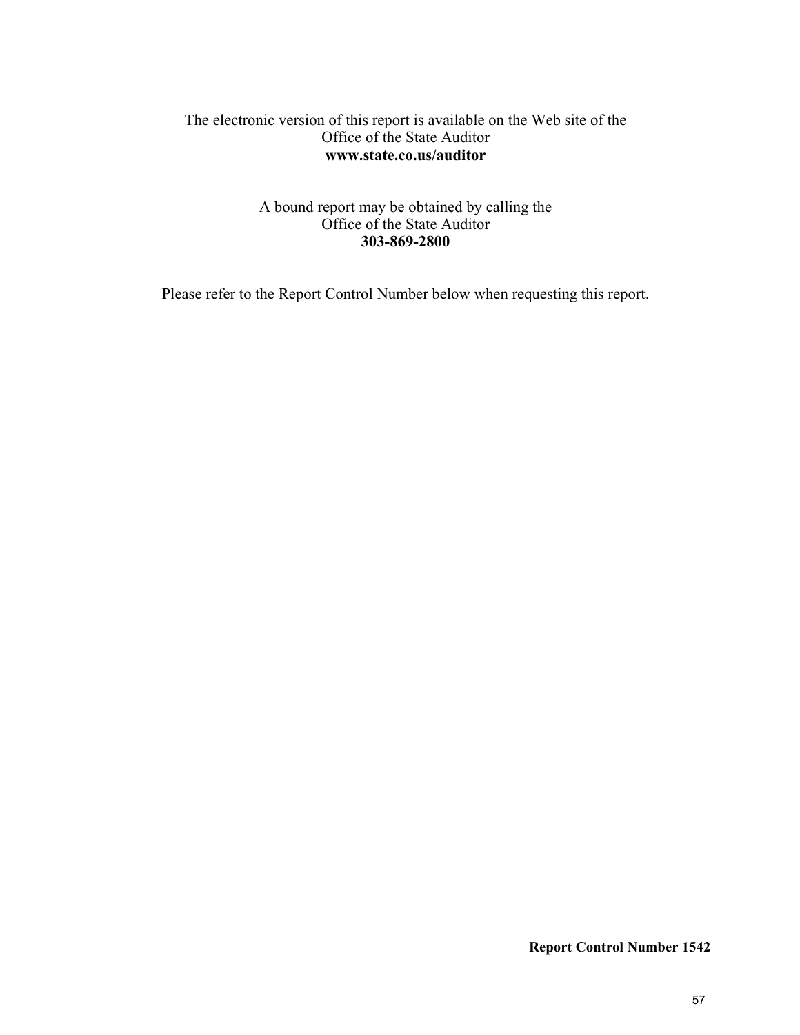The electronic version of this report is available on the Web site of the
Office of the State Auditor
**www.state.co.us/auditor**

A bound report may be obtained by calling the
Office of the State Auditor
**303-869-2800**

Please refer to the Report Control Number below when requesting this report.

**Report Control Number 1542**